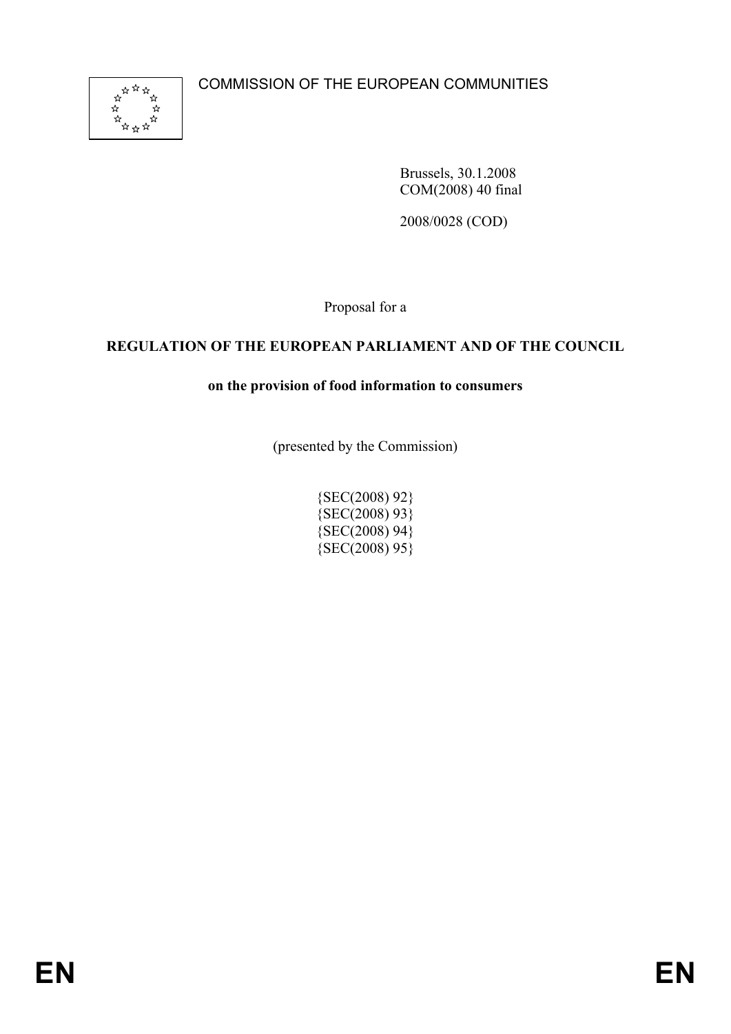COMMISSION OF THE EUROPEAN COMMUNITIES

Brussels, 30.1.2008
COM(2008) 40 final

2008/0028 (COD)

Proposal for a

**REGULATION OF THE EUROPEAN PARLIAMENT AND OF THE COUNCIL**

**on the provision of food information to consumers**

(presented by the Commission)

{SEC(2008) 92}
{SEC(2008) 93}
{SEC(2008) 94}
{SEC(2008) 95}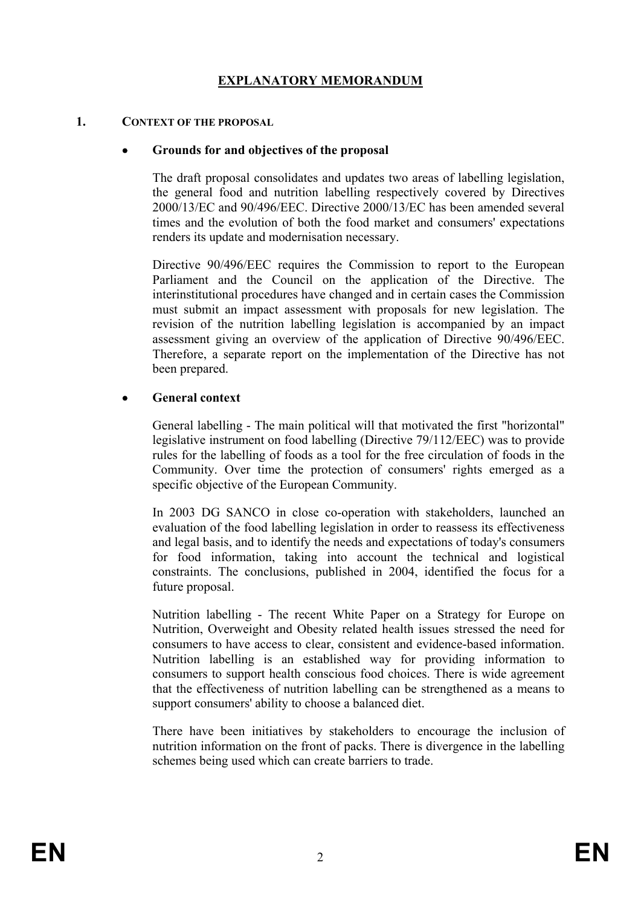# EXPLANATORY MEMORANDUM

## 1. CONTEXT OF THE PROPOSAL

- **Grounds for and objectives of the proposal**

The draft proposal consolidates and updates two areas of labelling legislation, the general food and nutrition labelling respectively covered by Directives 2000/13/EC and 90/496/EEC. Directive 2000/13/EC has been amended several times and the evolution of both the food market and consumers' expectations renders its update and modernisation necessary.

Directive 90/496/EEC requires the Commission to report to the European Parliament and the Council on the application of the Directive. The interinstitutional procedures have changed and in certain cases the Commission must submit an impact assessment with proposals for new legislation. The revision of the nutrition labelling legislation is accompanied by an impact assessment giving an overview of the application of Directive 90/496/EEC. Therefore, a separate report on the implementation of the Directive has not been prepared.

- **General context**

General labelling - The main political will that motivated the first "horizontal" legislative instrument on food labelling (Directive 79/112/EEC) was to provide rules for the labelling of foods as a tool for the free circulation of foods in the Community. Over time the protection of consumers' rights emerged as a specific objective of the European Community.

In 2003 DG SANCO in close co-operation with stakeholders, launched an evaluation of the food labelling legislation in order to reassess its effectiveness and legal basis, and to identify the needs and expectations of today's consumers for food information, taking into account the technical and logistical constraints. The conclusions, published in 2004, identified the focus for a future proposal.

Nutrition labelling - The recent White Paper on a Strategy for Europe on Nutrition, Overweight and Obesity related health issues stressed the need for consumers to have access to clear, consistent and evidence-based information. Nutrition labelling is an established way for providing information to consumers to support health conscious food choices. There is wide agreement that the effectiveness of nutrition labelling can be strengthened as a means to support consumers' ability to choose a balanced diet.

There have been initiatives by stakeholders to encourage the inclusion of nutrition information on the front of packs. There is divergence in the labelling schemes being used which can create barriers to trade.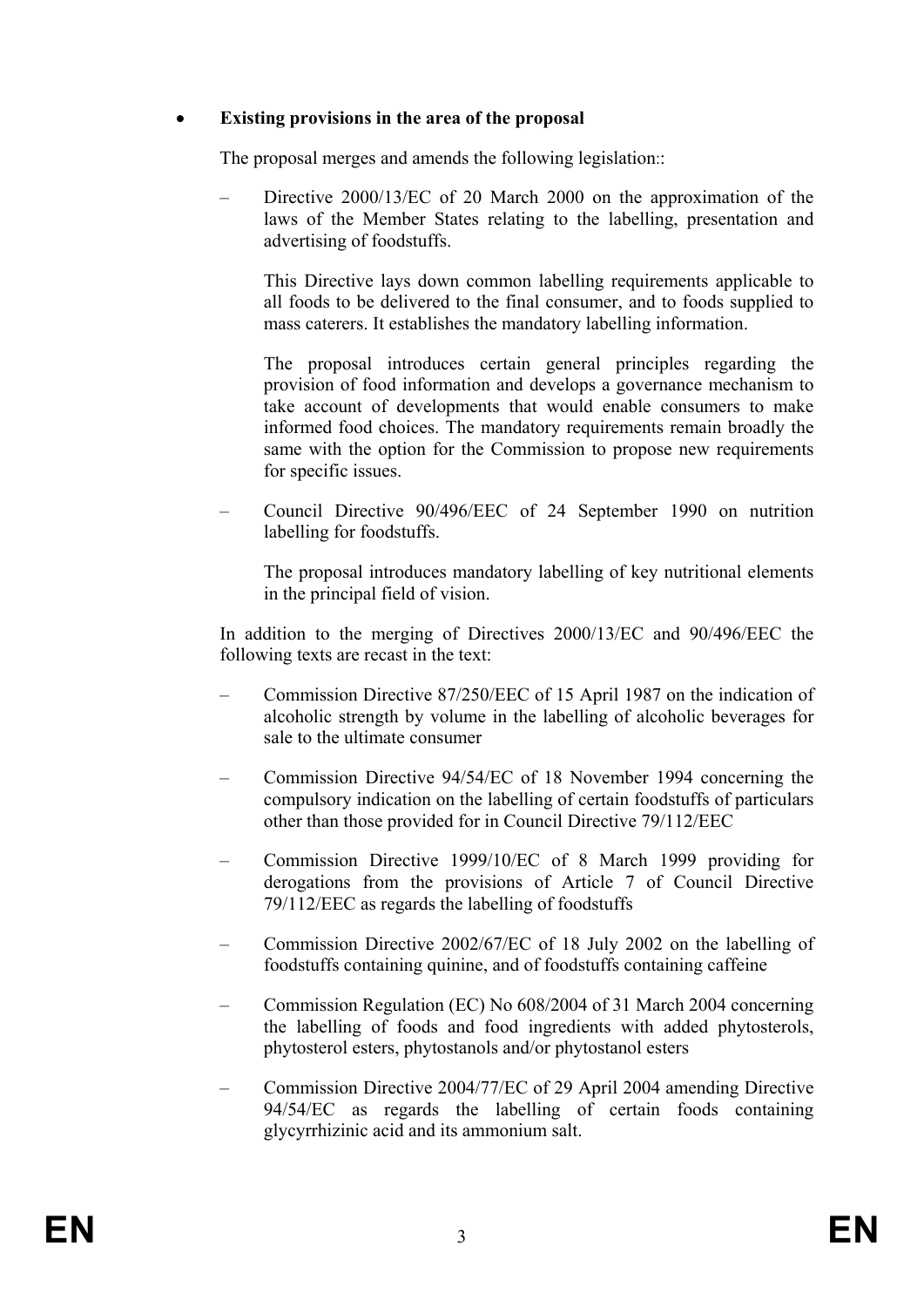- **Existing provisions in the area of the proposal**

The proposal merges and amends the following legislation::

- Directive 2000/13/EC of 20 March 2000 on the approximation of the laws of the Member States relating to the labelling, presentation and advertising of foodstuffs.

  This Directive lays down common labelling requirements applicable to all foods to be delivered to the final consumer, and to foods supplied to mass caterers. It establishes the mandatory labelling information.

  The proposal introduces certain general principles regarding the provision of food information and develops a governance mechanism to take account of developments that would enable consumers to make informed food choices. The mandatory requirements remain broadly the same with the option for the Commission to propose new requirements for specific issues.

- Council Directive 90/496/EEC of 24 September 1990 on nutrition labelling for foodstuffs.

  The proposal introduces mandatory labelling of key nutritional elements in the principal field of vision.

In addition to the merging of Directives 2000/13/EC and 90/496/EEC the following texts are recast in the text:

- Commission Directive 87/250/EEC of 15 April 1987 on the indication of alcoholic strength by volume in the labelling of alcoholic beverages for sale to the ultimate consumer
- Commission Directive 94/54/EC of 18 November 1994 concerning the compulsory indication on the labelling of certain foodstuffs of particulars other than those provided for in Council Directive 79/112/EEC
- Commission Directive 1999/10/EC of 8 March 1999 providing for derogations from the provisions of Article 7 of Council Directive 79/112/EEC as regards the labelling of foodstuffs
- Commission Directive 2002/67/EC of 18 July 2002 on the labelling of foodstuffs containing quinine, and of foodstuffs containing caffeine
- Commission Regulation (EC) No 608/2004 of 31 March 2004 concerning the labelling of foods and food ingredients with added phytosterols, phytosterol esters, phytostanols and/or phytostanol esters
- Commission Directive 2004/77/EC of 29 April 2004 amending Directive 94/54/EC as regards the labelling of certain foods containing glycyrrhizinic acid and its ammonium salt.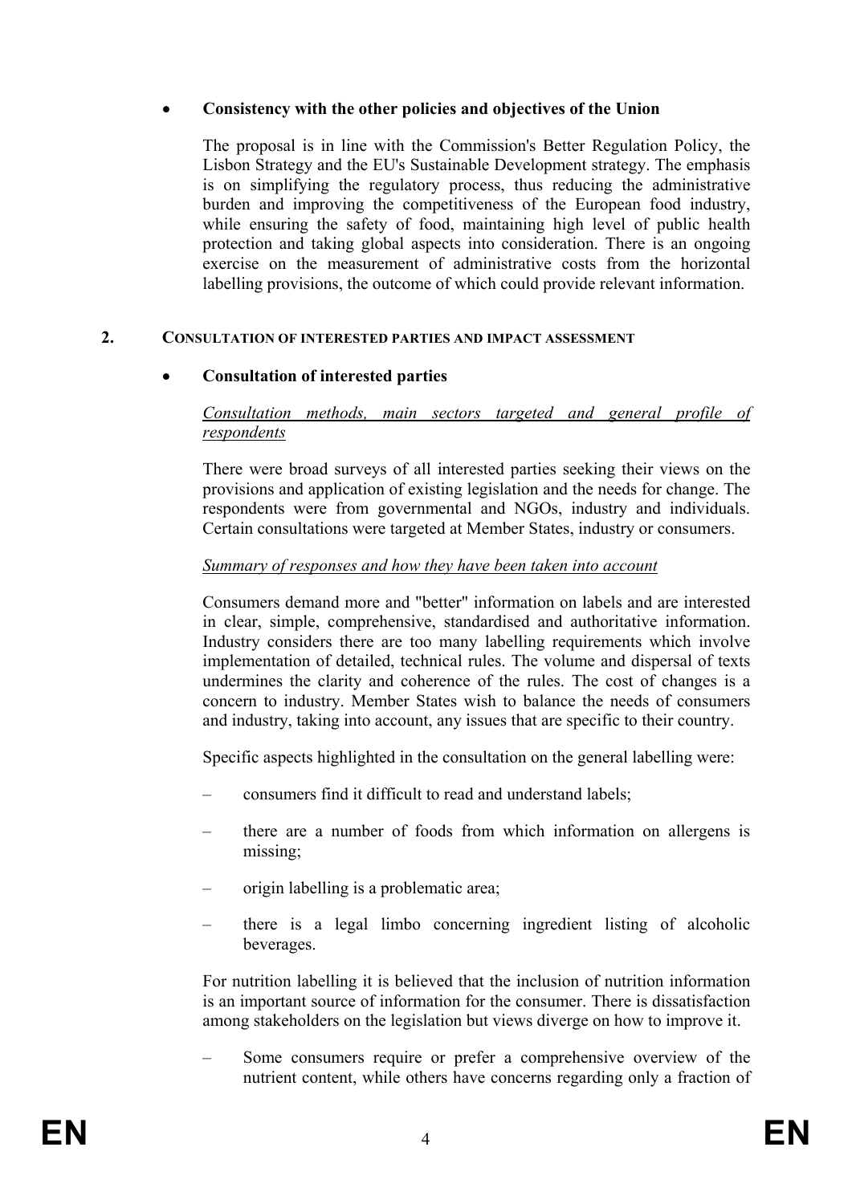- **Consistency with the other policies and objectives of the Union**

The proposal is in line with the Commission's Better Regulation Policy, the Lisbon Strategy and the EU's Sustainable Development strategy. The emphasis is on simplifying the regulatory process, thus reducing the administrative burden and improving the competitiveness of the European food industry, while ensuring the safety of food, maintaining high level of public health protection and taking global aspects into consideration. There is an ongoing exercise on the measurement of administrative costs from the horizontal labelling provisions, the outcome of which could provide relevant information.

## 2. CONSULTATION OF INTERESTED PARTIES AND IMPACT ASSESSMENT

- **Consultation of interested parties**

*Consultation methods, main sectors targeted and general profile of respondents*

There were broad surveys of all interested parties seeking their views on the provisions and application of existing legislation and the needs for change. The respondents were from governmental and NGOs, industry and individuals. Certain consultations were targeted at Member States, industry or consumers.

*Summary of responses and how they have been taken into account*

Consumers demand more and "better" information on labels and are interested in clear, simple, comprehensive, standardised and authoritative information. Industry considers there are too many labelling requirements which involve implementation of detailed, technical rules. The volume and dispersal of texts undermines the clarity and coherence of the rules. The cost of changes is a concern to industry. Member States wish to balance the needs of consumers and industry, taking into account, any issues that are specific to their country.

Specific aspects highlighted in the consultation on the general labelling were:

– consumers find it difficult to read and understand labels;

– there are a number of foods from which information on allergens is missing;

– origin labelling is a problematic area;

– there is a legal limbo concerning ingredient listing of alcoholic beverages.

For nutrition labelling it is believed that the inclusion of nutrition information is an important source of information for the consumer. There is dissatisfaction among stakeholders on the legislation but views diverge on how to improve it.

– Some consumers require or prefer a comprehensive overview of the nutrient content, while others have concerns regarding only a fraction of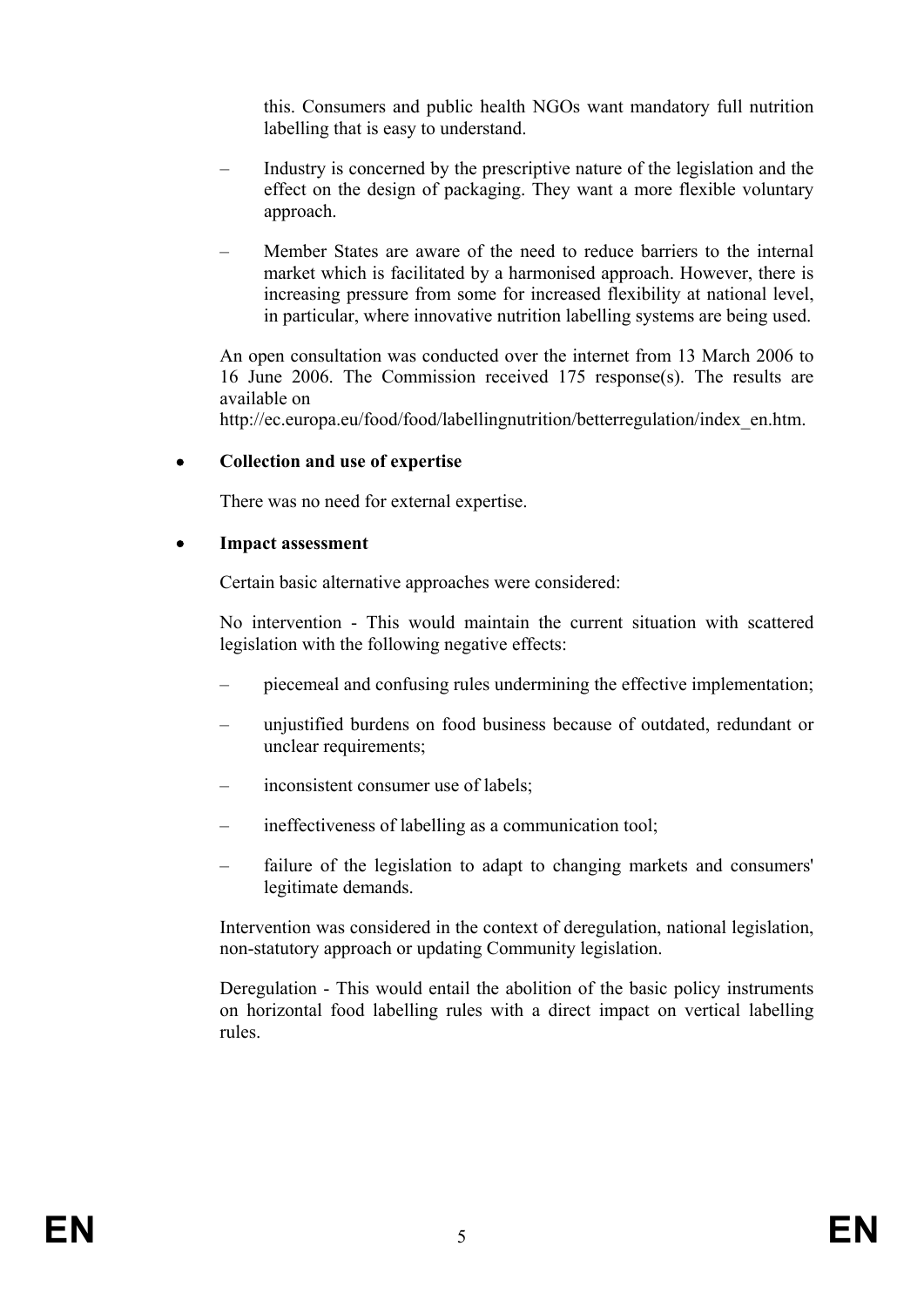this. Consumers and public health NGOs want mandatory full nutrition labelling that is easy to understand.

- Industry is concerned by the prescriptive nature of the legislation and the effect on the design of packaging. They want a more flexible voluntary approach.
- Member States are aware of the need to reduce barriers to the internal market which is facilitated by a harmonised approach. However, there is increasing pressure from some for increased flexibility at national level, in particular, where innovative nutrition labelling systems are being used.

An open consultation was conducted over the internet from 13 March 2006 to 16 June 2006. The Commission received 175 response(s). The results are available on http://ec.europa.eu/food/food/labellingnutrition/betterregulation/index_en.htm.

- **Collection and use of expertise**

There was no need for external expertise.

- **Impact assessment**

Certain basic alternative approaches were considered:

No intervention - This would maintain the current situation with scattered legislation with the following negative effects:

- piecemeal and confusing rules undermining the effective implementation;
- unjustified burdens on food business because of outdated, redundant or unclear requirements;
- inconsistent consumer use of labels;
- ineffectiveness of labelling as a communication tool;
- failure of the legislation to adapt to changing markets and consumers' legitimate demands.

Intervention was considered in the context of deregulation, national legislation, non-statutory approach or updating Community legislation.

Deregulation - This would entail the abolition of the basic policy instruments on horizontal food labelling rules with a direct impact on vertical labelling rules.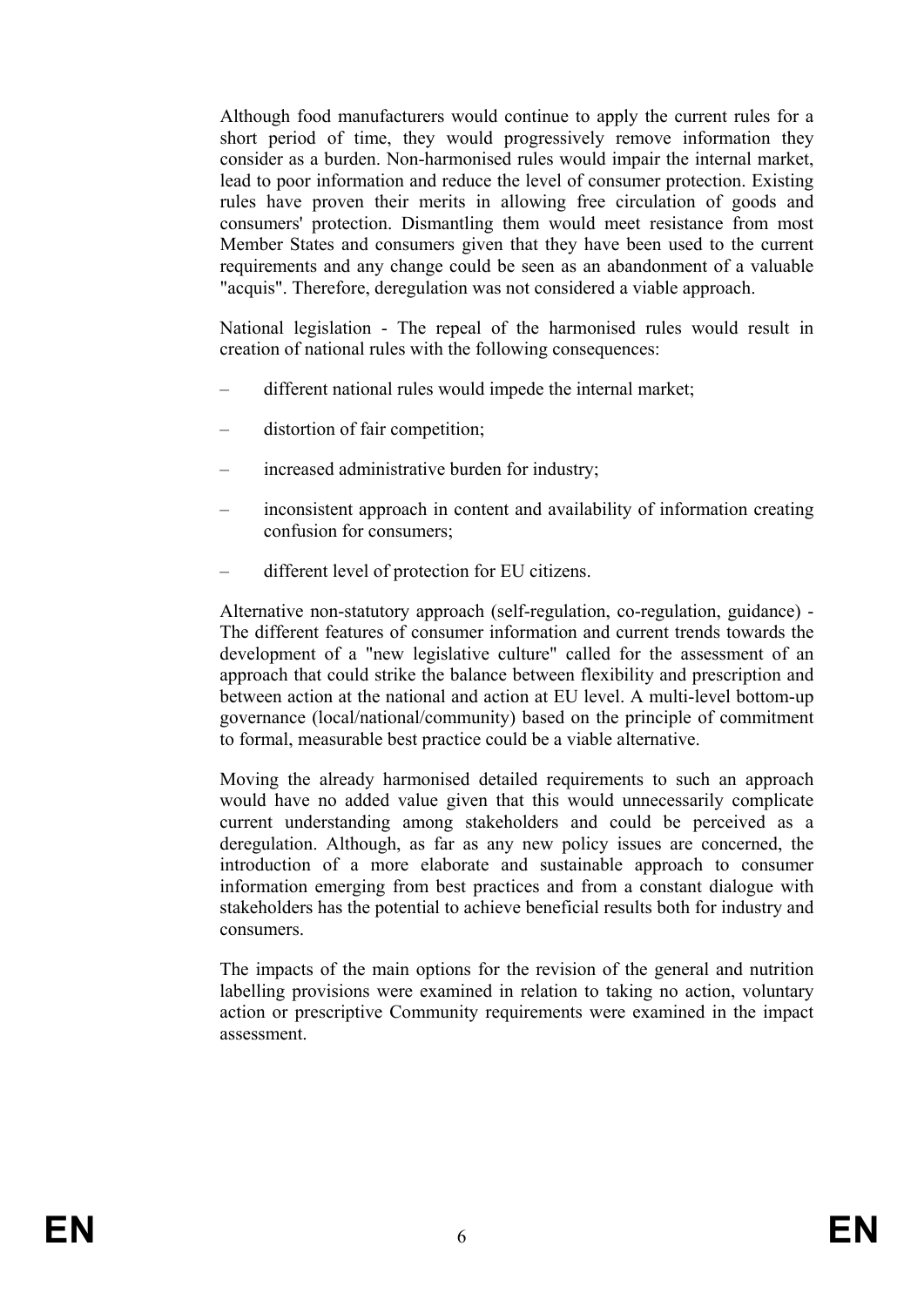Although food manufacturers would continue to apply the current rules for a short period of time, they would progressively remove information they consider as a burden. Non-harmonised rules would impair the internal market, lead to poor information and reduce the level of consumer protection. Existing rules have proven their merits in allowing free circulation of goods and consumers' protection. Dismantling them would meet resistance from most Member States and consumers given that they have been used to the current requirements and any change could be seen as an abandonment of a valuable "acquis". Therefore, deregulation was not considered a viable approach.

National legislation - The repeal of the harmonised rules would result in creation of national rules with the following consequences:

– different national rules would impede the internal market;

– distortion of fair competition;

– increased administrative burden for industry;

– inconsistent approach in content and availability of information creating confusion for consumers;

– different level of protection for EU citizens.

Alternative non-statutory approach (self-regulation, co-regulation, guidance) - The different features of consumer information and current trends towards the development of a "new legislative culture" called for the assessment of an approach that could strike the balance between flexibility and prescription and between action at the national and action at EU level. A multi-level bottom-up governance (local/national/community) based on the principle of commitment to formal, measurable best practice could be a viable alternative.

Moving the already harmonised detailed requirements to such an approach would have no added value given that this would unnecessarily complicate current understanding among stakeholders and could be perceived as a deregulation. Although, as far as any new policy issues are concerned, the introduction of a more elaborate and sustainable approach to consumer information emerging from best practices and from a constant dialogue with stakeholders has the potential to achieve beneficial results both for industry and consumers.

The impacts of the main options for the revision of the general and nutrition labelling provisions were examined in relation to taking no action, voluntary action or prescriptive Community requirements were examined in the impact assessment.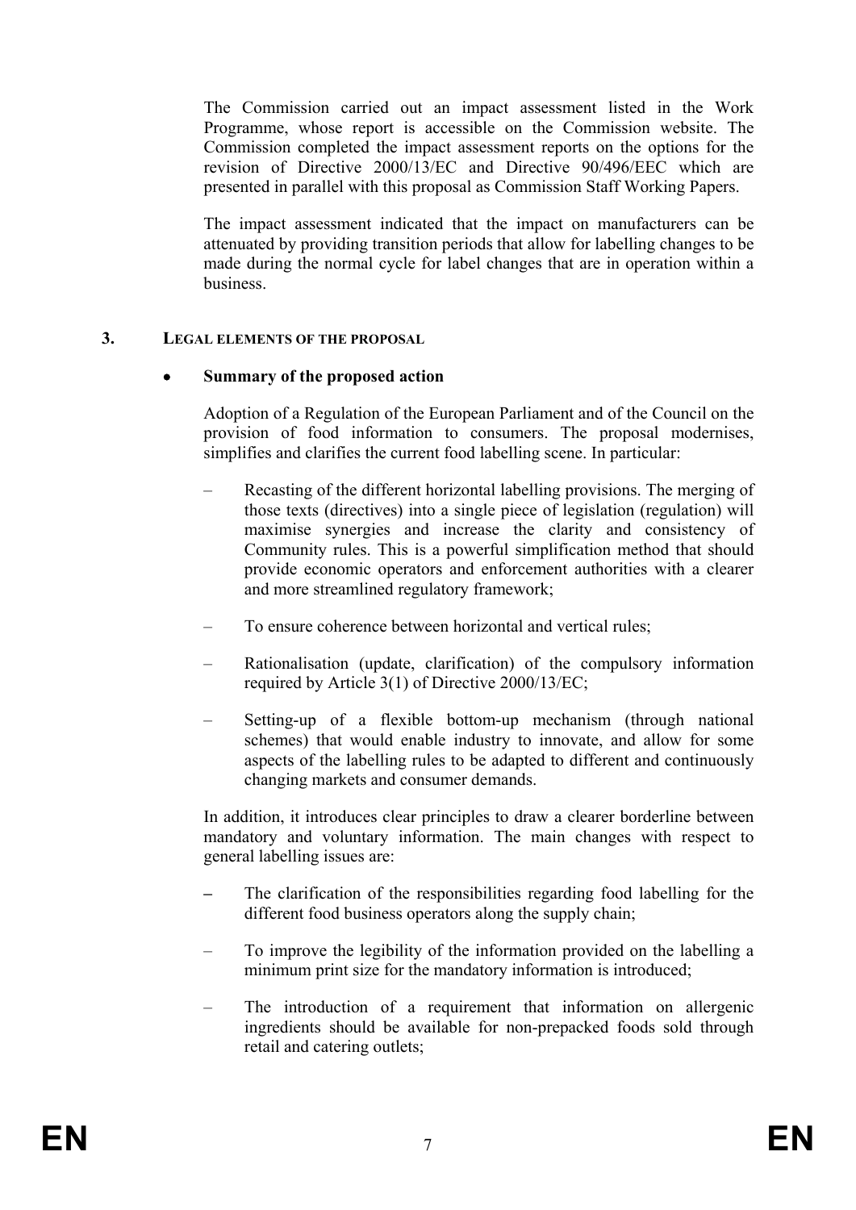The Commission carried out an impact assessment listed in the Work Programme, whose report is accessible on the Commission website. The Commission completed the impact assessment reports on the options for the revision of Directive 2000/13/EC and Directive 90/496/EEC which are presented in parallel with this proposal as Commission Staff Working Papers.

The impact assessment indicated that the impact on manufacturers can be attenuated by providing transition periods that allow for labelling changes to be made during the normal cycle for label changes that are in operation within a business.

## 3. LEGAL ELEMENTS OF THE PROPOSAL

- **Summary of the proposed action**

Adoption of a Regulation of the European Parliament and of the Council on the provision of food information to consumers. The proposal modernises, simplifies and clarifies the current food labelling scene. In particular:

- Recasting of the different horizontal labelling provisions. The merging of those texts (directives) into a single piece of legislation (regulation) will maximise synergies and increase the clarity and consistency of Community rules. This is a powerful simplification method that should provide economic operators and enforcement authorities with a clearer and more streamlined regulatory framework;
- To ensure coherence between horizontal and vertical rules;
- Rationalisation (update, clarification) of the compulsory information required by Article 3(1) of Directive 2000/13/EC;
- Setting-up of a flexible bottom-up mechanism (through national schemes) that would enable industry to innovate, and allow for some aspects of the labelling rules to be adapted to different and continuously changing markets and consumer demands.

In addition, it introduces clear principles to draw a clearer borderline between mandatory and voluntary information. The main changes with respect to general labelling issues are:

- The clarification of the responsibilities regarding food labelling for the different food business operators along the supply chain;
- To improve the legibility of the information provided on the labelling a minimum print size for the mandatory information is introduced;
- The introduction of a requirement that information on allergenic ingredients should be available for non-prepacked foods sold through retail and catering outlets;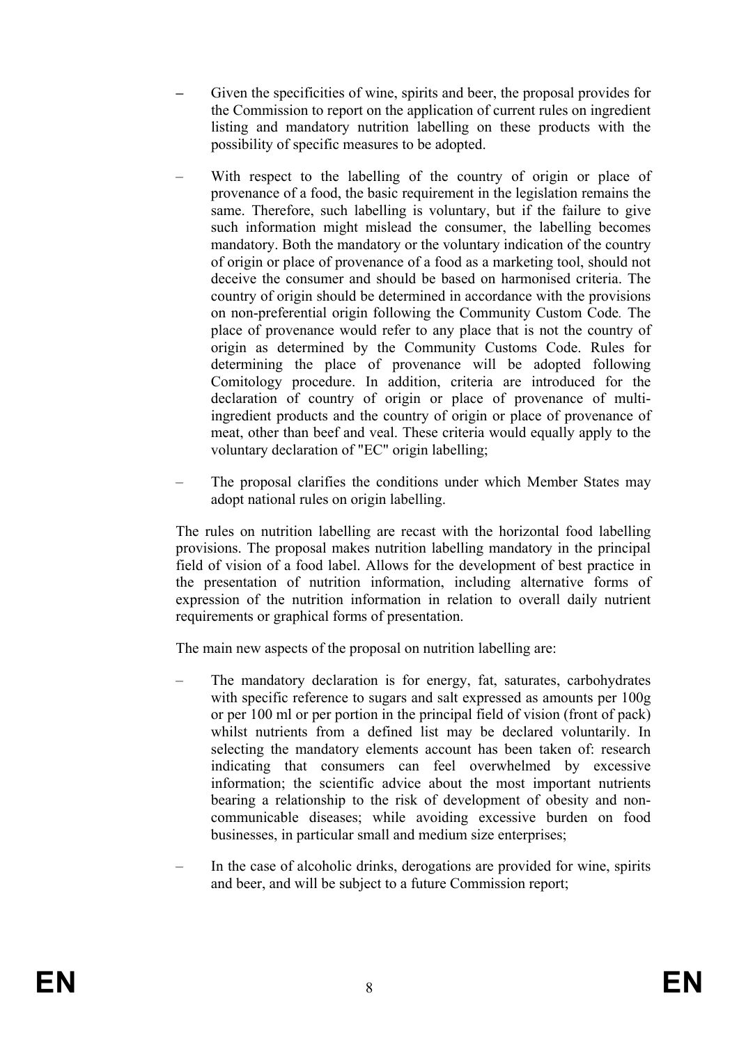- Given the specificities of wine, spirits and beer, the proposal provides for the Commission to report on the application of current rules on ingredient listing and mandatory nutrition labelling on these products with the possibility of specific measures to be adopted.

- With respect to the labelling of the country of origin or place of provenance of a food, the basic requirement in the legislation remains the same. Therefore, such labelling is voluntary, but if the failure to give such information might mislead the consumer, the labelling becomes mandatory. Both the mandatory or the voluntary indication of the country of origin or place of provenance of a food as a marketing tool, should not deceive the consumer and should be based on harmonised criteria. The country of origin should be determined in accordance with the provisions on non-preferential origin following the Community Custom Code*.* The place of provenance would refer to any place that is not the country of origin as determined by the Community Customs Code. Rules for determining the place of provenance will be adopted following Comitology procedure. In addition, criteria are introduced for the declaration of country of origin or place of provenance of multi-ingredient products and the country of origin or place of provenance of meat, other than beef and veal. These criteria would equally apply to the voluntary declaration of "EC" origin labelling;

- The proposal clarifies the conditions under which Member States may adopt national rules on origin labelling.

The rules on nutrition labelling are recast with the horizontal food labelling provisions. The proposal makes nutrition labelling mandatory in the principal field of vision of a food label. Allows for the development of best practice in the presentation of nutrition information, including alternative forms of expression of the nutrition information in relation to overall daily nutrient requirements or graphical forms of presentation.

The main new aspects of the proposal on nutrition labelling are:

- The mandatory declaration is for energy, fat, saturates, carbohydrates with specific reference to sugars and salt expressed as amounts per 100g or per 100 ml or per portion in the principal field of vision (front of pack) whilst nutrients from a defined list may be declared voluntarily. In selecting the mandatory elements account has been taken of: research indicating that consumers can feel overwhelmed by excessive information; the scientific advice about the most important nutrients bearing a relationship to the risk of development of obesity and non-communicable diseases; while avoiding excessive burden on food businesses, in particular small and medium size enterprises;

- In the case of alcoholic drinks, derogations are provided for wine, spirits and beer, and will be subject to a future Commission report;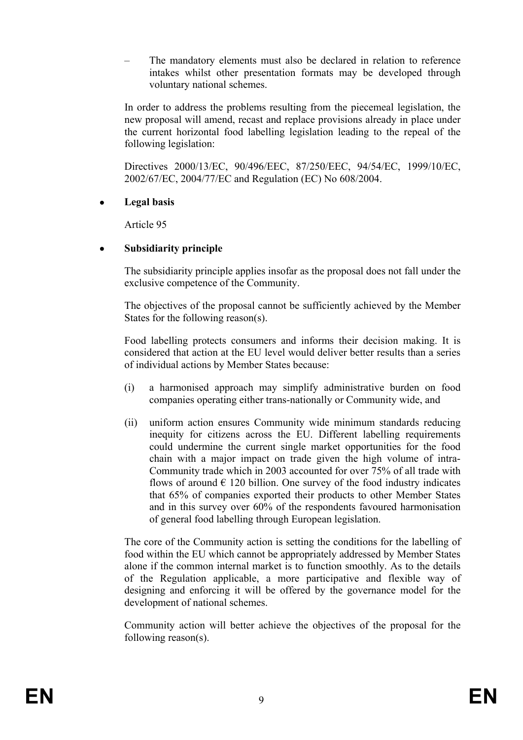– The mandatory elements must also be declared in relation to reference intakes whilst other presentation formats may be developed through voluntary national schemes.

In order to address the problems resulting from the piecemeal legislation, the new proposal will amend, recast and replace provisions already in place under the current horizontal food labelling legislation leading to the repeal of the following legislation:

Directives 2000/13/EC, 90/496/EEC, 87/250/EEC, 94/54/EC, 1999/10/EC, 2002/67/EC, 2004/77/EC and Regulation (EC) No 608/2004.

- **Legal basis**

Article 95

- **Subsidiarity principle**

The subsidiarity principle applies insofar as the proposal does not fall under the exclusive competence of the Community.

The objectives of the proposal cannot be sufficiently achieved by the Member States for the following reason(s).

Food labelling protects consumers and informs their decision making. It is considered that action at the EU level would deliver better results than a series of individual actions by Member States because:

(i) a harmonised approach may simplify administrative burden on food companies operating either trans-nationally or Community wide, and

(ii) uniform action ensures Community wide minimum standards reducing inequity for citizens across the EU. Different labelling requirements could undermine the current single market opportunities for the food chain with a major impact on trade given the high volume of intra-Community trade which in 2003 accounted for over 75% of all trade with flows of around € 120 billion. One survey of the food industry indicates that 65% of companies exported their products to other Member States and in this survey over 60% of the respondents favoured harmonisation of general food labelling through European legislation.

The core of the Community action is setting the conditions for the labelling of food within the EU which cannot be appropriately addressed by Member States alone if the common internal market is to function smoothly. As to the details of the Regulation applicable, a more participative and flexible way of designing and enforcing it will be offered by the governance model for the development of national schemes.

Community action will better achieve the objectives of the proposal for the following reason(s).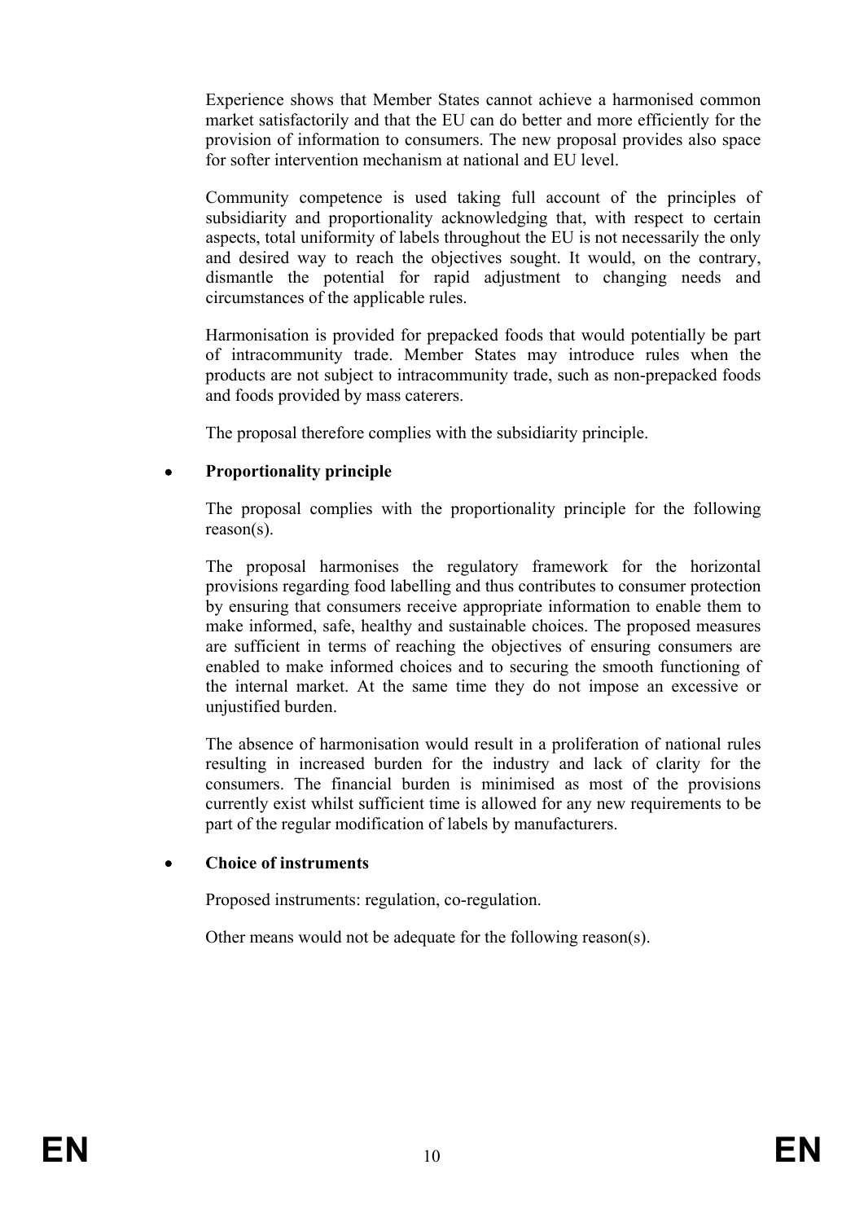Experience shows that Member States cannot achieve a harmonised common market satisfactorily and that the EU can do better and more efficiently for the provision of information to consumers. The new proposal provides also space for softer intervention mechanism at national and EU level.

Community competence is used taking full account of the principles of subsidiarity and proportionality acknowledging that, with respect to certain aspects, total uniformity of labels throughout the EU is not necessarily the only and desired way to reach the objectives sought. It would, on the contrary, dismantle the potential for rapid adjustment to changing needs and circumstances of the applicable rules.

Harmonisation is provided for prepacked foods that would potentially be part of intracommunity trade. Member States may introduce rules when the products are not subject to intracommunity trade, such as non-prepacked foods and foods provided by mass caterers.

The proposal therefore complies with the subsidiarity principle.

- **Proportionality principle**

The proposal complies with the proportionality principle for the following reason(s).

The proposal harmonises the regulatory framework for the horizontal provisions regarding food labelling and thus contributes to consumer protection by ensuring that consumers receive appropriate information to enable them to make informed, safe, healthy and sustainable choices. The proposed measures are sufficient in terms of reaching the objectives of ensuring consumers are enabled to make informed choices and to securing the smooth functioning of the internal market. At the same time they do not impose an excessive or unjustified burden.

The absence of harmonisation would result in a proliferation of national rules resulting in increased burden for the industry and lack of clarity for the consumers. The financial burden is minimised as most of the provisions currently exist whilst sufficient time is allowed for any new requirements to be part of the regular modification of labels by manufacturers.

- **Choice of instruments**

Proposed instruments: regulation, co-regulation.

Other means would not be adequate for the following reason(s).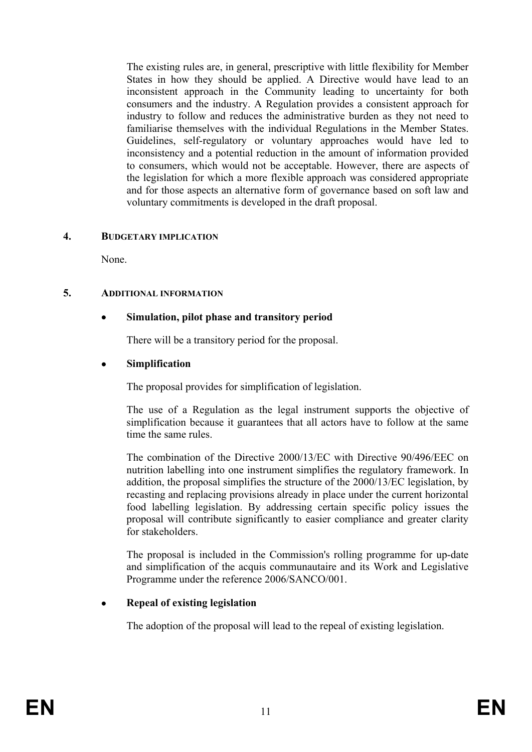The existing rules are, in general, prescriptive with little flexibility for Member States in how they should be applied. A Directive would have lead to an inconsistent approach in the Community leading to uncertainty for both consumers and the industry. A Regulation provides a consistent approach for industry to follow and reduces the administrative burden as they not need to familiarise themselves with the individual Regulations in the Member States. Guidelines, self-regulatory or voluntary approaches would have led to inconsistency and a potential reduction in the amount of information provided to consumers, which would not be acceptable. However, there are aspects of the legislation for which a more flexible approach was considered appropriate and for those aspects an alternative form of governance based on soft law and voluntary commitments is developed in the draft proposal.

## 4. BUDGETARY IMPLICATION

None.

## 5. ADDITIONAL INFORMATION

- **Simulation, pilot phase and transitory period**

There will be a transitory period for the proposal.

- **Simplification**

The proposal provides for simplification of legislation.

The use of a Regulation as the legal instrument supports the objective of simplification because it guarantees that all actors have to follow at the same time the same rules.

The combination of the Directive 2000/13/EC with Directive 90/496/EEC on nutrition labelling into one instrument simplifies the regulatory framework. In addition, the proposal simplifies the structure of the 2000/13/EC legislation, by recasting and replacing provisions already in place under the current horizontal food labelling legislation. By addressing certain specific policy issues the proposal will contribute significantly to easier compliance and greater clarity for stakeholders.

The proposal is included in the Commission's rolling programme for up-date and simplification of the acquis communautaire and its Work and Legislative Programme under the reference 2006/SANCO/001.

- **Repeal of existing legislation**

The adoption of the proposal will lead to the repeal of existing legislation.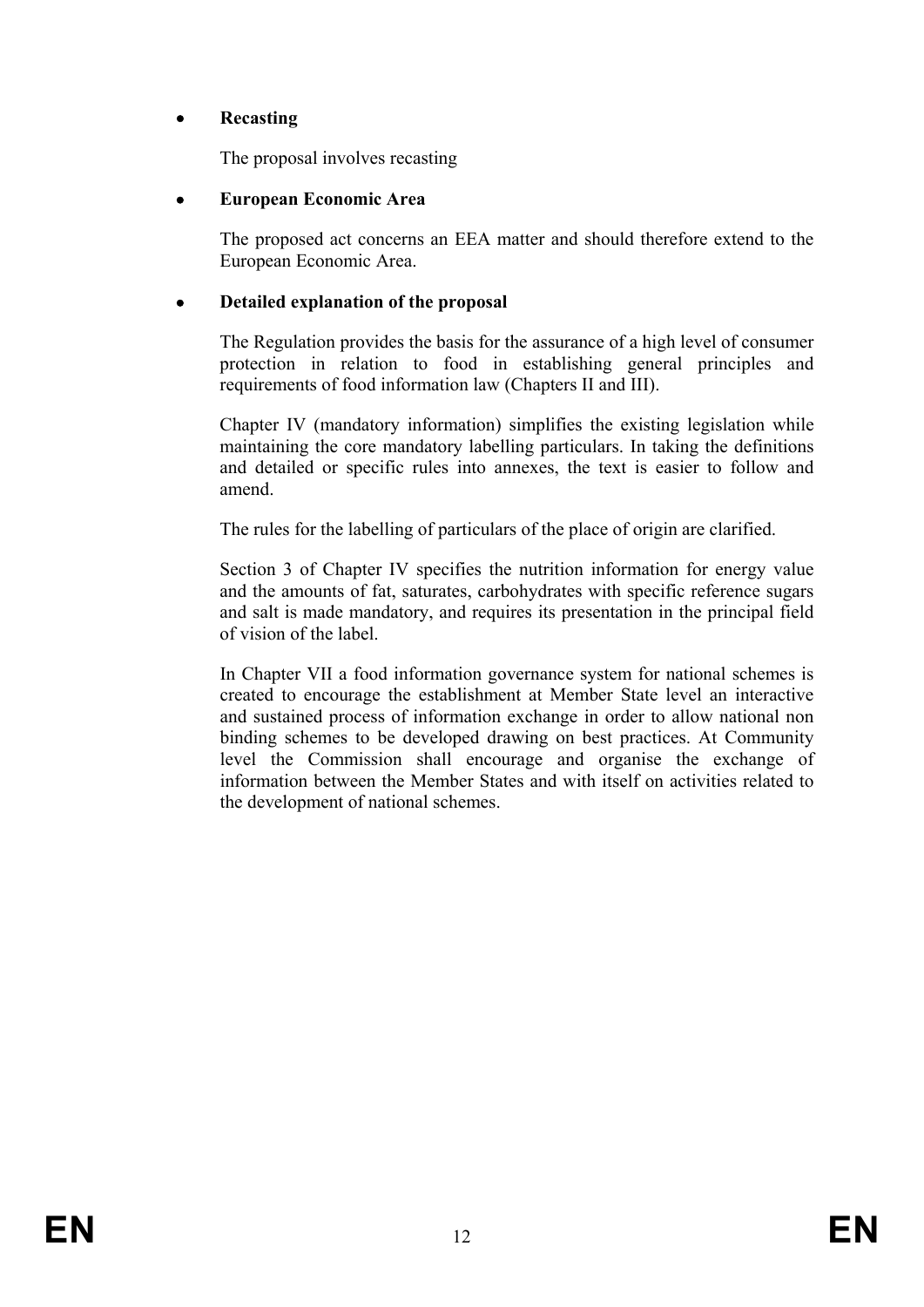- **Recasting**

  The proposal involves recasting

- **European Economic Area**

  The proposed act concerns an EEA matter and should therefore extend to the European Economic Area.

- **Detailed explanation of the proposal**

  The Regulation provides the basis for the assurance of a high level of consumer protection in relation to food in establishing general principles and requirements of food information law (Chapters II and III).

  Chapter IV (mandatory information) simplifies the existing legislation while maintaining the core mandatory labelling particulars. In taking the definitions and detailed or specific rules into annexes, the text is easier to follow and amend.

  The rules for the labelling of particulars of the place of origin are clarified.

  Section 3 of Chapter IV specifies the nutrition information for energy value and the amounts of fat, saturates, carbohydrates with specific reference sugars and salt is made mandatory, and requires its presentation in the principal field of vision of the label.

  In Chapter VII a food information governance system for national schemes is created to encourage the establishment at Member State level an interactive and sustained process of information exchange in order to allow national non binding schemes to be developed drawing on best practices. At Community level the Commission shall encourage and organise the exchange of information between the Member States and with itself on activities related to the development of national schemes.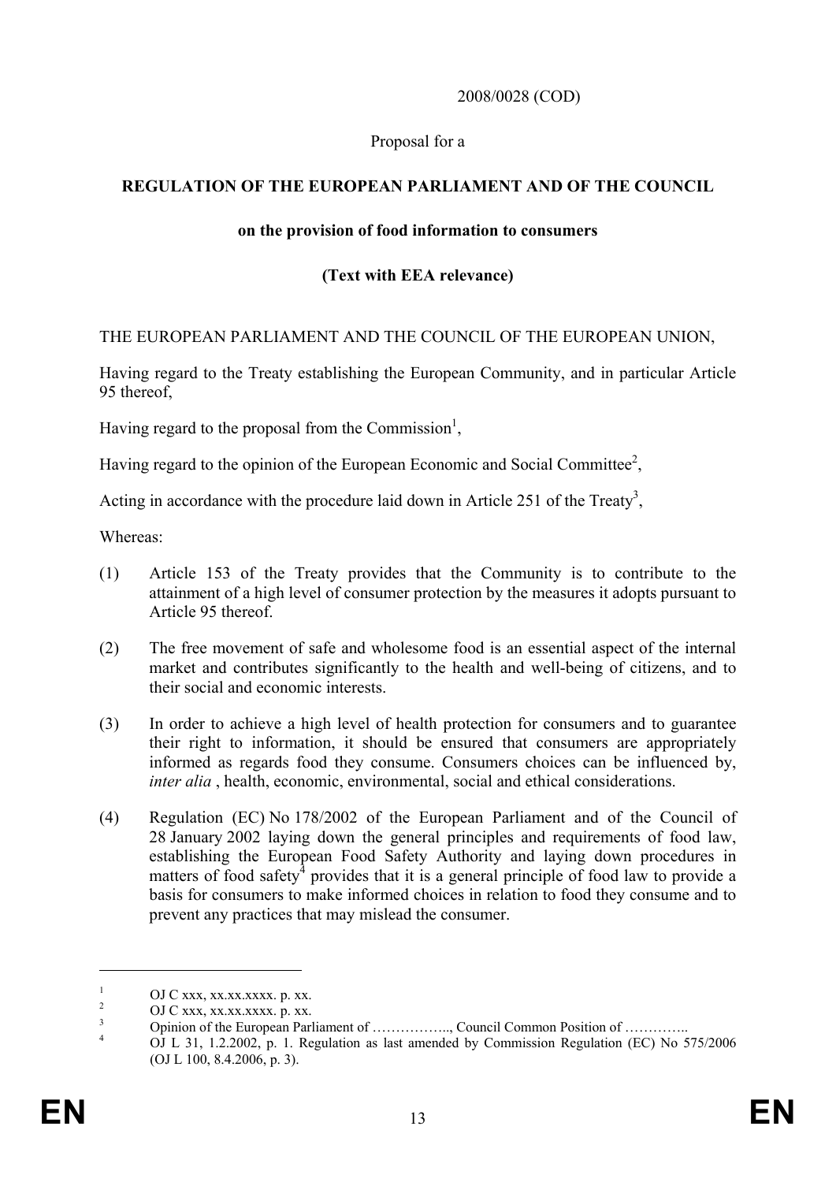2008/0028 (COD)

Proposal for a

**REGULATION OF THE EUROPEAN PARLIAMENT AND OF THE COUNCIL**

**on the provision of food information to consumers**

**(Text with EEA relevance)**

THE EUROPEAN PARLIAMENT AND THE COUNCIL OF THE EUROPEAN UNION,

Having regard to the Treaty establishing the European Community, and in particular Article 95 thereof,

Having regard to the proposal from the Commission[1],

Having regard to the opinion of the European Economic and Social Committee[2],

Acting in accordance with the procedure laid down in Article 251 of the Treaty[3],

Whereas:

(1) Article 153 of the Treaty provides that the Community is to contribute to the attainment of a high level of consumer protection by the measures it adopts pursuant to Article 95 thereof.

(2) The free movement of safe and wholesome food is an essential aspect of the internal market and contributes significantly to the health and well-being of citizens, and to their social and economic interests.

(3) In order to achieve a high level of health protection for consumers and to guarantee their right to information, it should be ensured that consumers are appropriately informed as regards food they consume. Consumers choices can be influenced by, *inter alia* , health, economic, environmental, social and ethical considerations.

(4) Regulation (EC) No 178/2002 of the European Parliament and of the Council of 28 January 2002 laying down the general principles and requirements of food law, establishing the European Food Safety Authority and laying down procedures in matters of food safety[4] provides that it is a general principle of food law to provide a basis for consumers to make informed choices in relation to food they consume and to prevent any practices that may mislead the consumer.

---

[1] OJ C xxx, xx.xx.xxxx. p. xx.

[2] OJ C xxx, xx.xx.xxxx. p. xx.

[3] Opinion of the European Parliament of …………….., Council Common Position of …………..

[4] OJ L 31, 1.2.2002, p. 1. Regulation as last amended by Commission Regulation (EC) No 575/2006 (OJ L 100, 8.4.2006, p. 3).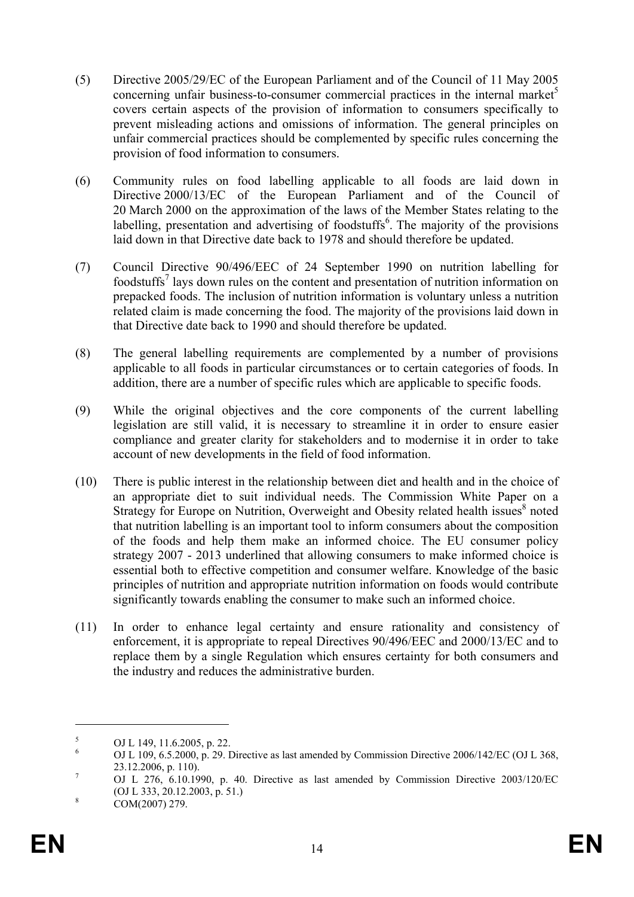(5) Directive 2005/29/EC of the European Parliament and of the Council of 11 May 2005 concerning unfair business-to-consumer commercial practices in the internal market[5] covers certain aspects of the provision of information to consumers specifically to prevent misleading actions and omissions of information. The general principles on unfair commercial practices should be complemented by specific rules concerning the provision of food information to consumers.

(6) Community rules on food labelling applicable to all foods are laid down in Directive 2000/13/EC of the European Parliament and of the Council of 20 March 2000 on the approximation of the laws of the Member States relating to the labelling, presentation and advertising of foodstuffs[6]. The majority of the provisions laid down in that Directive date back to 1978 and should therefore be updated.

(7) Council Directive 90/496/EEC of 24 September 1990 on nutrition labelling for foodstuffs[7] lays down rules on the content and presentation of nutrition information on prepacked foods. The inclusion of nutrition information is voluntary unless a nutrition related claim is made concerning the food. The majority of the provisions laid down in that Directive date back to 1990 and should therefore be updated.

(8) The general labelling requirements are complemented by a number of provisions applicable to all foods in particular circumstances or to certain categories of foods. In addition, there are a number of specific rules which are applicable to specific foods.

(9) While the original objectives and the core components of the current labelling legislation are still valid, it is necessary to streamline it in order to ensure easier compliance and greater clarity for stakeholders and to modernise it in order to take account of new developments in the field of food information.

(10) There is public interest in the relationship between diet and health and in the choice of an appropriate diet to suit individual needs. The Commission White Paper on a Strategy for Europe on Nutrition, Overweight and Obesity related health issues[8] noted that nutrition labelling is an important tool to inform consumers about the composition of the foods and help them make an informed choice. The EU consumer policy strategy 2007 - 2013 underlined that allowing consumers to make informed choice is essential both to effective competition and consumer welfare. Knowledge of the basic principles of nutrition and appropriate nutrition information on foods would contribute significantly towards enabling the consumer to make such an informed choice.

(11) In order to enhance legal certainty and ensure rationality and consistency of enforcement, it is appropriate to repeal Directives 90/496/EEC and 2000/13/EC and to replace them by a single Regulation which ensures certainty for both consumers and the industry and reduces the administrative burden.

---

[5] OJ L 149, 11.6.2005, p. 22.

[6] OJ L 109, 6.5.2000, p. 29. Directive as last amended by Commission Directive 2006/142/EC (OJ L 368, 23.12.2006, p. 110).

[7] OJ L 276, 6.10.1990, p. 40. Directive as last amended by Commission Directive 2003/120/EC (OJ L 333, 20.12.2003, p. 51.)

[8] COM(2007) 279.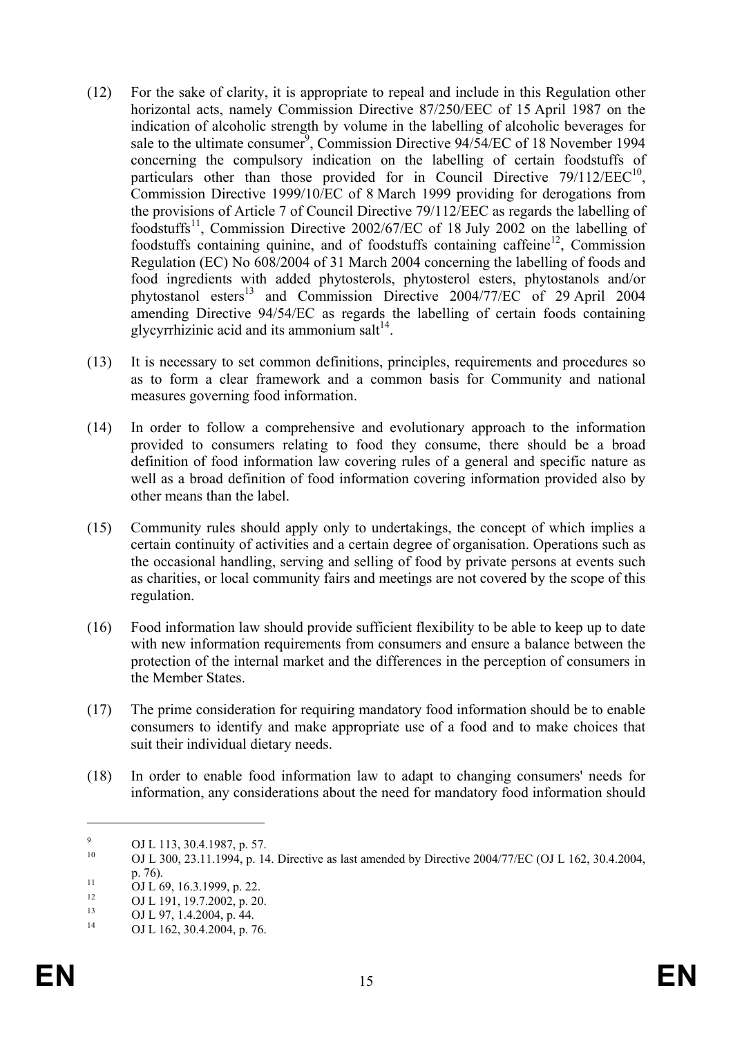(12) For the sake of clarity, it is appropriate to repeal and include in this Regulation other horizontal acts, namely Commission Directive 87/250/EEC of 15 April 1987 on the indication of alcoholic strength by volume in the labelling of alcoholic beverages for sale to the ultimate consumer[9], Commission Directive 94/54/EC of 18 November 1994 concerning the compulsory indication on the labelling of certain foodstuffs of particulars other than those provided for in Council Directive 79/112/EEC[10], Commission Directive 1999/10/EC of 8 March 1999 providing for derogations from the provisions of Article 7 of Council Directive 79/112/EEC as regards the labelling of foodstuffs[11], Commission Directive 2002/67/EC of 18 July 2002 on the labelling of foodstuffs containing quinine, and of foodstuffs containing caffeine[12], Commission Regulation (EC) No 608/2004 of 31 March 2004 concerning the labelling of foods and food ingredients with added phytosterols, phytosterol esters, phytostanols and/or phytostanol esters[13] and Commission Directive 2004/77/EC of 29 April 2004 amending Directive 94/54/EC as regards the labelling of certain foods containing glycyrrhizinic acid and its ammonium salt[14].

(13) It is necessary to set common definitions, principles, requirements and procedures so as to form a clear framework and a common basis for Community and national measures governing food information.

(14) In order to follow a comprehensive and evolutionary approach to the information provided to consumers relating to food they consume, there should be a broad definition of food information law covering rules of a general and specific nature as well as a broad definition of food information covering information provided also by other means than the label.

(15) Community rules should apply only to undertakings, the concept of which implies a certain continuity of activities and a certain degree of organisation. Operations such as the occasional handling, serving and selling of food by private persons at events such as charities, or local community fairs and meetings are not covered by the scope of this regulation.

(16) Food information law should provide sufficient flexibility to be able to keep up to date with new information requirements from consumers and ensure a balance between the protection of the internal market and the differences in the perception of consumers in the Member States.

(17) The prime consideration for requiring mandatory food information should be to enable consumers to identify and make appropriate use of a food and to make choices that suit their individual dietary needs.

(18) In order to enable food information law to adapt to changing consumers' needs for information, any considerations about the need for mandatory food information should

---

[9] OJ L 113, 30.4.1987, p. 57.

[10] OJ L 300, 23.11.1994, p. 14. Directive as last amended by Directive 2004/77/EC (OJ L 162, 30.4.2004, p. 76).

[11] OJ L 69, 16.3.1999, p. 22.

[12] OJ L 191, 19.7.2002, p. 20.

[13] OJ L 97, 1.4.2004, p. 44.

[14] OJ L 162, 30.4.2004, p. 76.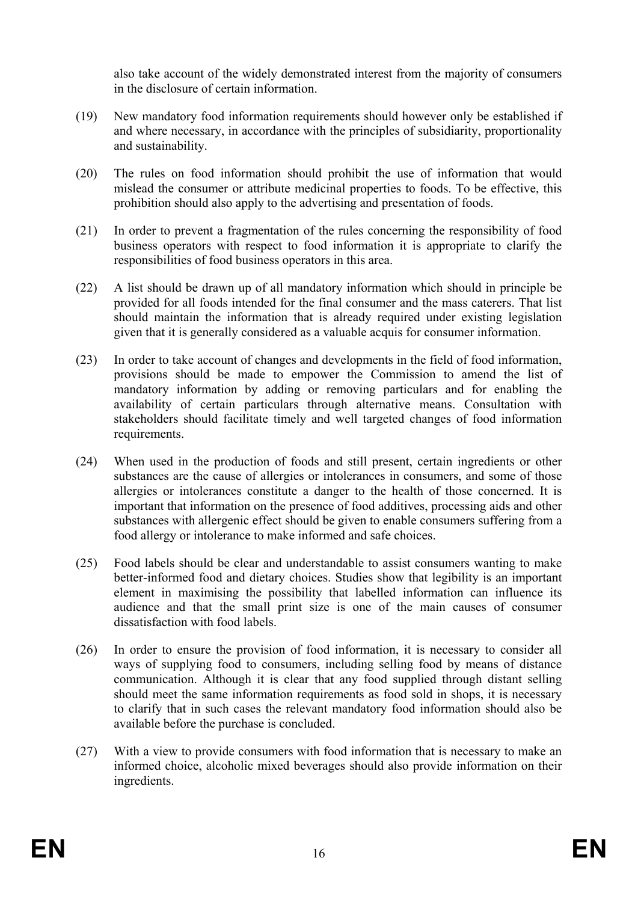also take account of the widely demonstrated interest from the majority of consumers in the disclosure of certain information.

(19) New mandatory food information requirements should however only be established if and where necessary, in accordance with the principles of subsidiarity, proportionality and sustainability.

(20) The rules on food information should prohibit the use of information that would mislead the consumer or attribute medicinal properties to foods. To be effective, this prohibition should also apply to the advertising and presentation of foods.

(21) In order to prevent a fragmentation of the rules concerning the responsibility of food business operators with respect to food information it is appropriate to clarify the responsibilities of food business operators in this area.

(22) A list should be drawn up of all mandatory information which should in principle be provided for all foods intended for the final consumer and the mass caterers. That list should maintain the information that is already required under existing legislation given that it is generally considered as a valuable acquis for consumer information.

(23) In order to take account of changes and developments in the field of food information, provisions should be made to empower the Commission to amend the list of mandatory information by adding or removing particulars and for enabling the availability of certain particulars through alternative means. Consultation with stakeholders should facilitate timely and well targeted changes of food information requirements.

(24) When used in the production of foods and still present, certain ingredients or other substances are the cause of allergies or intolerances in consumers, and some of those allergies or intolerances constitute a danger to the health of those concerned. It is important that information on the presence of food additives, processing aids and other substances with allergenic effect should be given to enable consumers suffering from a food allergy or intolerance to make informed and safe choices.

(25) Food labels should be clear and understandable to assist consumers wanting to make better-informed food and dietary choices. Studies show that legibility is an important element in maximising the possibility that labelled information can influence its audience and that the small print size is one of the main causes of consumer dissatisfaction with food labels.

(26) In order to ensure the provision of food information, it is necessary to consider all ways of supplying food to consumers, including selling food by means of distance communication. Although it is clear that any food supplied through distant selling should meet the same information requirements as food sold in shops, it is necessary to clarify that in such cases the relevant mandatory food information should also be available before the purchase is concluded.

(27) With a view to provide consumers with food information that is necessary to make an informed choice, alcoholic mixed beverages should also provide information on their ingredients.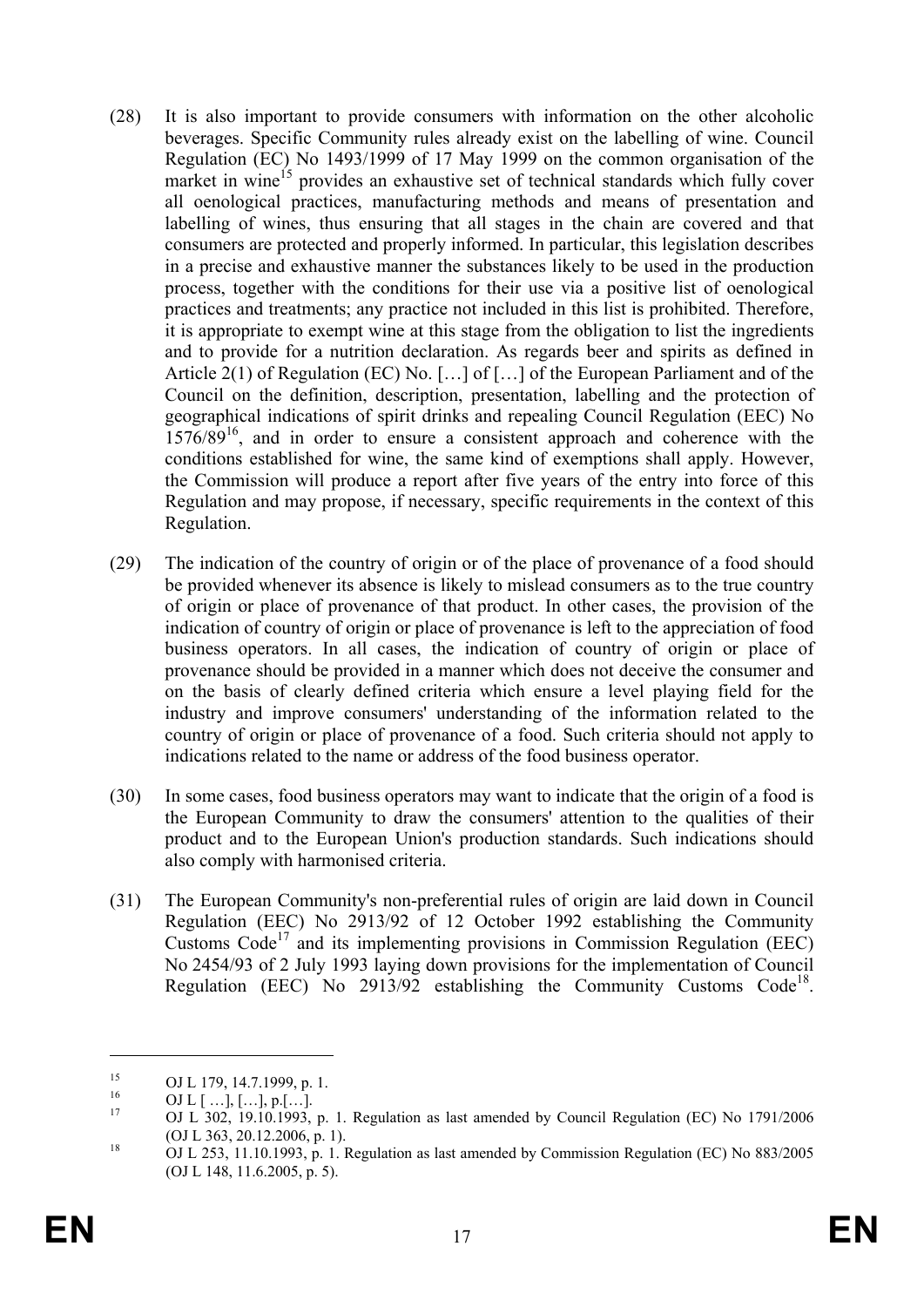(28) It is also important to provide consumers with information on the other alcoholic beverages. Specific Community rules already exist on the labelling of wine. Council Regulation (EC) No 1493/1999 of 17 May 1999 on the common organisation of the market in wine[15] provides an exhaustive set of technical standards which fully cover all oenological practices, manufacturing methods and means of presentation and labelling of wines, thus ensuring that all stages in the chain are covered and that consumers are protected and properly informed. In particular, this legislation describes in a precise and exhaustive manner the substances likely to be used in the production process, together with the conditions for their use via a positive list of oenological practices and treatments; any practice not included in this list is prohibited. Therefore, it is appropriate to exempt wine at this stage from the obligation to list the ingredients and to provide for a nutrition declaration. As regards beer and spirits as defined in Article 2(1) of Regulation (EC) No. […] of […] of the European Parliament and of the Council on the definition, description, presentation, labelling and the protection of geographical indications of spirit drinks and repealing Council Regulation (EEC) No 1576/89[16], and in order to ensure a consistent approach and coherence with the conditions established for wine, the same kind of exemptions shall apply. However, the Commission will produce a report after five years of the entry into force of this Regulation and may propose, if necessary, specific requirements in the context of this Regulation.

(29) The indication of the country of origin or of the place of provenance of a food should be provided whenever its absence is likely to mislead consumers as to the true country of origin or place of provenance of that product. In other cases, the provision of the indication of country of origin or place of provenance is left to the appreciation of food business operators. In all cases, the indication of country of origin or place of provenance should be provided in a manner which does not deceive the consumer and on the basis of clearly defined criteria which ensure a level playing field for the industry and improve consumers' understanding of the information related to the country of origin or place of provenance of a food. Such criteria should not apply to indications related to the name or address of the food business operator.

(30) In some cases, food business operators may want to indicate that the origin of a food is the European Community to draw the consumers' attention to the qualities of their product and to the European Union's production standards. Such indications should also comply with harmonised criteria.

(31) The European Community's non-preferential rules of origin are laid down in Council Regulation (EEC) No 2913/92 of 12 October 1992 establishing the Community Customs Code[17] and its implementing provisions in Commission Regulation (EEC) No 2454/93 of 2 July 1993 laying down provisions for the implementation of Council Regulation (EEC) No 2913/92 establishing the Community Customs Code[18].

---

[15] OJ L 179, 14.7.1999, p. 1.

[16] OJ L [ …], […], p.[…].

[17] OJ L 302, 19.10.1993, p. 1. Regulation as last amended by Council Regulation (EC) No 1791/2006 (OJ L 363, 20.12.2006, p. 1).

[18] OJ L 253, 11.10.1993, p. 1. Regulation as last amended by Commission Regulation (EC) No 883/2005 (OJ L 148, 11.6.2005, p. 5).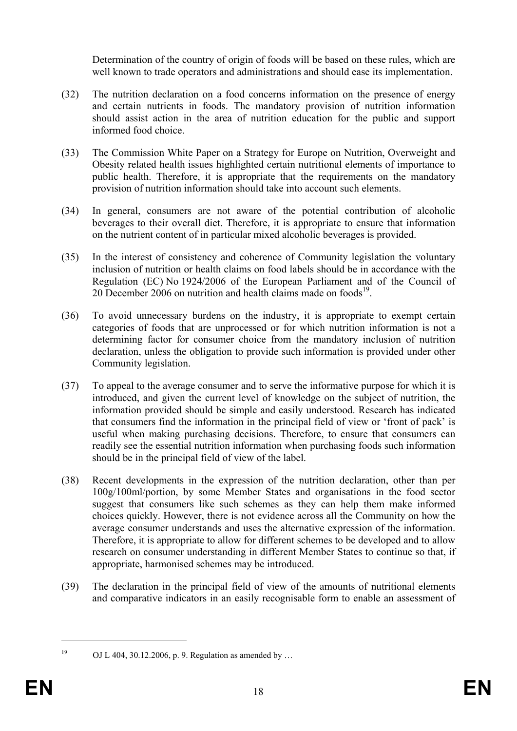Determination of the country of origin of foods will be based on these rules, which are well known to trade operators and administrations and should ease its implementation.

(32) The nutrition declaration on a food concerns information on the presence of energy and certain nutrients in foods. The mandatory provision of nutrition information should assist action in the area of nutrition education for the public and support informed food choice.

(33) The Commission White Paper on a Strategy for Europe on Nutrition, Overweight and Obesity related health issues highlighted certain nutritional elements of importance to public health. Therefore, it is appropriate that the requirements on the mandatory provision of nutrition information should take into account such elements.

(34) In general, consumers are not aware of the potential contribution of alcoholic beverages to their overall diet. Therefore, it is appropriate to ensure that information on the nutrient content of in particular mixed alcoholic beverages is provided.

(35) In the interest of consistency and coherence of Community legislation the voluntary inclusion of nutrition or health claims on food labels should be in accordance with the Regulation (EC) No 1924/2006 of the European Parliament and of the Council of 20 December 2006 on nutrition and health claims made on foods[19].

(36) To avoid unnecessary burdens on the industry, it is appropriate to exempt certain categories of foods that are unprocessed or for which nutrition information is not a determining factor for consumer choice from the mandatory inclusion of nutrition declaration, unless the obligation to provide such information is provided under other Community legislation.

(37) To appeal to the average consumer and to serve the informative purpose for which it is introduced, and given the current level of knowledge on the subject of nutrition, the information provided should be simple and easily understood. Research has indicated that consumers find the information in the principal field of view or 'front of pack' is useful when making purchasing decisions. Therefore, to ensure that consumers can readily see the essential nutrition information when purchasing foods such information should be in the principal field of view of the label.

(38) Recent developments in the expression of the nutrition declaration, other than per 100g/100ml/portion, by some Member States and organisations in the food sector suggest that consumers like such schemes as they can help them make informed choices quickly. However, there is not evidence across all the Community on how the average consumer understands and uses the alternative expression of the information. Therefore, it is appropriate to allow for different schemes to be developed and to allow research on consumer understanding in different Member States to continue so that, if appropriate, harmonised schemes may be introduced.

(39) The declaration in the principal field of view of the amounts of nutritional elements and comparative indicators in an easily recognisable form to enable an assessment of

---

[19] OJ L 404, 30.12.2006, p. 9. Regulation as amended by …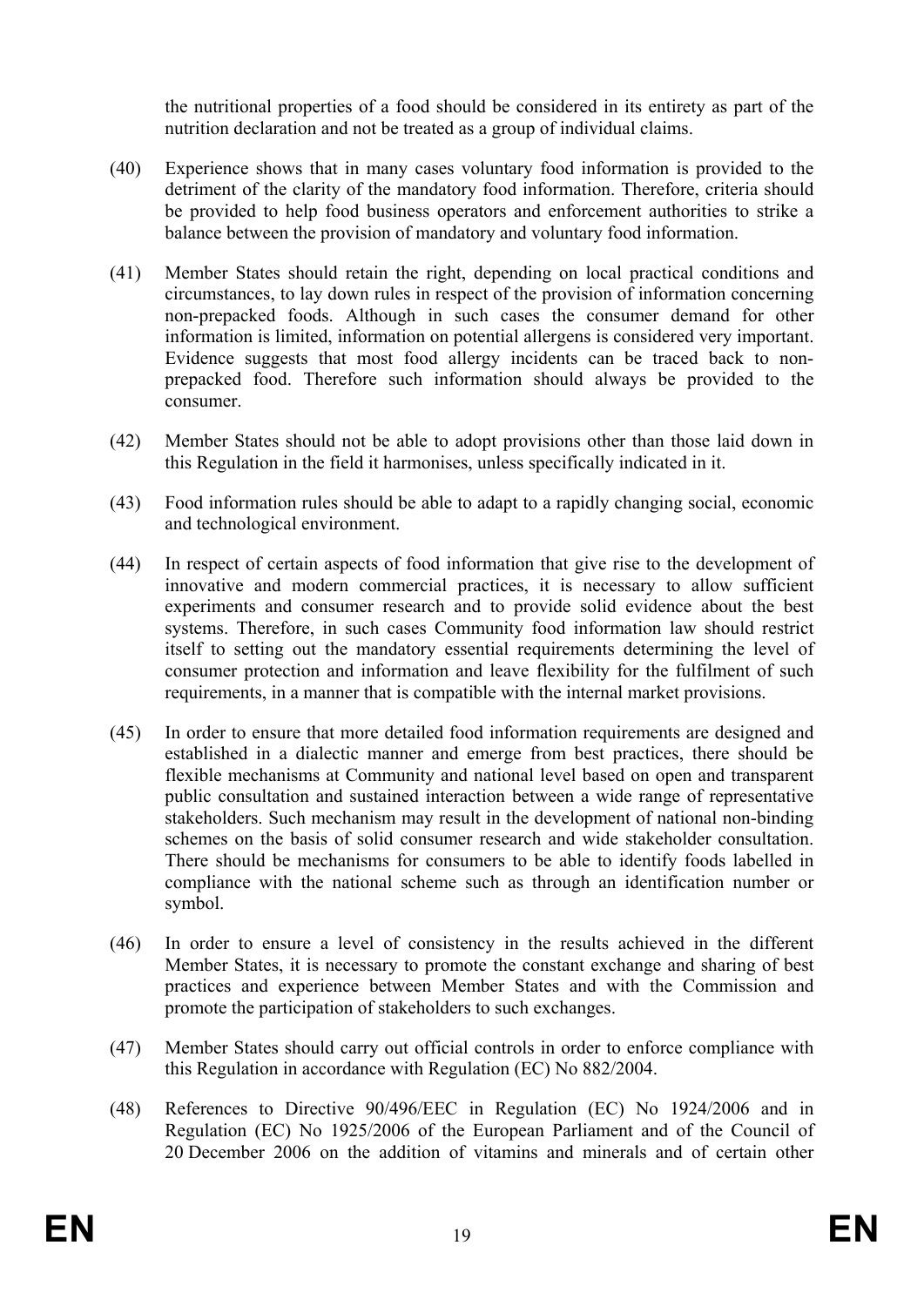the nutritional properties of a food should be considered in its entirety as part of the nutrition declaration and not be treated as a group of individual claims.

(40) Experience shows that in many cases voluntary food information is provided to the detriment of the clarity of the mandatory food information. Therefore, criteria should be provided to help food business operators and enforcement authorities to strike a balance between the provision of mandatory and voluntary food information.

(41) Member States should retain the right, depending on local practical conditions and circumstances, to lay down rules in respect of the provision of information concerning non-prepacked foods. Although in such cases the consumer demand for other information is limited, information on potential allergens is considered very important. Evidence suggests that most food allergy incidents can be traced back to non-prepacked food. Therefore such information should always be provided to the consumer.

(42) Member States should not be able to adopt provisions other than those laid down in this Regulation in the field it harmonises, unless specifically indicated in it.

(43) Food information rules should be able to adapt to a rapidly changing social, economic and technological environment.

(44) In respect of certain aspects of food information that give rise to the development of innovative and modern commercial practices, it is necessary to allow sufficient experiments and consumer research and to provide solid evidence about the best systems. Therefore, in such cases Community food information law should restrict itself to setting out the mandatory essential requirements determining the level of consumer protection and information and leave flexibility for the fulfilment of such requirements, in a manner that is compatible with the internal market provisions.

(45) In order to ensure that more detailed food information requirements are designed and established in a dialectic manner and emerge from best practices, there should be flexible mechanisms at Community and national level based on open and transparent public consultation and sustained interaction between a wide range of representative stakeholders. Such mechanism may result in the development of national non-binding schemes on the basis of solid consumer research and wide stakeholder consultation. There should be mechanisms for consumers to be able to identify foods labelled in compliance with the national scheme such as through an identification number or symbol.

(46) In order to ensure a level of consistency in the results achieved in the different Member States, it is necessary to promote the constant exchange and sharing of best practices and experience between Member States and with the Commission and promote the participation of stakeholders to such exchanges.

(47) Member States should carry out official controls in order to enforce compliance with this Regulation in accordance with Regulation (EC) No 882/2004.

(48) References to Directive 90/496/EEC in Regulation (EC) No 1924/2006 and in Regulation (EC) No 1925/2006 of the European Parliament and of the Council of 20 December 2006 on the addition of vitamins and minerals and of certain other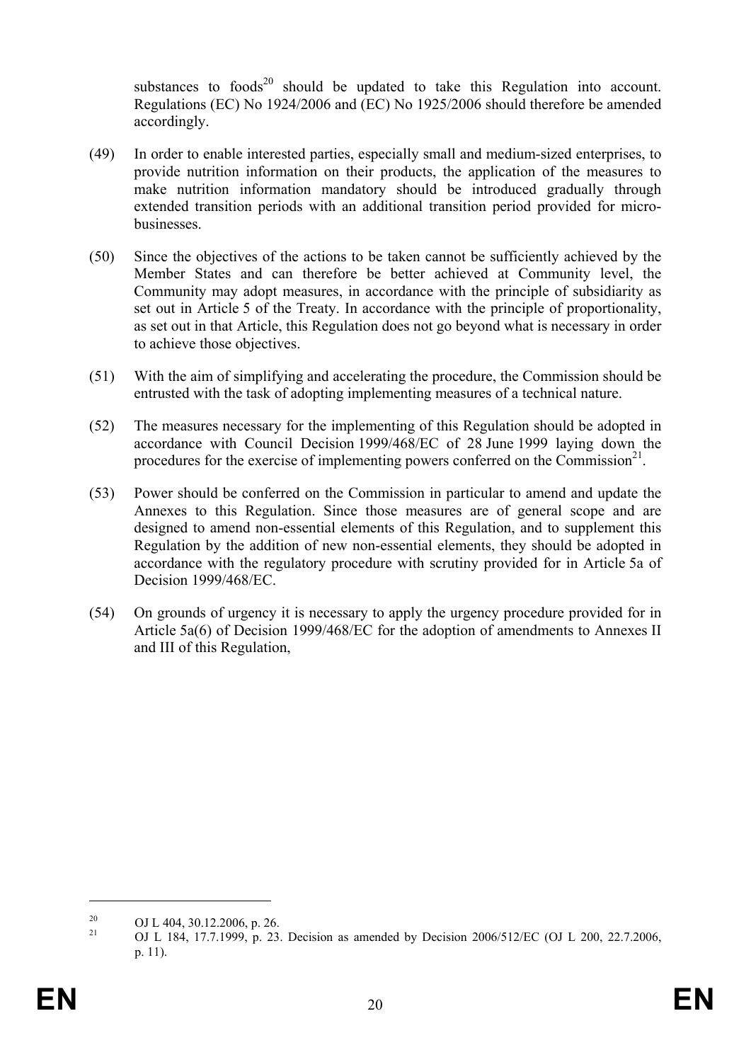substances to foods[20] should be updated to take this Regulation into account. Regulations (EC) No 1924/2006 and (EC) No 1925/2006 should therefore be amended accordingly.

(49) In order to enable interested parties, especially small and medium-sized enterprises, to provide nutrition information on their products, the application of the measures to make nutrition information mandatory should be introduced gradually through extended transition periods with an additional transition period provided for micro-businesses.

(50) Since the objectives of the actions to be taken cannot be sufficiently achieved by the Member States and can therefore be better achieved at Community level, the Community may adopt measures, in accordance with the principle of subsidiarity as set out in Article 5 of the Treaty. In accordance with the principle of proportionality, as set out in that Article, this Regulation does not go beyond what is necessary in order to achieve those objectives.

(51) With the aim of simplifying and accelerating the procedure, the Commission should be entrusted with the task of adopting implementing measures of a technical nature.

(52) The measures necessary for the implementing of this Regulation should be adopted in accordance with Council Decision 1999/468/EC of 28 June 1999 laying down the procedures for the exercise of implementing powers conferred on the Commission[21].

(53) Power should be conferred on the Commission in particular to amend and update the Annexes to this Regulation. Since those measures are of general scope and are designed to amend non-essential elements of this Regulation, and to supplement this Regulation by the addition of new non-essential elements, they should be adopted in accordance with the regulatory procedure with scrutiny provided for in Article 5a of Decision 1999/468/EC.

(54) On grounds of urgency it is necessary to apply the urgency procedure provided for in Article 5a(6) of Decision 1999/468/EC for the adoption of amendments to Annexes II and III of this Regulation,

---

[20] OJ L 404, 30.12.2006, p. 26.

[21] OJ L 184, 17.7.1999, p. 23. Decision as amended by Decision 2006/512/EC (OJ L 200, 22.7.2006, p. 11).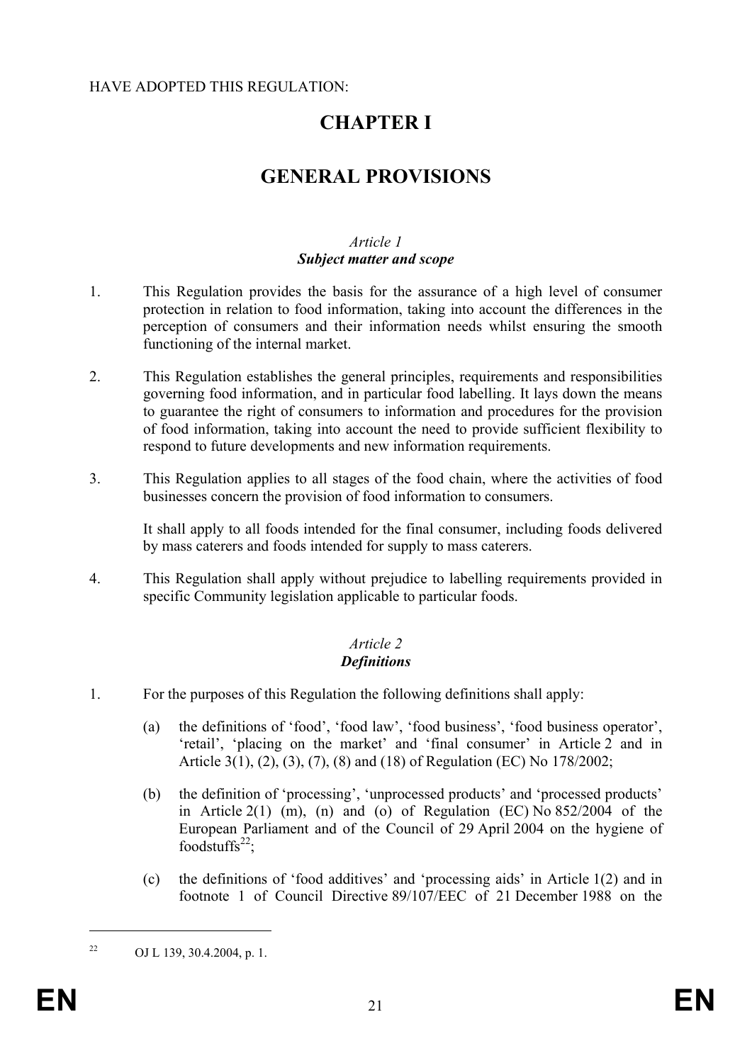HAVE ADOPTED THIS REGULATION:

# CHAPTER I

# GENERAL PROVISIONS

### *Article 1*
### ***Subject matter and scope***

1. This Regulation provides the basis for the assurance of a high level of consumer protection in relation to food information, taking into account the differences in the perception of consumers and their information needs whilst ensuring the smooth functioning of the internal market.

2. This Regulation establishes the general principles, requirements and responsibilities governing food information, and in particular food labelling. It lays down the means to guarantee the right of consumers to information and procedures for the provision of food information, taking into account the need to provide sufficient flexibility to respond to future developments and new information requirements.

3. This Regulation applies to all stages of the food chain, where the activities of food businesses concern the provision of food information to consumers.

   It shall apply to all foods intended for the final consumer, including foods delivered by mass caterers and foods intended for supply to mass caterers.

4. This Regulation shall apply without prejudice to labelling requirements provided in specific Community legislation applicable to particular foods.

### *Article 2*
### ***Definitions***

1. For the purposes of this Regulation the following definitions shall apply:

   (a) the definitions of 'food', 'food law', 'food business', 'food business operator', 'retail', 'placing on the market' and 'final consumer' in Article 2 and in Article 3(1), (2), (3), (7), (8) and (18) of Regulation (EC) No 178/2002;

   (b) the definition of 'processing', 'unprocessed products' and 'processed products' in Article 2(1) (m), (n) and (o) of Regulation (EC) No 852/2004 of the European Parliament and of the Council of 29 April 2004 on the hygiene of foodstuffs[22];

   (c) the definitions of 'food additives' and 'processing aids' in Article 1(2) and in footnote 1 of Council Directive 89/107/EEC of 21 December 1988 on the

[22] OJ L 139, 30.4.2004, p. 1.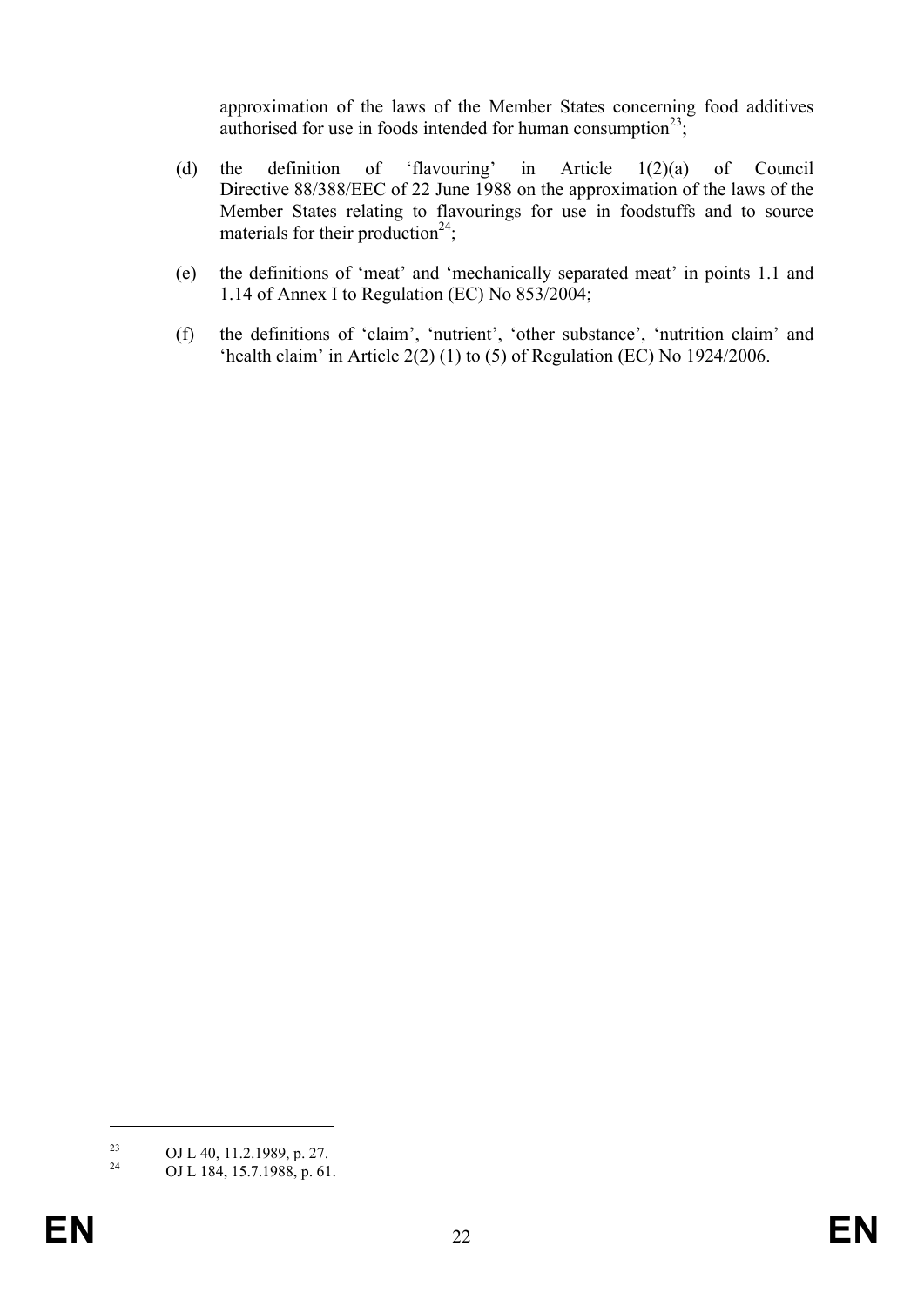approximation of the laws of the Member States concerning food additives authorised for use in foods intended for human consumption[23];

(d) the definition of 'flavouring' in Article 1(2)(a) of Council Directive 88/388/EEC of 22 June 1988 on the approximation of the laws of the Member States relating to flavourings for use in foodstuffs and to source materials for their production[24];

(e) the definitions of 'meat' and 'mechanically separated meat' in points 1.1 and 1.14 of Annex I to Regulation (EC) No 853/2004;

(f) the definitions of 'claim', 'nutrient', 'other substance', 'nutrition claim' and 'health claim' in Article 2(2) (1) to (5) of Regulation (EC) No 1924/2006.

---

[23] OJ L 40, 11.2.1989, p. 27.

[24] OJ L 184, 15.7.1988, p. 61.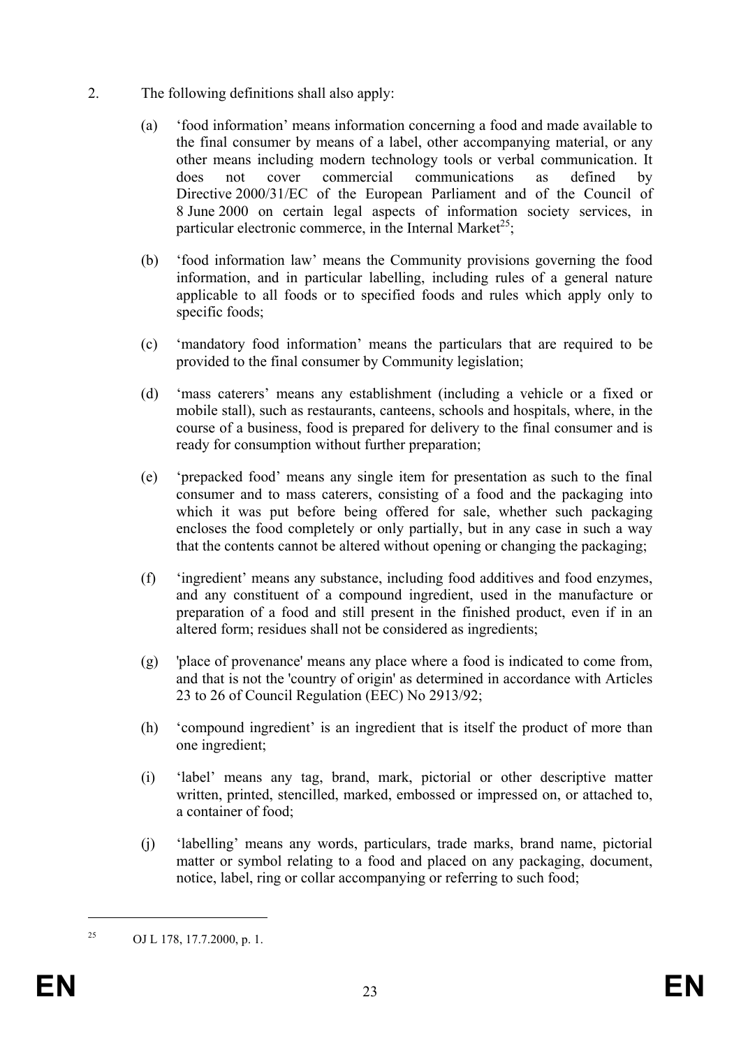2. The following definitions shall also apply:

   (a) 'food information' means information concerning a food and made available to the final consumer by means of a label, other accompanying material, or any other means including modern technology tools or verbal communication. It does not cover commercial communications as defined by Directive 2000/31/EC of the European Parliament and of the Council of 8 June 2000 on certain legal aspects of information society services, in particular electronic commerce, in the Internal Market[25];

   (b) 'food information law' means the Community provisions governing the food information, and in particular labelling, including rules of a general nature applicable to all foods or to specified foods and rules which apply only to specific foods;

   (c) 'mandatory food information' means the particulars that are required to be provided to the final consumer by Community legislation;

   (d) 'mass caterers' means any establishment (including a vehicle or a fixed or mobile stall), such as restaurants, canteens, schools and hospitals, where, in the course of a business, food is prepared for delivery to the final consumer and is ready for consumption without further preparation;

   (e) 'prepacked food' means any single item for presentation as such to the final consumer and to mass caterers, consisting of a food and the packaging into which it was put before being offered for sale, whether such packaging encloses the food completely or only partially, but in any case in such a way that the contents cannot be altered without opening or changing the packaging;

   (f) 'ingredient' means any substance, including food additives and food enzymes, and any constituent of a compound ingredient, used in the manufacture or preparation of a food and still present in the finished product, even if in an altered form; residues shall not be considered as ingredients;

   (g) 'place of provenance' means any place where a food is indicated to come from, and that is not the 'country of origin' as determined in accordance with Articles 23 to 26 of Council Regulation (EEC) No 2913/92;

   (h) 'compound ingredient' is an ingredient that is itself the product of more than one ingredient;

   (i) 'label' means any tag, brand, mark, pictorial or other descriptive matter written, printed, stencilled, marked, embossed or impressed on, or attached to, a container of food;

   (j) 'labelling' means any words, particulars, trade marks, brand name, pictorial matter or symbol relating to a food and placed on any packaging, document, notice, label, ring or collar accompanying or referring to such food;

---

[25] OJ L 178, 17.7.2000, p. 1.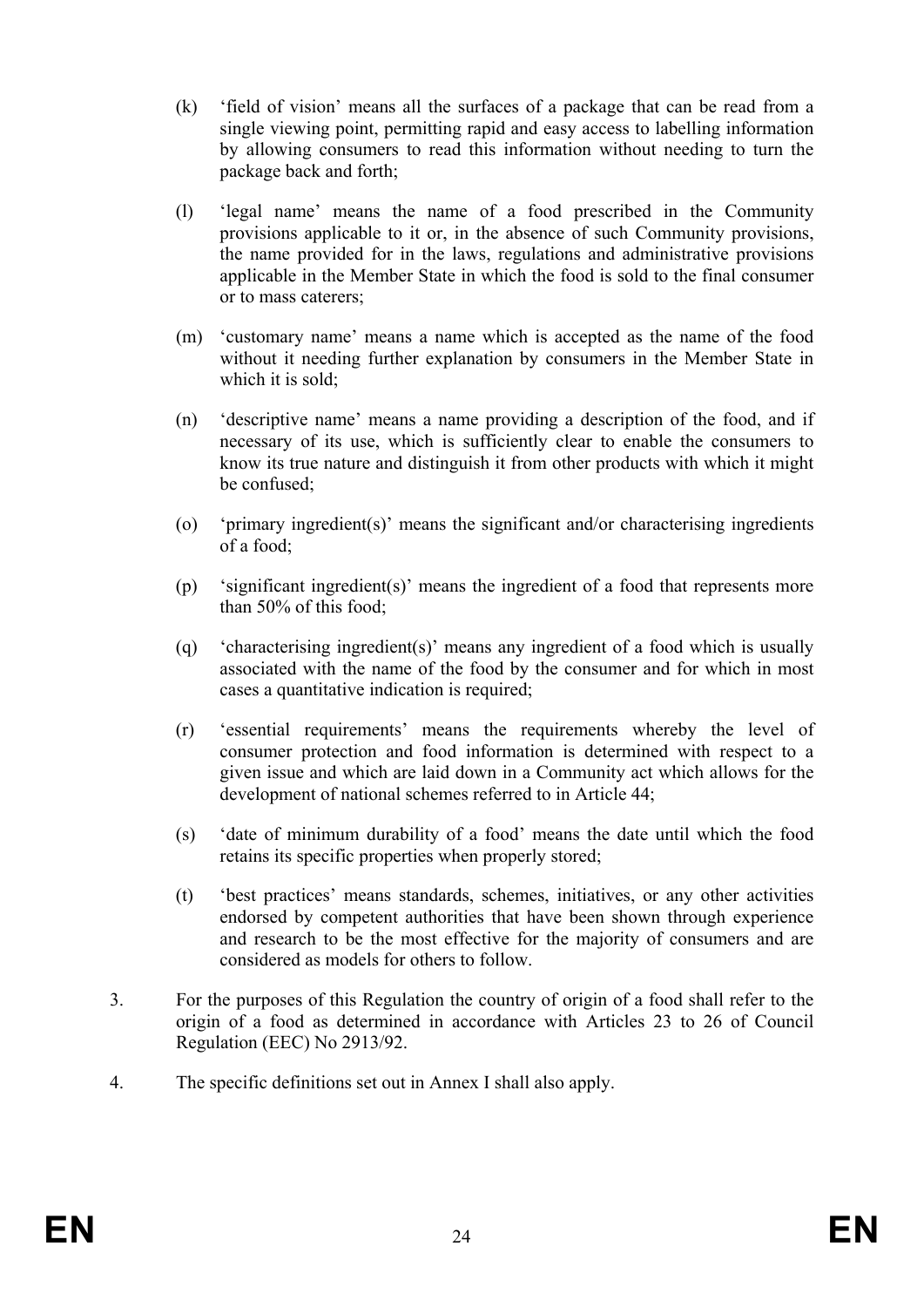(k) ‘field of vision’ means all the surfaces of a package that can be read from a single viewing point, permitting rapid and easy access to labelling information by allowing consumers to read this information without needing to turn the package back and forth;

(l) ‘legal name’ means the name of a food prescribed in the Community provisions applicable to it or, in the absence of such Community provisions, the name provided for in the laws, regulations and administrative provisions applicable in the Member State in which the food is sold to the final consumer or to mass caterers;

(m) ‘customary name’ means a name which is accepted as the name of the food without it needing further explanation by consumers in the Member State in which it is sold;

(n) ‘descriptive name’ means a name providing a description of the food, and if necessary of its use, which is sufficiently clear to enable the consumers to know its true nature and distinguish it from other products with which it might be confused;

(o) ‘primary ingredient(s)’ means the significant and/or characterising ingredients of a food;

(p) ‘significant ingredient(s)’ means the ingredient of a food that represents more than 50% of this food;

(q) ‘characterising ingredient(s)’ means any ingredient of a food which is usually associated with the name of the food by the consumer and for which in most cases a quantitative indication is required;

(r) ‘essential requirements’ means the requirements whereby the level of consumer protection and food information is determined with respect to a given issue and which are laid down in a Community act which allows for the development of national schemes referred to in Article 44;

(s) ‘date of minimum durability of a food’ means the date until which the food retains its specific properties when properly stored;

(t) ‘best practices’ means standards, schemes, initiatives, or any other activities endorsed by competent authorities that have been shown through experience and research to be the most effective for the majority of consumers and are considered as models for others to follow.

3. For the purposes of this Regulation the country of origin of a food shall refer to the origin of a food as determined in accordance with Articles 23 to 26 of Council Regulation (EEC) No 2913/92.

4. The specific definitions set out in Annex I shall also apply.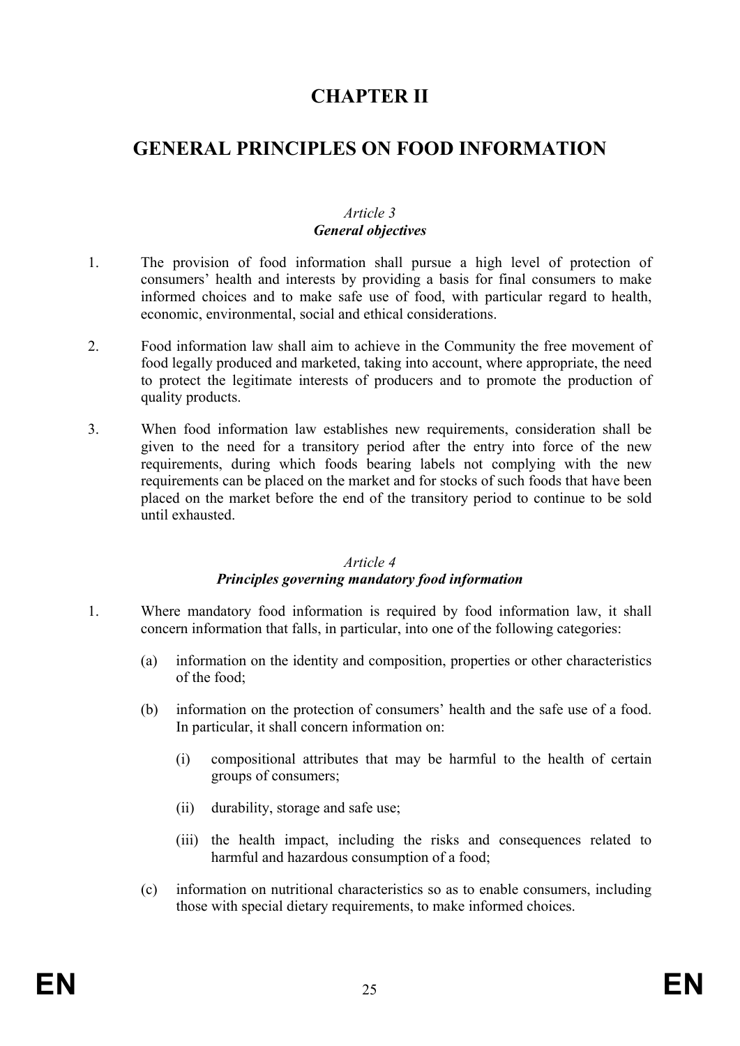# CHAPTER II

# GENERAL PRINCIPLES ON FOOD INFORMATION

### *Article 3*
### ***General objectives***

1. The provision of food information shall pursue a high level of protection of consumers' health and interests by providing a basis for final consumers to make informed choices and to make safe use of food, with particular regard to health, economic, environmental, social and ethical considerations.

2. Food information law shall aim to achieve in the Community the free movement of food legally produced and marketed, taking into account, where appropriate, the need to protect the legitimate interests of producers and to promote the production of quality products.

3. When food information law establishes new requirements, consideration shall be given to the need for a transitory period after the entry into force of the new requirements, during which foods bearing labels not complying with the new requirements can be placed on the market and for stocks of such foods that have been placed on the market before the end of the transitory period to continue to be sold until exhausted.

### *Article 4*
### ***Principles governing mandatory food information***

1. Where mandatory food information is required by food information law, it shall concern information that falls, in particular, into one of the following categories:

   (a) information on the identity and composition, properties or other characteristics of the food;

   (b) information on the protection of consumers' health and the safe use of a food. In particular, it shall concern information on:

      (i) compositional attributes that may be harmful to the health of certain groups of consumers;

      (ii) durability, storage and safe use;

      (iii) the health impact, including the risks and consequences related to harmful and hazardous consumption of a food;

   (c) information on nutritional characteristics so as to enable consumers, including those with special dietary requirements, to make informed choices.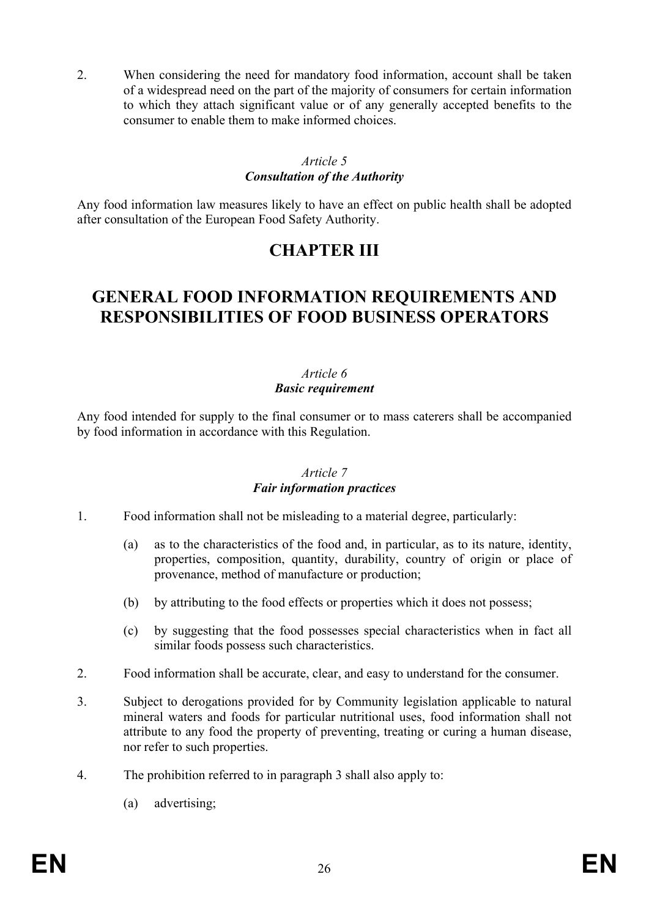2. When considering the need for mandatory food information, account shall be taken of a widespread need on the part of the majority of consumers for certain information to which they attach significant value or of any generally accepted benefits to the consumer to enable them to make informed choices.

*Article 5*
***Consultation of the Authority***

Any food information law measures likely to have an effect on public health shall be adopted after consultation of the European Food Safety Authority.

# CHAPTER III

# GENERAL FOOD INFORMATION REQUIREMENTS AND RESPONSIBILITIES OF FOOD BUSINESS OPERATORS

*Article 6*
***Basic requirement***

Any food intended for supply to the final consumer or to mass caterers shall be accompanied by food information in accordance with this Regulation.

*Article 7*
***Fair information practices***

1. Food information shall not be misleading to a material degree, particularly:

   (a) as to the characteristics of the food and, in particular, as to its nature, identity, properties, composition, quantity, durability, country of origin or place of provenance, method of manufacture or production;

   (b) by attributing to the food effects or properties which it does not possess;

   (c) by suggesting that the food possesses special characteristics when in fact all similar foods possess such characteristics.

2. Food information shall be accurate, clear, and easy to understand for the consumer.

3. Subject to derogations provided for by Community legislation applicable to natural mineral waters and foods for particular nutritional uses, food information shall not attribute to any food the property of preventing, treating or curing a human disease, nor refer to such properties.

4. The prohibition referred to in paragraph 3 shall also apply to:

   (a) advertising;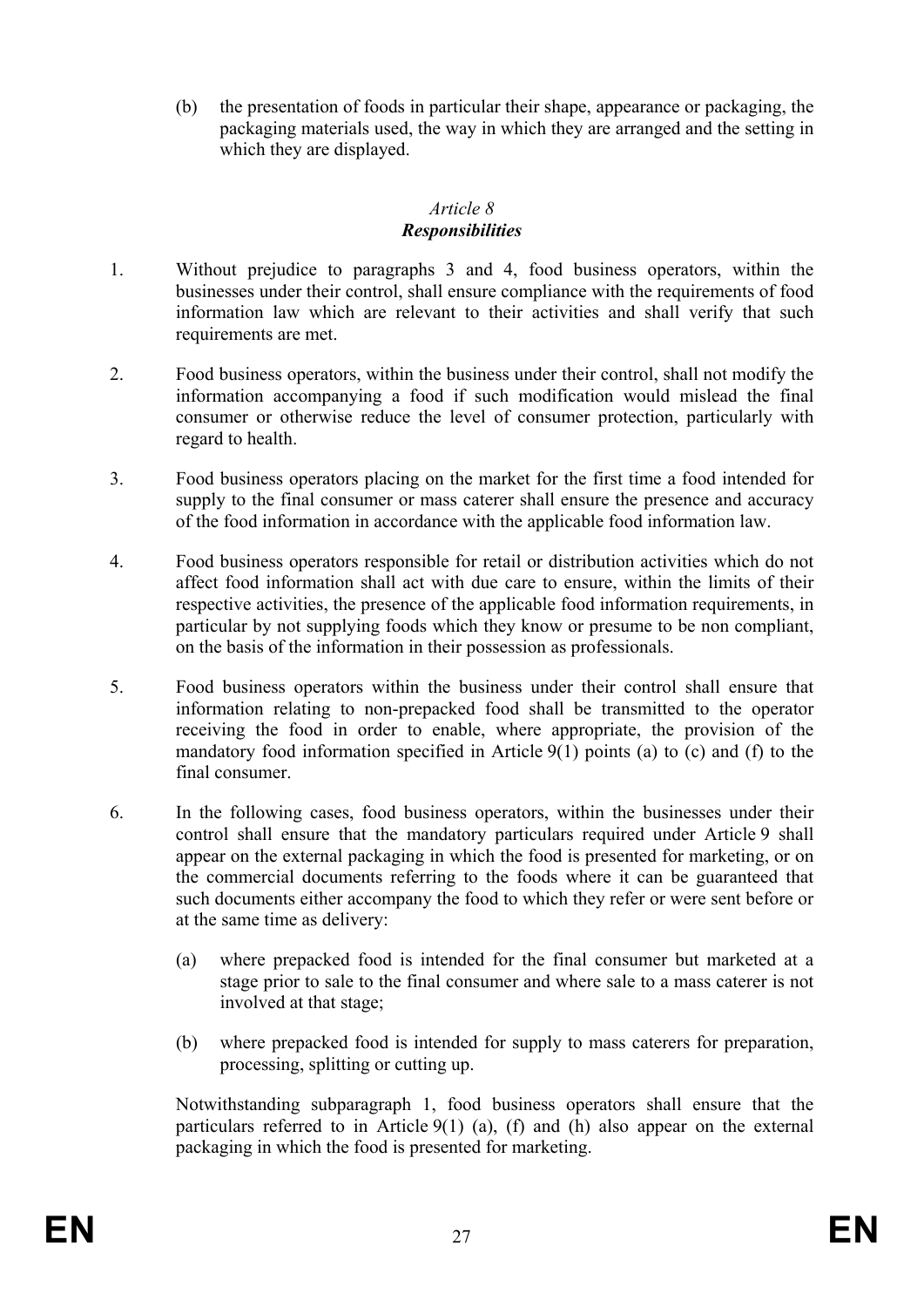(b) the presentation of foods in particular their shape, appearance or packaging, the packaging materials used, the way in which they are arranged and the setting in which they are displayed.

*Article 8*
***Responsibilities***

1. Without prejudice to paragraphs 3 and 4, food business operators, within the businesses under their control, shall ensure compliance with the requirements of food information law which are relevant to their activities and shall verify that such requirements are met.

2. Food business operators, within the business under their control, shall not modify the information accompanying a food if such modification would mislead the final consumer or otherwise reduce the level of consumer protection, particularly with regard to health.

3. Food business operators placing on the market for the first time a food intended for supply to the final consumer or mass caterer shall ensure the presence and accuracy of the food information in accordance with the applicable food information law.

4. Food business operators responsible for retail or distribution activities which do not affect food information shall act with due care to ensure, within the limits of their respective activities, the presence of the applicable food information requirements, in particular by not supplying foods which they know or presume to be non compliant, on the basis of the information in their possession as professionals.

5. Food business operators within the business under their control shall ensure that information relating to non-prepacked food shall be transmitted to the operator receiving the food in order to enable, where appropriate, the provision of the mandatory food information specified in Article 9(1) points (a) to (c) and (f) to the final consumer.

6. In the following cases, food business operators, within the businesses under their control shall ensure that the mandatory particulars required under Article 9 shall appear on the external packaging in which the food is presented for marketing, or on the commercial documents referring to the foods where it can be guaranteed that such documents either accompany the food to which they refer or were sent before or at the same time as delivery:

   (a) where prepacked food is intended for the final consumer but marketed at a stage prior to sale to the final consumer and where sale to a mass caterer is not involved at that stage;

   (b) where prepacked food is intended for supply to mass caterers for preparation, processing, splitting or cutting up.

   Notwithstanding subparagraph 1, food business operators shall ensure that the particulars referred to in Article 9(1) (a), (f) and (h) also appear on the external packaging in which the food is presented for marketing.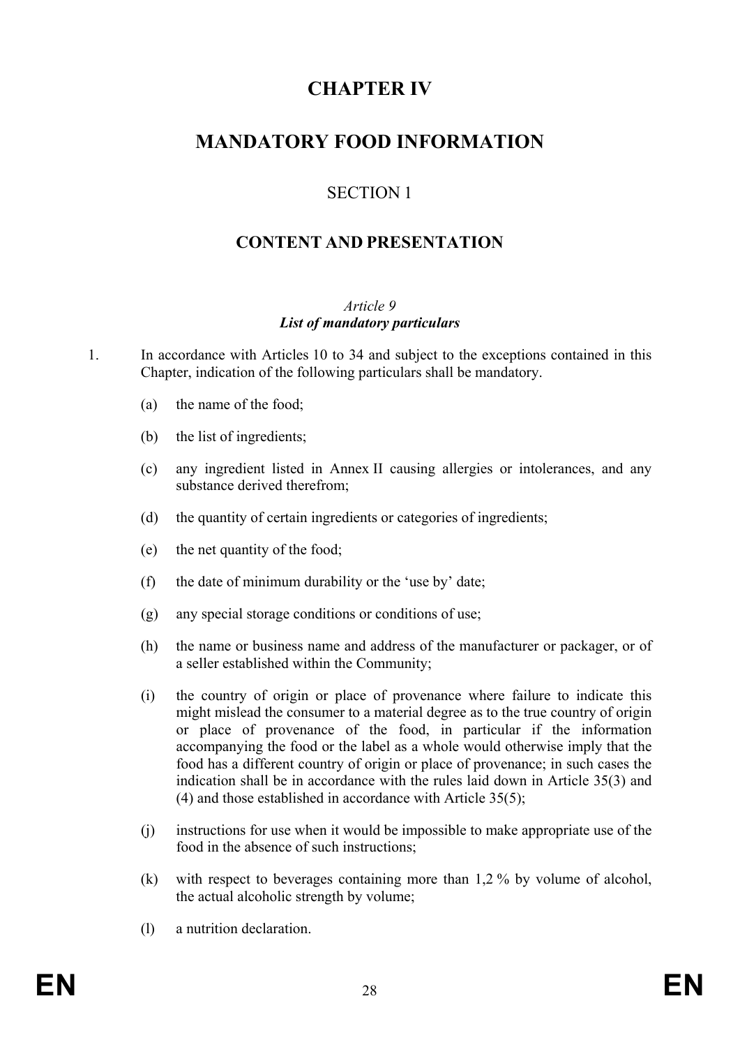# CHAPTER IV

# MANDATORY FOOD INFORMATION

## SECTION 1

## CONTENT AND PRESENTATION

*Article 9*
***List of mandatory particulars***

1. In accordance with Articles 10 to 34 and subject to the exceptions contained in this Chapter, indication of the following particulars shall be mandatory.

   (a) the name of the food;

   (b) the list of ingredients;

   (c) any ingredient listed in Annex II causing allergies or intolerances, and any substance derived therefrom;

   (d) the quantity of certain ingredients or categories of ingredients;

   (e) the net quantity of the food;

   (f) the date of minimum durability or the ‘use by’ date;

   (g) any special storage conditions or conditions of use;

   (h) the name or business name and address of the manufacturer or packager, or of a seller established within the Community;

   (i) the country of origin or place of provenance where failure to indicate this might mislead the consumer to a material degree as to the true country of origin or place of provenance of the food, in particular if the information accompanying the food or the label as a whole would otherwise imply that the food has a different country of origin or place of provenance; in such cases the indication shall be in accordance with the rules laid down in Article 35(3) and (4) and those established in accordance with Article 35(5);

   (j) instructions for use when it would be impossible to make appropriate use of the food in the absence of such instructions;

   (k) with respect to beverages containing more than 1,2 % by volume of alcohol, the actual alcoholic strength by volume;

   (l) a nutrition declaration.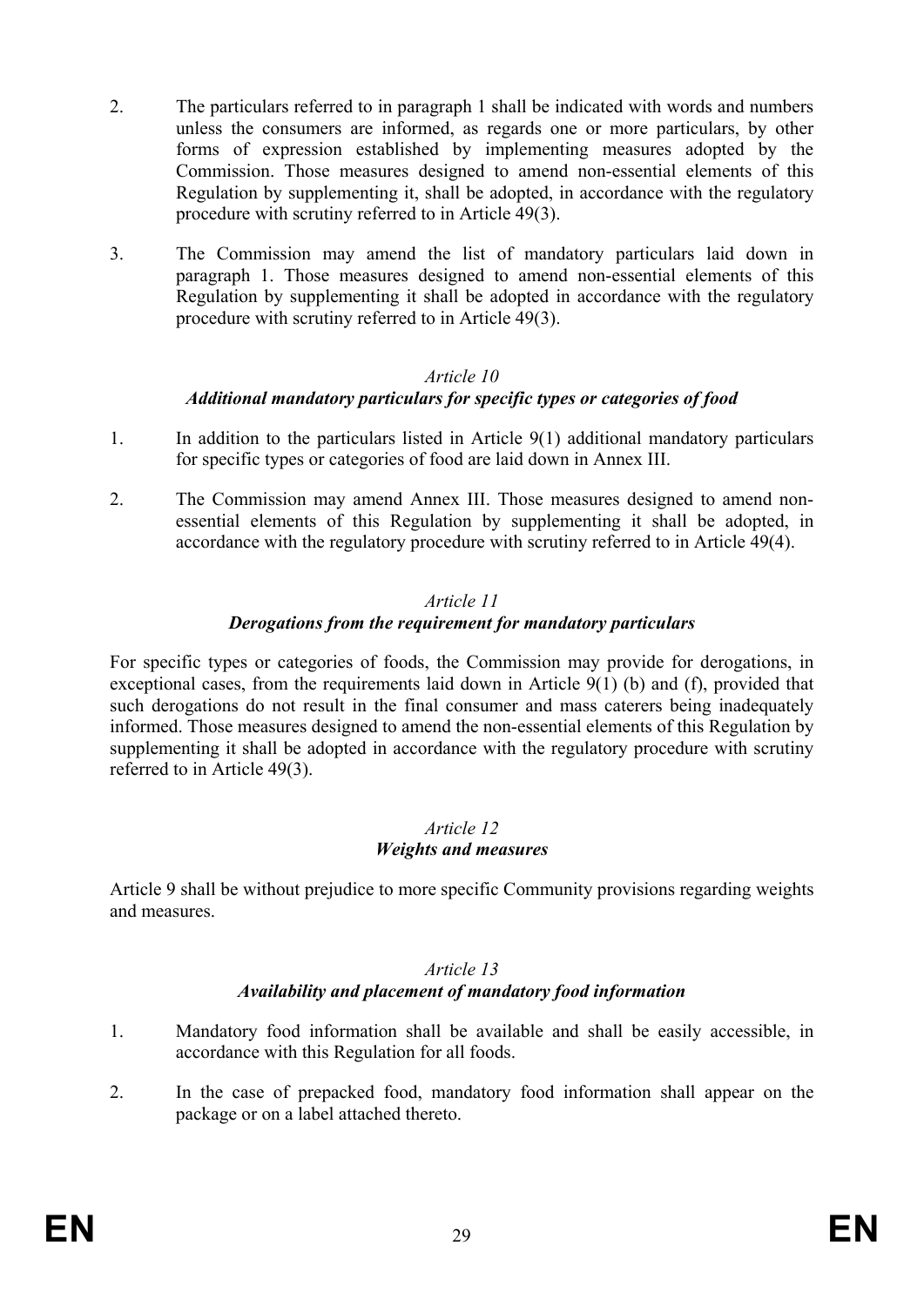2. The particulars referred to in paragraph 1 shall be indicated with words and numbers unless the consumers are informed, as regards one or more particulars, by other forms of expression established by implementing measures adopted by the Commission. Those measures designed to amend non-essential elements of this Regulation by supplementing it, shall be adopted, in accordance with the regulatory procedure with scrutiny referred to in Article 49(3).

3. The Commission may amend the list of mandatory particulars laid down in paragraph 1. Those measures designed to amend non-essential elements of this Regulation by supplementing it shall be adopted in accordance with the regulatory procedure with scrutiny referred to in Article 49(3).

*Article 10*
***Additional mandatory particulars for specific types or categories of food***

1. In addition to the particulars listed in Article 9(1) additional mandatory particulars for specific types or categories of food are laid down in Annex III.

2. The Commission may amend Annex III. Those measures designed to amend non-essential elements of this Regulation by supplementing it shall be adopted, in accordance with the regulatory procedure with scrutiny referred to in Article 49(4).

*Article 11*
***Derogations from the requirement for mandatory particulars***

For specific types or categories of foods, the Commission may provide for derogations, in exceptional cases, from the requirements laid down in Article 9(1) (b) and (f), provided that such derogations do not result in the final consumer and mass caterers being inadequately informed. Those measures designed to amend the non-essential elements of this Regulation by supplementing it shall be adopted in accordance with the regulatory procedure with scrutiny referred to in Article 49(3).

*Article 12*
***Weights and measures***

Article 9 shall be without prejudice to more specific Community provisions regarding weights and measures.

*Article 13*
***Availability and placement of mandatory food information***

1. Mandatory food information shall be available and shall be easily accessible, in accordance with this Regulation for all foods.

2. In the case of prepacked food, mandatory food information shall appear on the package or on a label attached thereto.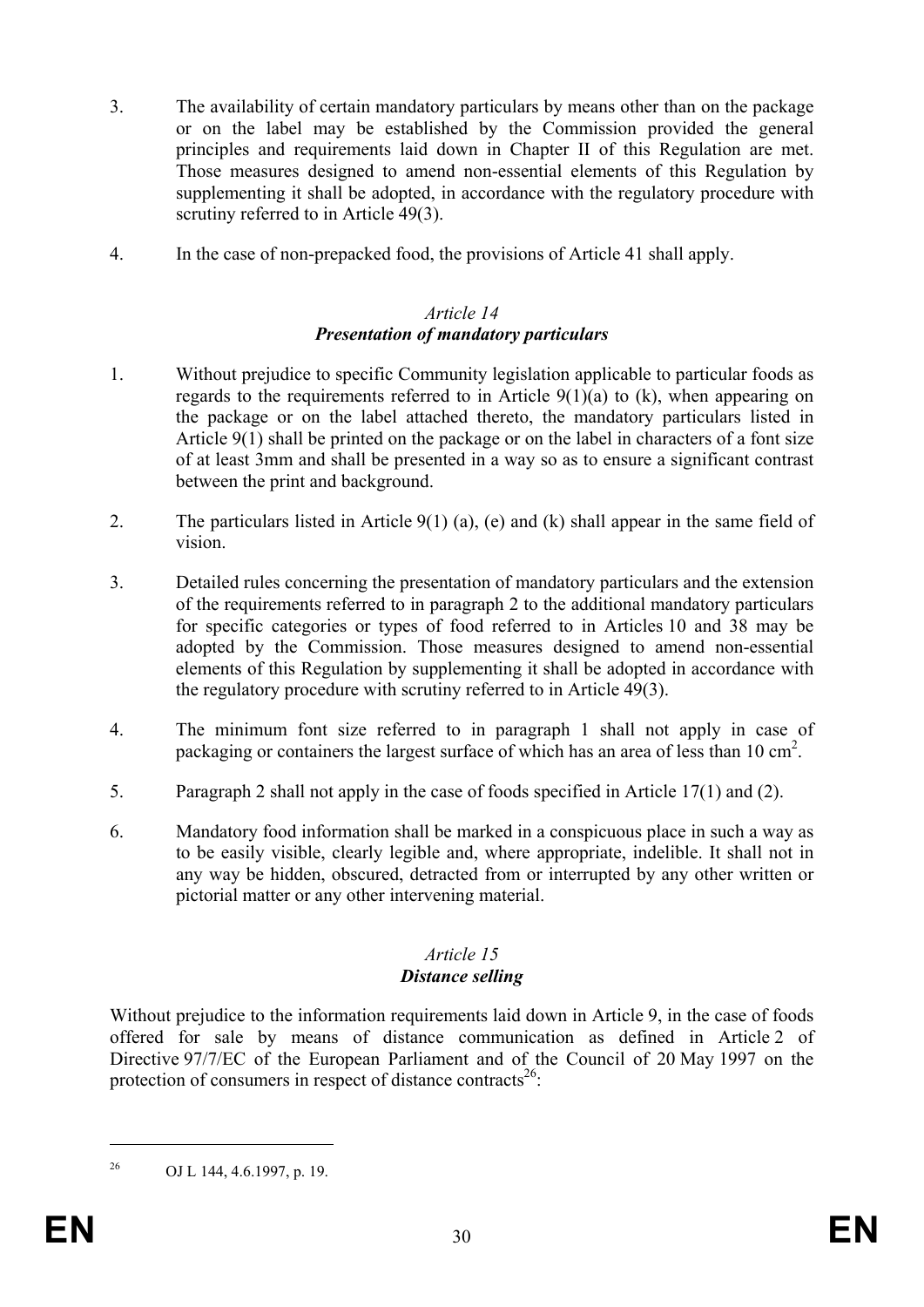3. The availability of certain mandatory particulars by means other than on the package or on the label may be established by the Commission provided the general principles and requirements laid down in Chapter II of this Regulation are met. Those measures designed to amend non-essential elements of this Regulation by supplementing it shall be adopted, in accordance with the regulatory procedure with scrutiny referred to in Article 49(3).

4. In the case of non-prepacked food, the provisions of Article 41 shall apply.

*Article 14*

***Presentation of mandatory particulars***

1. Without prejudice to specific Community legislation applicable to particular foods as regards to the requirements referred to in Article 9(1)(a) to (k), when appearing on the package or on the label attached thereto, the mandatory particulars listed in Article 9(1) shall be printed on the package or on the label in characters of a font size of at least 3mm and shall be presented in a way so as to ensure a significant contrast between the print and background.

2. The particulars listed in Article 9(1) (a), (e) and (k) shall appear in the same field of vision.

3. Detailed rules concerning the presentation of mandatory particulars and the extension of the requirements referred to in paragraph 2 to the additional mandatory particulars for specific categories or types of food referred to in Articles 10 and 38 may be adopted by the Commission. Those measures designed to amend non-essential elements of this Regulation by supplementing it shall be adopted in accordance with the regulatory procedure with scrutiny referred to in Article 49(3).

4. The minimum font size referred to in paragraph 1 shall not apply in case of packaging or containers the largest surface of which has an area of less than 10 $cm^2$.

5. Paragraph 2 shall not apply in the case of foods specified in Article 17(1) and (2).

6. Mandatory food information shall be marked in a conspicuous place in such a way as to be easily visible, clearly legible and, where appropriate, indelible. It shall not in any way be hidden, obscured, detracted from or interrupted by any other written or pictorial matter or any other intervening material.

*Article 15*

***Distance selling***

Without prejudice to the information requirements laid down in Article 9, in the case of foods offered for sale by means of distance communication as defined in Article 2 of Directive 97/7/EC of the European Parliament and of the Council of 20 May 1997 on the protection of consumers in respect of distance contracts[26]:

---

[26] OJ L 144, 4.6.1997, p. 19.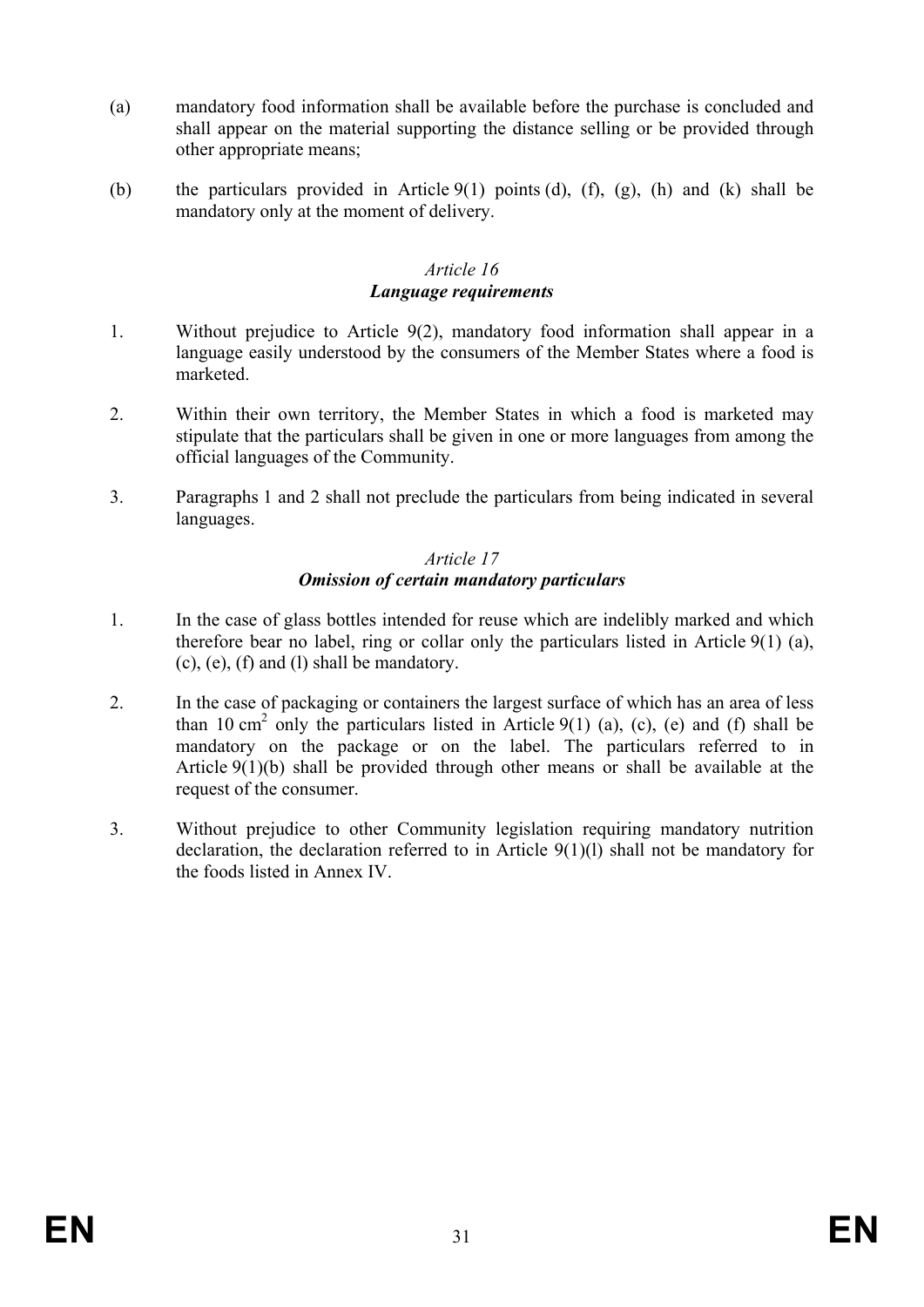(a) mandatory food information shall be available before the purchase is concluded and shall appear on the material supporting the distance selling or be provided through other appropriate means;

(b) the particulars provided in Article 9(1) points (d), (f), (g), (h) and (k) shall be mandatory only at the moment of delivery.

*Article 16*
***Language requirements***

1. Without prejudice to Article 9(2), mandatory food information shall appear in a language easily understood by the consumers of the Member States where a food is marketed.

2. Within their own territory, the Member States in which a food is marketed may stipulate that the particulars shall be given in one or more languages from among the official languages of the Community.

3. Paragraphs 1 and 2 shall not preclude the particulars from being indicated in several languages.

*Article 17*
***Omission of certain mandatory particulars***

1. In the case of glass bottles intended for reuse which are indelibly marked and which therefore bear no label, ring or collar only the particulars listed in Article 9(1) (a), (c), (e), (f) and (l) shall be mandatory.

2. In the case of packaging or containers the largest surface of which has an area of less than 10 $cm^2$ only the particulars listed in Article 9(1) (a), (c), (e) and (f) shall be mandatory on the package or on the label. The particulars referred to in Article 9(1)(b) shall be provided through other means or shall be available at the request of the consumer.

3. Without prejudice to other Community legislation requiring mandatory nutrition declaration, the declaration referred to in Article 9(1)(l) shall not be mandatory for the foods listed in Annex IV.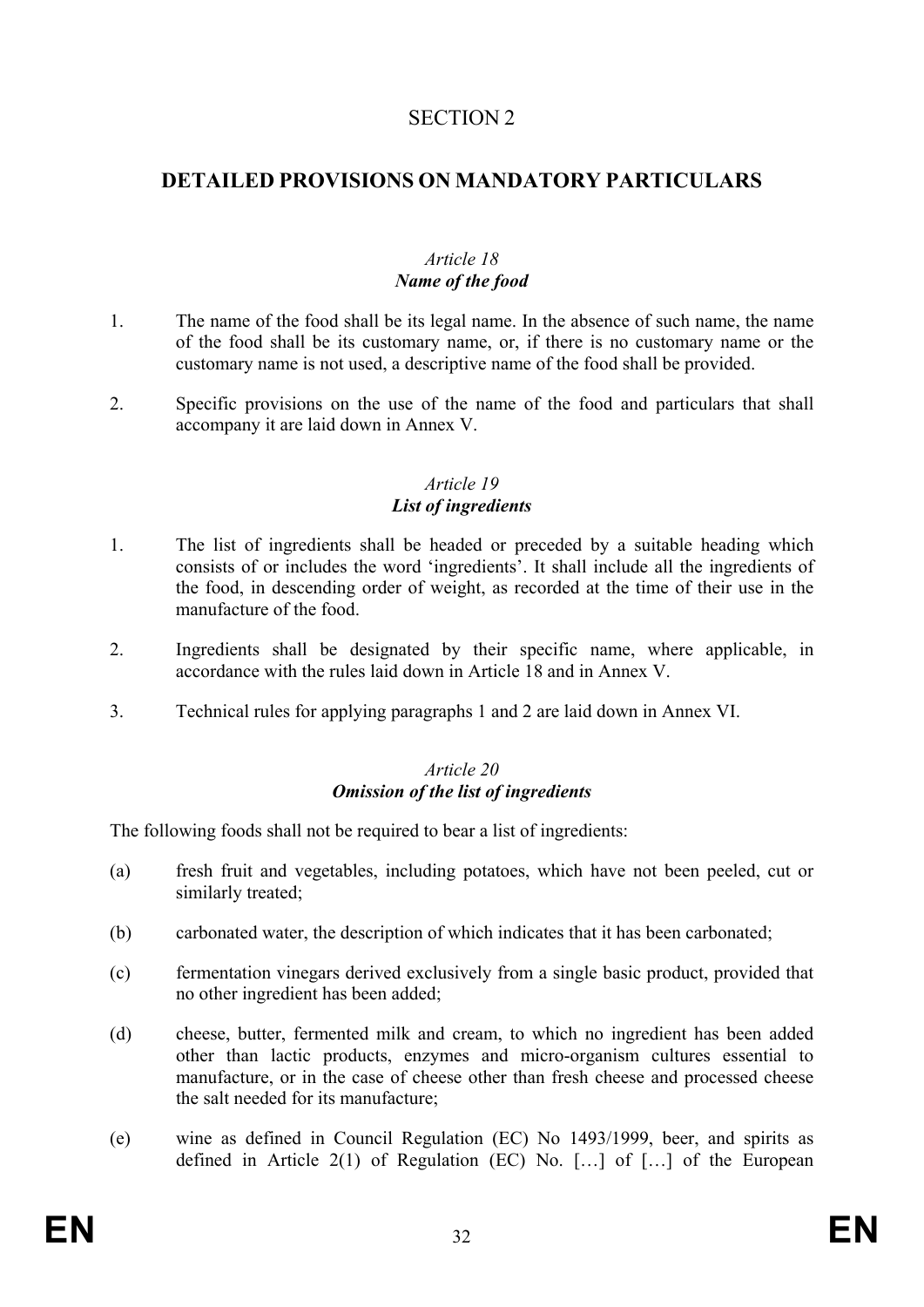## SECTION 2

## DETAILED PROVISIONS ON MANDATORY PARTICULARS

### *Article 18*
### ***Name of the food***

1. The name of the food shall be its legal name. In the absence of such name, the name of the food shall be its customary name, or, if there is no customary name or the customary name is not used, a descriptive name of the food shall be provided.

2. Specific provisions on the use of the name of the food and particulars that shall accompany it are laid down in Annex V.

### *Article 19*
### ***List of ingredients***

1. The list of ingredients shall be headed or preceded by a suitable heading which consists of or includes the word 'ingredients'. It shall include all the ingredients of the food, in descending order of weight, as recorded at the time of their use in the manufacture of the food.

2. Ingredients shall be designated by their specific name, where applicable, in accordance with the rules laid down in Article 18 and in Annex V.

3. Technical rules for applying paragraphs 1 and 2 are laid down in Annex VI.

### *Article 20*
### ***Omission of the list of ingredients***

The following foods shall not be required to bear a list of ingredients:

(a) fresh fruit and vegetables, including potatoes, which have not been peeled, cut or similarly treated;

(b) carbonated water, the description of which indicates that it has been carbonated;

(c) fermentation vinegars derived exclusively from a single basic product, provided that no other ingredient has been added;

(d) cheese, butter, fermented milk and cream, to which no ingredient has been added other than lactic products, enzymes and micro-organism cultures essential to manufacture, or in the case of cheese other than fresh cheese and processed cheese the salt needed for its manufacture;

(e) wine as defined in Council Regulation (EC) No 1493/1999, beer, and spirits as defined in Article 2(1) of Regulation (EC) No. […] of […] of the European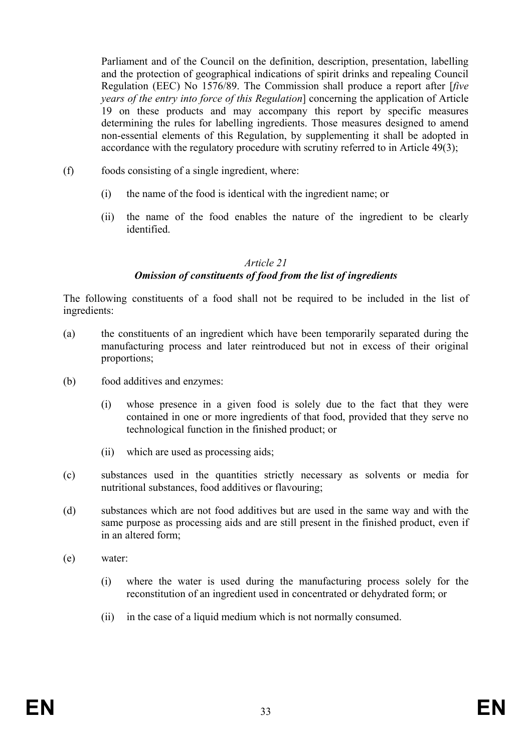Parliament and of the Council on the definition, description, presentation, labelling and the protection of geographical indications of spirit drinks and repealing Council Regulation (EEC) No 1576/89. The Commission shall produce a report after [*five years of the entry into force of this Regulation*] concerning the application of Article 19 on these products and may accompany this report by specific measures determining the rules for labelling ingredients. Those measures designed to amend non-essential elements of this Regulation, by supplementing it shall be adopted in accordance with the regulatory procedure with scrutiny referred to in Article 49(3);

(f) foods consisting of a single ingredient, where:

 (i) the name of the food is identical with the ingredient name; or

 (ii) the name of the food enables the nature of the ingredient to be clearly identified.

### *Article 21*
### ***Omission of constituents of food from the list of ingredients***

The following constituents of a food shall not be required to be included in the list of ingredients:

(a) the constituents of an ingredient which have been temporarily separated during the manufacturing process and later reintroduced but not in excess of their original proportions;

(b) food additives and enzymes:

 (i) whose presence in a given food is solely due to the fact that they were contained in one or more ingredients of that food, provided that they serve no technological function in the finished product; or

 (ii) which are used as processing aids;

(c) substances used in the quantities strictly necessary as solvents or media for nutritional substances, food additives or flavouring;

(d) substances which are not food additives but are used in the same way and with the same purpose as processing aids and are still present in the finished product, even if in an altered form;

(e) water:

 (i) where the water is used during the manufacturing process solely for the reconstitution of an ingredient used in concentrated or dehydrated form; or

 (ii) in the case of a liquid medium which is not normally consumed.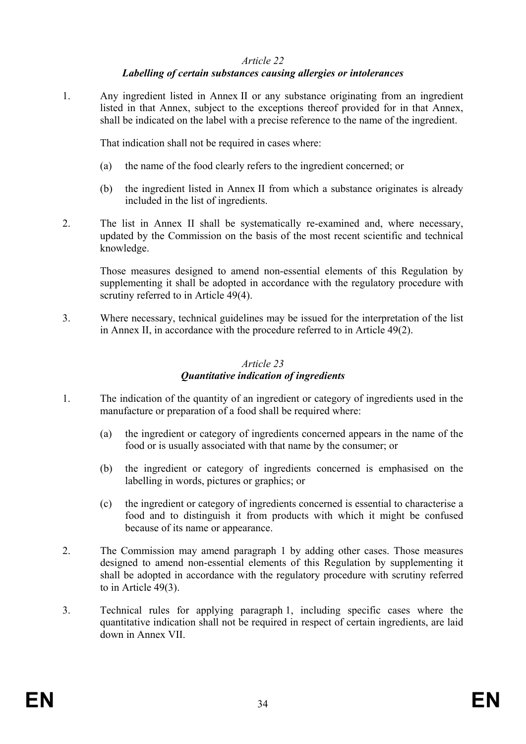*Article 22*
***Labelling of certain substances causing allergies or intolerances***

1. Any ingredient listed in Annex II or any substance originating from an ingredient listed in that Annex, subject to the exceptions thereof provided for in that Annex, shall be indicated on the label with a precise reference to the name of the ingredient.

   That indication shall not be required in cases where:

   (a) the name of the food clearly refers to the ingredient concerned; or

   (b) the ingredient listed in Annex II from which a substance originates is already included in the list of ingredients.

2. The list in Annex II shall be systematically re-examined and, where necessary, updated by the Commission on the basis of the most recent scientific and technical knowledge.

   Those measures designed to amend non-essential elements of this Regulation by supplementing it shall be adopted in accordance with the regulatory procedure with scrutiny referred to in Article 49(4).

3. Where necessary, technical guidelines may be issued for the interpretation of the list in Annex II, in accordance with the procedure referred to in Article 49(2).

*Article 23*
***Quantitative indication of ingredients***

1. The indication of the quantity of an ingredient or category of ingredients used in the manufacture or preparation of a food shall be required where:

   (a) the ingredient or category of ingredients concerned appears in the name of the food or is usually associated with that name by the consumer; or

   (b) the ingredient or category of ingredients concerned is emphasised on the labelling in words, pictures or graphics; or

   (c) the ingredient or category of ingredients concerned is essential to characterise a food and to distinguish it from products with which it might be confused because of its name or appearance.

2. The Commission may amend paragraph 1 by adding other cases. Those measures designed to amend non-essential elements of this Regulation by supplementing it shall be adopted in accordance with the regulatory procedure with scrutiny referred to in Article 49(3).

3. Technical rules for applying paragraph 1, including specific cases where the quantitative indication shall not be required in respect of certain ingredients, are laid down in Annex VII.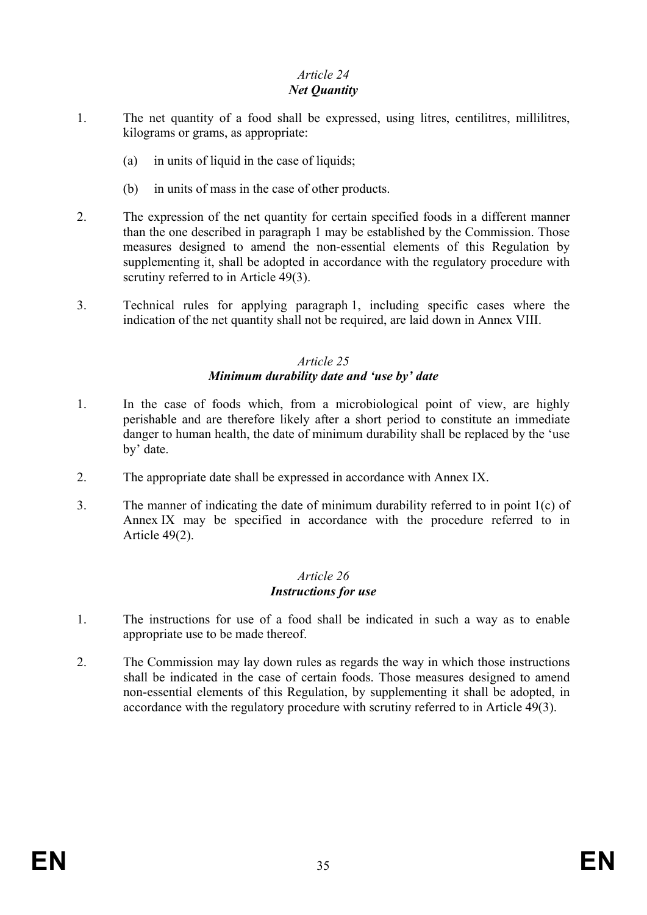### *Article 24*
### ***Net Quantity***

1. The net quantity of a food shall be expressed, using litres, centilitres, millilitres, kilograms or grams, as appropriate:

   (a) in units of liquid in the case of liquids;

   (b) in units of mass in the case of other products.

2. The expression of the net quantity for certain specified foods in a different manner than the one described in paragraph 1 may be established by the Commission. Those measures designed to amend the non-essential elements of this Regulation by supplementing it, shall be adopted in accordance with the regulatory procedure with scrutiny referred to in Article 49(3).

3. Technical rules for applying paragraph 1, including specific cases where the indication of the net quantity shall not be required, are laid down in Annex VIII.

### *Article 25*
### ***Minimum durability date and 'use by' date***

1. In the case of foods which, from a microbiological point of view, are highly perishable and are therefore likely after a short period to constitute an immediate danger to human health, the date of minimum durability shall be replaced by the 'use by' date.

2. The appropriate date shall be expressed in accordance with Annex IX.

3. The manner of indicating the date of minimum durability referred to in point 1(c) of Annex IX may be specified in accordance with the procedure referred to in Article 49(2).

### *Article 26*
### ***Instructions for use***

1. The instructions for use of a food shall be indicated in such a way as to enable appropriate use to be made thereof.

2. The Commission may lay down rules as regards the way in which those instructions shall be indicated in the case of certain foods. Those measures designed to amend non-essential elements of this Regulation, by supplementing it shall be adopted, in accordance with the regulatory procedure with scrutiny referred to in Article 49(3).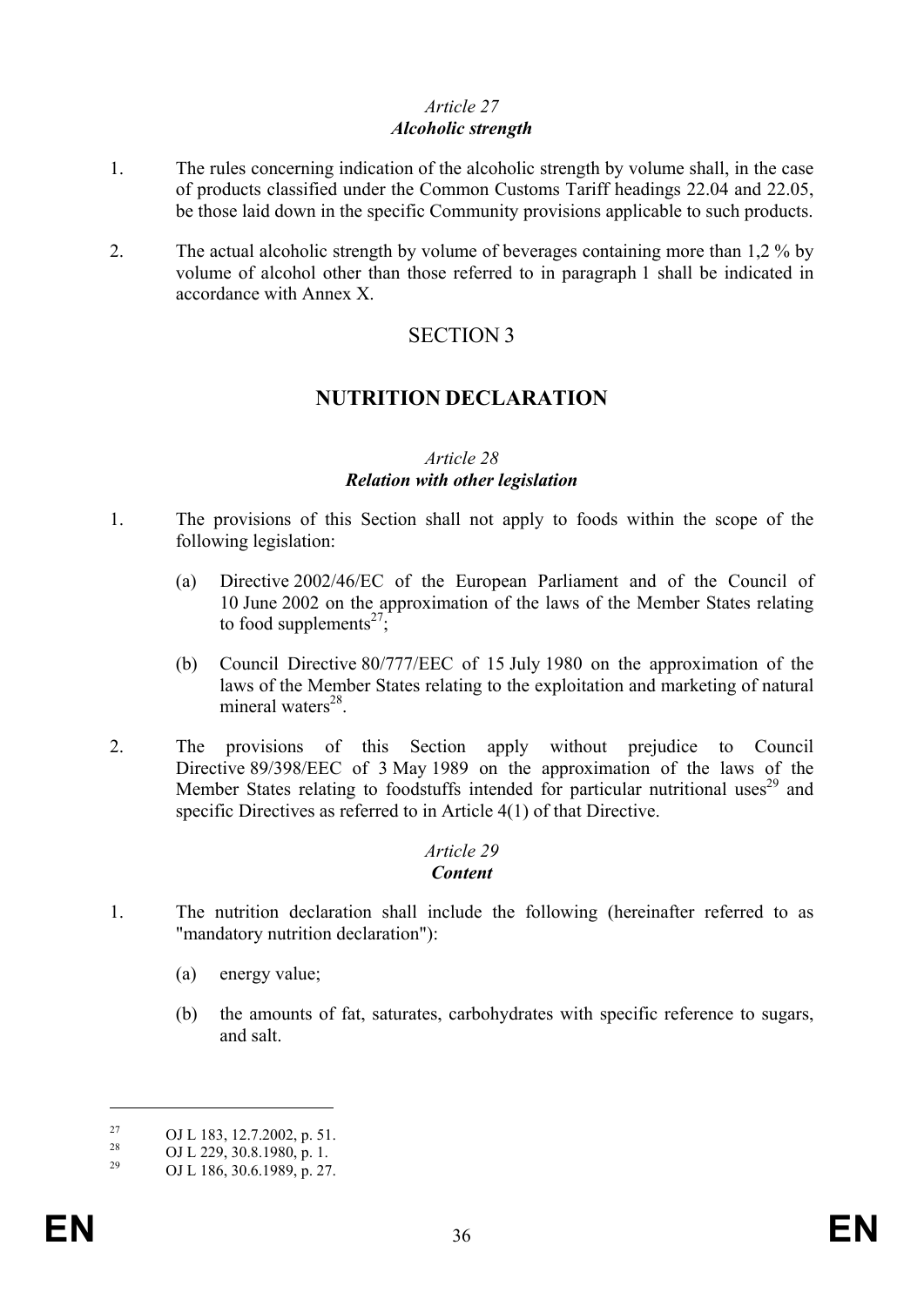*Article 27*
***Alcoholic strength***

1. The rules concerning indication of the alcoholic strength by volume shall, in the case of products classified under the Common Customs Tariff headings 22.04 and 22.05, be those laid down in the specific Community provisions applicable to such products.

2. The actual alcoholic strength by volume of beverages containing more than 1,2 % by volume of alcohol other than those referred to in paragraph 1 shall be indicated in accordance with Annex X.

## SECTION 3

## NUTRITION DECLARATION

*Article 28*
***Relation with other legislation***

1. The provisions of this Section shall not apply to foods within the scope of the following legislation:

   (a) Directive 2002/46/EC of the European Parliament and of the Council of 10 June 2002 on the approximation of the laws of the Member States relating to food supplements[27];

   (b) Council Directive 80/777/EEC of 15 July 1980 on the approximation of the laws of the Member States relating to the exploitation and marketing of natural mineral waters[28].

2. The provisions of this Section apply without prejudice to Council Directive 89/398/EEC of 3 May 1989 on the approximation of the laws of the Member States relating to foodstuffs intended for particular nutritional uses[29] and specific Directives as referred to in Article 4(1) of that Directive.

*Article 29*
***Content***

1. The nutrition declaration shall include the following (hereinafter referred to as "mandatory nutrition declaration"):

   (a) energy value;

   (b) the amounts of fat, saturates, carbohydrates with specific reference to sugars, and salt.

---

[27] OJ L 183, 12.7.2002, p. 51.
[28] OJ L 229, 30.8.1980, p. 1.
[29] OJ L 186, 30.6.1989, p. 27.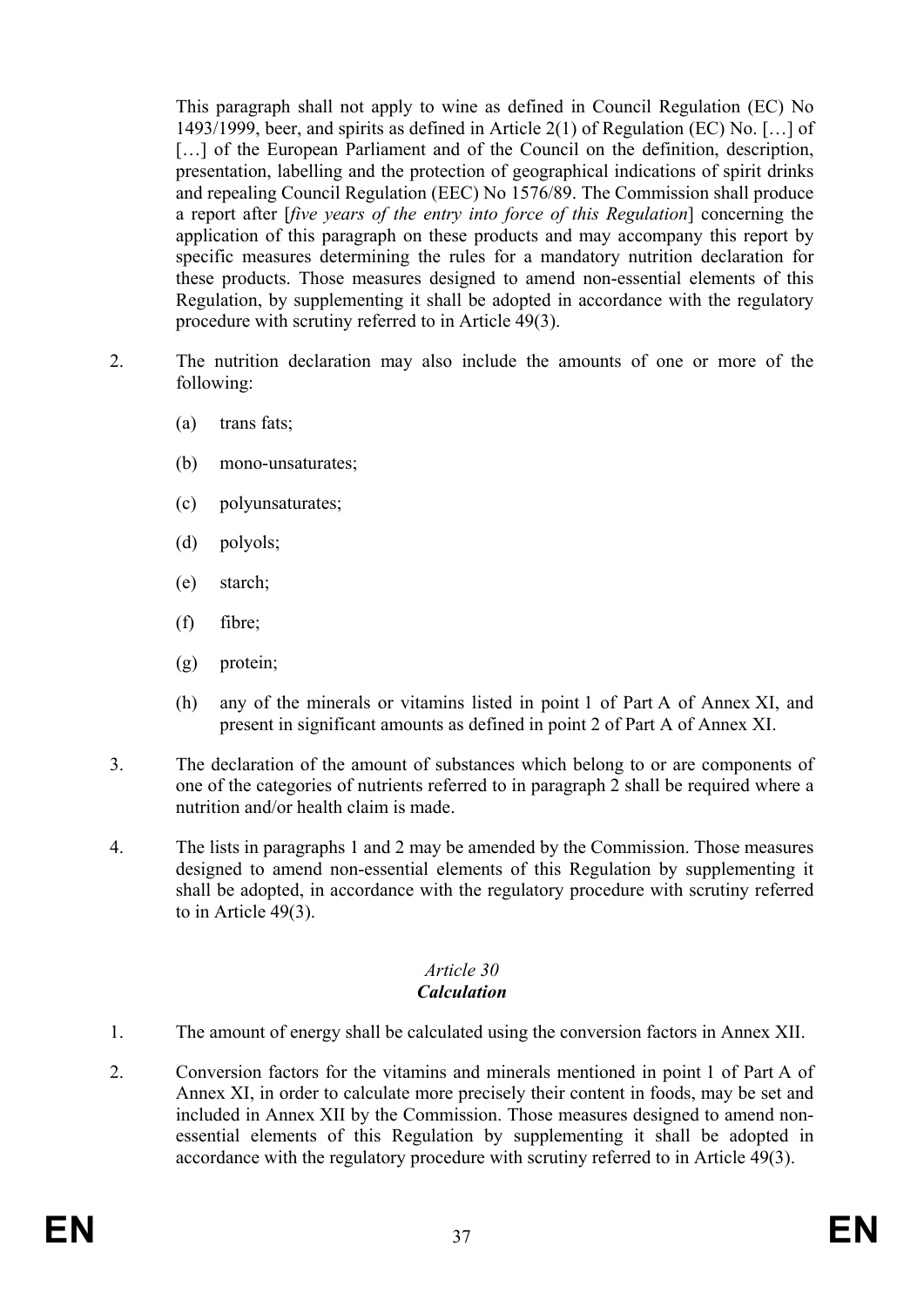This paragraph shall not apply to wine as defined in Council Regulation (EC) No 1493/1999, beer, and spirits as defined in Article 2(1) of Regulation (EC) No. […] of […] of the European Parliament and of the Council on the definition, description, presentation, labelling and the protection of geographical indications of spirit drinks and repealing Council Regulation (EEC) No 1576/89. The Commission shall produce a report after [*five years of the entry into force of this Regulation*] concerning the application of this paragraph on these products and may accompany this report by specific measures determining the rules for a mandatory nutrition declaration for these products. Those measures designed to amend non-essential elements of this Regulation, by supplementing it shall be adopted in accordance with the regulatory procedure with scrutiny referred to in Article 49(3).

2. The nutrition declaration may also include the amounts of one or more of the following:

   (a) trans fats;

   (b) mono-unsaturates;

   (c) polyunsaturates;

   (d) polyols;

   (e) starch;

   (f) fibre;

   (g) protein;

   (h) any of the minerals or vitamins listed in point 1 of Part A of Annex XI, and present in significant amounts as defined in point 2 of Part A of Annex XI.

3. The declaration of the amount of substances which belong to or are components of one of the categories of nutrients referred to in paragraph 2 shall be required where a nutrition and/or health claim is made.

4. The lists in paragraphs 1 and 2 may be amended by the Commission. Those measures designed to amend non-essential elements of this Regulation by supplementing it shall be adopted, in accordance with the regulatory procedure with scrutiny referred to in Article 49(3).

### *Article 30*
### ***Calculation***

1. The amount of energy shall be calculated using the conversion factors in Annex XII.

2. Conversion factors for the vitamins and minerals mentioned in point 1 of Part A of Annex XI, in order to calculate more precisely their content in foods, may be set and included in Annex XII by the Commission. Those measures designed to amend non-essential elements of this Regulation by supplementing it shall be adopted in accordance with the regulatory procedure with scrutiny referred to in Article 49(3).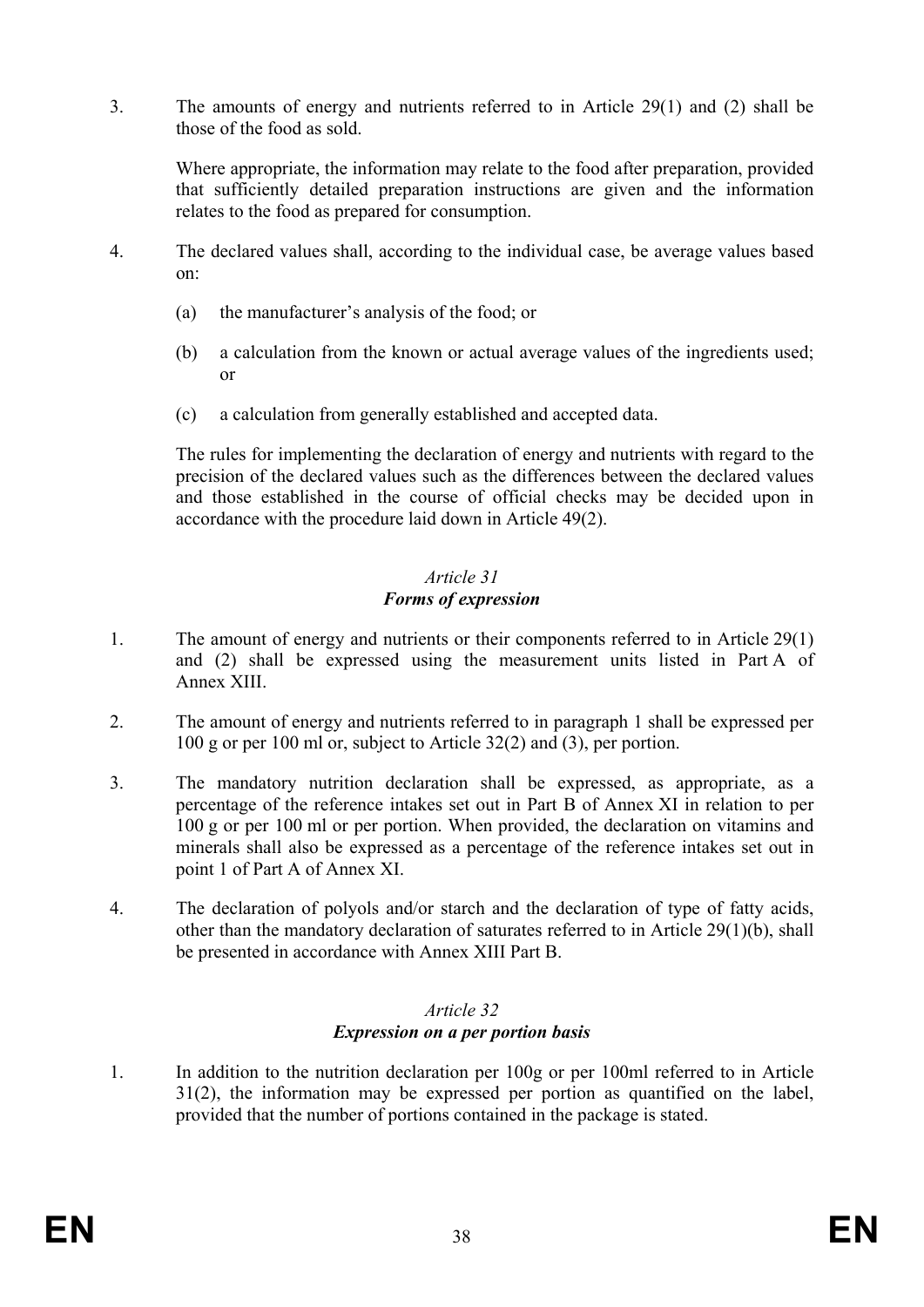3. The amounts of energy and nutrients referred to in Article 29(1) and (2) shall be those of the food as sold.

   Where appropriate, the information may relate to the food after preparation, provided that sufficiently detailed preparation instructions are given and the information relates to the food as prepared for consumption.

4. The declared values shall, according to the individual case, be average values based on:

   (a) the manufacturer's analysis of the food; or

   (b) a calculation from the known or actual average values of the ingredients used; or

   (c) a calculation from generally established and accepted data.

   The rules for implementing the declaration of energy and nutrients with regard to the precision of the declared values such as the differences between the declared values and those established in the course of official checks may be decided upon in accordance with the procedure laid down in Article 49(2).

*Article 31*
***Forms of expression***

1. The amount of energy and nutrients or their components referred to in Article 29(1) and (2) shall be expressed using the measurement units listed in Part A of Annex XIII.

2. The amount of energy and nutrients referred to in paragraph 1 shall be expressed per 100 g or per 100 ml or, subject to Article 32(2) and (3), per portion.

3. The mandatory nutrition declaration shall be expressed, as appropriate, as a percentage of the reference intakes set out in Part B of Annex XI in relation to per 100 g or per 100 ml or per portion. When provided, the declaration on vitamins and minerals shall also be expressed as a percentage of the reference intakes set out in point 1 of Part A of Annex XI.

4. The declaration of polyols and/or starch and the declaration of type of fatty acids, other than the mandatory declaration of saturates referred to in Article 29(1)(b), shall be presented in accordance with Annex XIII Part B.

*Article 32*
***Expression on a per portion basis***

1. In addition to the nutrition declaration per 100g or per 100ml referred to in Article 31(2), the information may be expressed per portion as quantified on the label, provided that the number of portions contained in the package is stated.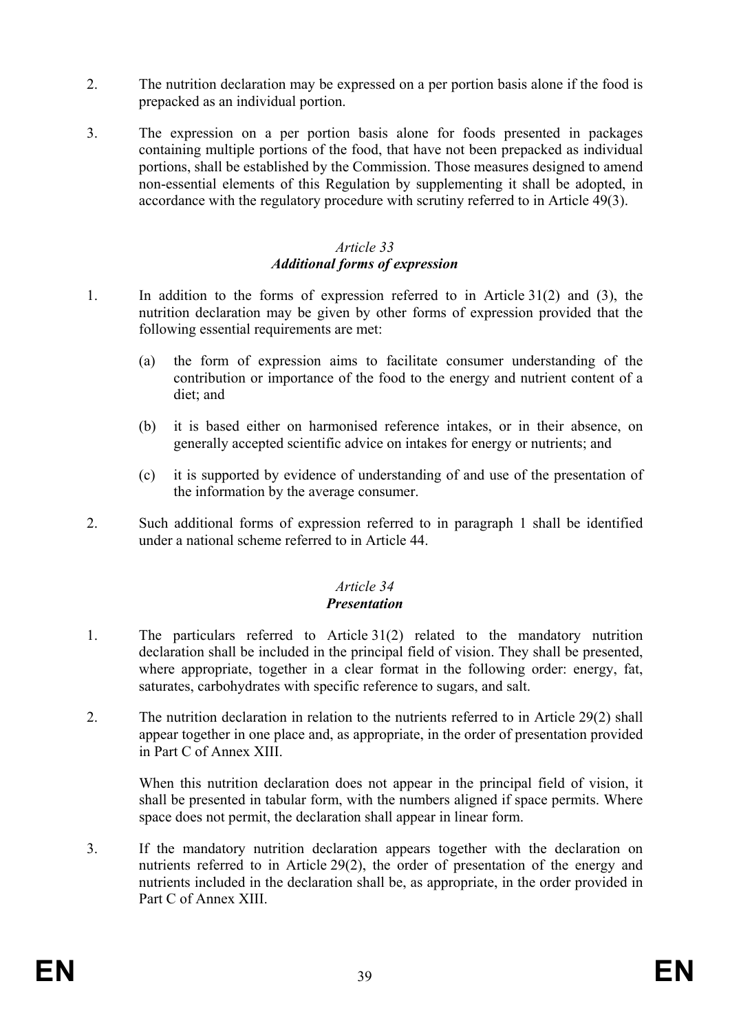2. The nutrition declaration may be expressed on a per portion basis alone if the food is prepacked as an individual portion.

3. The expression on a per portion basis alone for foods presented in packages containing multiple portions of the food, that have not been prepacked as individual portions, shall be established by the Commission. Those measures designed to amend non-essential elements of this Regulation by supplementing it shall be adopted, in accordance with the regulatory procedure with scrutiny referred to in Article 49(3).

### *Article 33*
### ***Additional forms of expression***

1. In addition to the forms of expression referred to in Article 31(2) and (3), the nutrition declaration may be given by other forms of expression provided that the following essential requirements are met:

   (a) the form of expression aims to facilitate consumer understanding of the contribution or importance of the food to the energy and nutrient content of a diet; and

   (b) it is based either on harmonised reference intakes, or in their absence, on generally accepted scientific advice on intakes for energy or nutrients; and

   (c) it is supported by evidence of understanding of and use of the presentation of the information by the average consumer.

2. Such additional forms of expression referred to in paragraph 1 shall be identified under a national scheme referred to in Article 44.

### *Article 34*
### ***Presentation***

1. The particulars referred to Article 31(2) related to the mandatory nutrition declaration shall be included in the principal field of vision. They shall be presented, where appropriate, together in a clear format in the following order: energy, fat, saturates, carbohydrates with specific reference to sugars, and salt.

2. The nutrition declaration in relation to the nutrients referred to in Article 29(2) shall appear together in one place and, as appropriate, in the order of presentation provided in Part C of Annex XIII.

   When this nutrition declaration does not appear in the principal field of vision, it shall be presented in tabular form, with the numbers aligned if space permits. Where space does not permit, the declaration shall appear in linear form.

3. If the mandatory nutrition declaration appears together with the declaration on nutrients referred to in Article 29(2), the order of presentation of the energy and nutrients included in the declaration shall be, as appropriate, in the order provided in Part C of Annex XIII.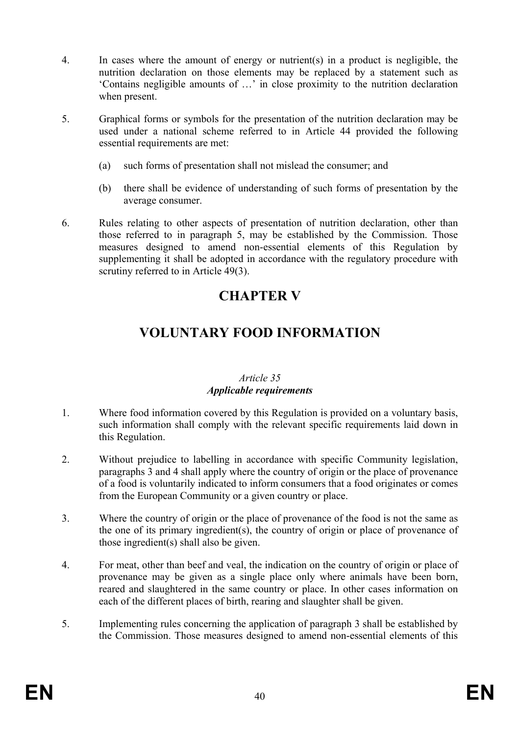4. In cases where the amount of energy or nutrient(s) in a product is negligible, the nutrition declaration on those elements may be replaced by a statement such as 'Contains negligible amounts of …' in close proximity to the nutrition declaration when present.

5. Graphical forms or symbols for the presentation of the nutrition declaration may be used under a national scheme referred to in Article 44 provided the following essential requirements are met:

   (a) such forms of presentation shall not mislead the consumer; and

   (b) there shall be evidence of understanding of such forms of presentation by the average consumer.

6. Rules relating to other aspects of presentation of nutrition declaration, other than those referred to in paragraph 5, may be established by the Commission. Those measures designed to amend non-essential elements of this Regulation by supplementing it shall be adopted in accordance with the regulatory procedure with scrutiny referred to in Article 49(3).

# CHAPTER V

# VOLUNTARY FOOD INFORMATION

*Article 35*
***Applicable requirements***

1. Where food information covered by this Regulation is provided on a voluntary basis, such information shall comply with the relevant specific requirements laid down in this Regulation.

2. Without prejudice to labelling in accordance with specific Community legislation, paragraphs 3 and 4 shall apply where the country of origin or the place of provenance of a food is voluntarily indicated to inform consumers that a food originates or comes from the European Community or a given country or place.

3. Where the country of origin or the place of provenance of the food is not the same as the one of its primary ingredient(s), the country of origin or place of provenance of those ingredient(s) shall also be given.

4. For meat, other than beef and veal, the indication on the country of origin or place of provenance may be given as a single place only where animals have been born, reared and slaughtered in the same country or place. In other cases information on each of the different places of birth, rearing and slaughter shall be given.

5. Implementing rules concerning the application of paragraph 3 shall be established by the Commission. Those measures designed to amend non-essential elements of this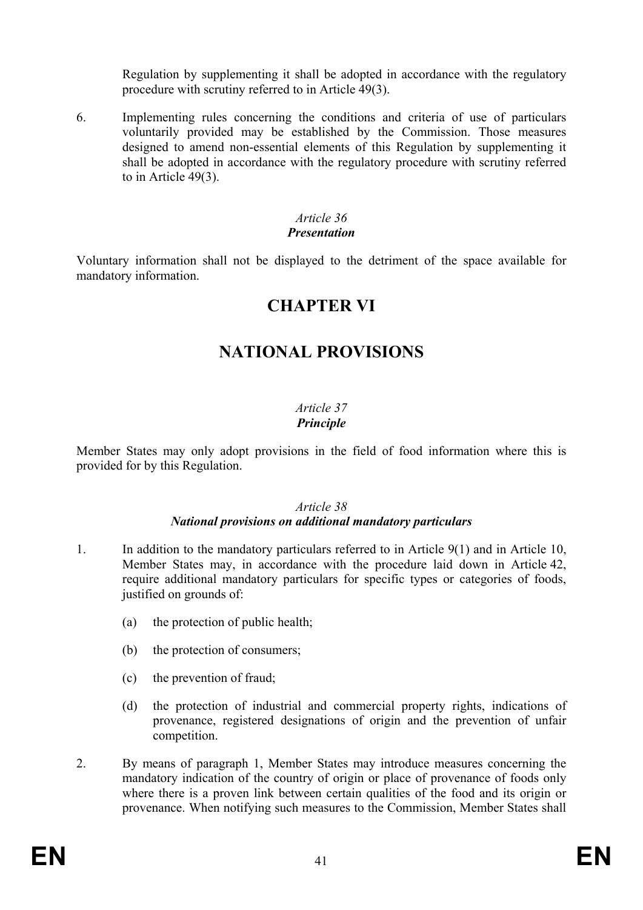Regulation by supplementing it shall be adopted in accordance with the regulatory procedure with scrutiny referred to in Article 49(3).

6. Implementing rules concerning the conditions and criteria of use of particulars voluntarily provided may be established by the Commission. Those measures designed to amend non-essential elements of this Regulation by supplementing it shall be adopted in accordance with the regulatory procedure with scrutiny referred to in Article 49(3).

### *Article 36*
### ***Presentation***

Voluntary information shall not be displayed to the detriment of the space available for mandatory information.

# CHAPTER VI

# NATIONAL PROVISIONS

### *Article 37*
### ***Principle***

Member States may only adopt provisions in the field of food information where this is provided for by this Regulation.

### *Article 38*
### ***National provisions on additional mandatory particulars***

1. In addition to the mandatory particulars referred to in Article 9(1) and in Article 10, Member States may, in accordance with the procedure laid down in Article 42, require additional mandatory particulars for specific types or categories of foods, justified on grounds of:

   (a) the protection of public health;

   (b) the protection of consumers;

   (c) the prevention of fraud;

   (d) the protection of industrial and commercial property rights, indications of provenance, registered designations of origin and the prevention of unfair competition.

2. By means of paragraph 1, Member States may introduce measures concerning the mandatory indication of the country of origin or place of provenance of foods only where there is a proven link between certain qualities of the food and its origin or provenance. When notifying such measures to the Commission, Member States shall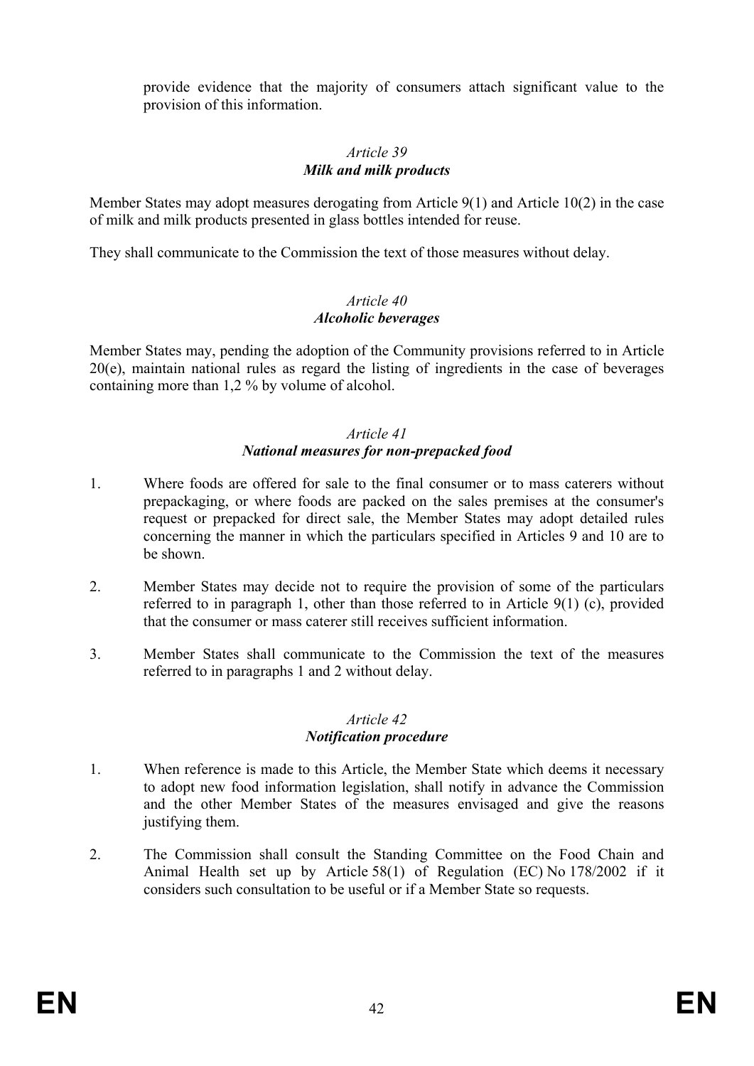provide evidence that the majority of consumers attach significant value to the provision of this information.

### *Article 39*
### ***Milk and milk products***

Member States may adopt measures derogating from Article 9(1) and Article 10(2) in the case of milk and milk products presented in glass bottles intended for reuse.

They shall communicate to the Commission the text of those measures without delay.

### *Article 40*
### ***Alcoholic beverages***

Member States may, pending the adoption of the Community provisions referred to in Article 20(e), maintain national rules as regard the listing of ingredients in the case of beverages containing more than 1,2 % by volume of alcohol.

### *Article 41*
### ***National measures for non-prepacked food***

1. Where foods are offered for sale to the final consumer or to mass caterers without prepackaging, or where foods are packed on the sales premises at the consumer's request or prepacked for direct sale, the Member States may adopt detailed rules concerning the manner in which the particulars specified in Articles 9 and 10 are to be shown.

2. Member States may decide not to require the provision of some of the particulars referred to in paragraph 1, other than those referred to in Article 9(1) (c), provided that the consumer or mass caterer still receives sufficient information.

3. Member States shall communicate to the Commission the text of the measures referred to in paragraphs 1 and 2 without delay.

### *Article 42*
### ***Notification procedure***

1. When reference is made to this Article, the Member State which deems it necessary to adopt new food information legislation, shall notify in advance the Commission and the other Member States of the measures envisaged and give the reasons justifying them.

2. The Commission shall consult the Standing Committee on the Food Chain and Animal Health set up by Article 58(1) of Regulation (EC) No 178/2002 if it considers such consultation to be useful or if a Member State so requests.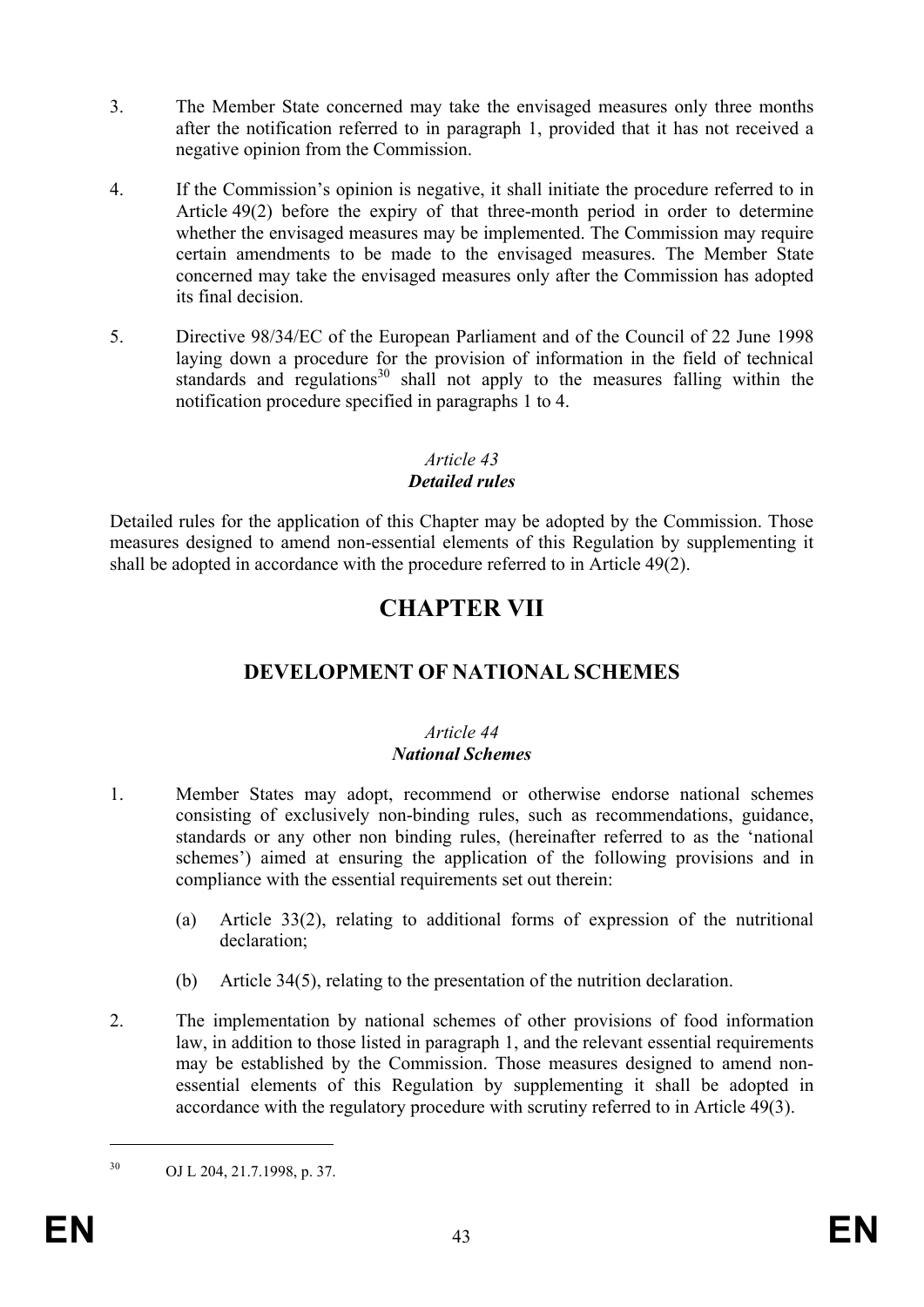3. The Member State concerned may take the envisaged measures only three months after the notification referred to in paragraph 1, provided that it has not received a negative opinion from the Commission.

4. If the Commission's opinion is negative, it shall initiate the procedure referred to in Article 49(2) before the expiry of that three-month period in order to determine whether the envisaged measures may be implemented. The Commission may require certain amendments to be made to the envisaged measures. The Member State concerned may take the envisaged measures only after the Commission has adopted its final decision.

5. Directive 98/34/EC of the European Parliament and of the Council of 22 June 1998 laying down a procedure for the provision of information in the field of technical standards and regulations[30] shall not apply to the measures falling within the notification procedure specified in paragraphs 1 to 4.

*Article 43*
***Detailed rules***

Detailed rules for the application of this Chapter may be adopted by the Commission. Those measures designed to amend non-essential elements of this Regulation by supplementing it shall be adopted in accordance with the procedure referred to in Article 49(2).

# CHAPTER VII

## DEVELOPMENT OF NATIONAL SCHEMES

*Article 44*
***National Schemes***

1. Member States may adopt, recommend or otherwise endorse national schemes consisting of exclusively non-binding rules, such as recommendations, guidance, standards or any other non binding rules, (hereinafter referred to as the 'national schemes') aimed at ensuring the application of the following provisions and in compliance with the essential requirements set out therein:

   (a) Article 33(2), relating to additional forms of expression of the nutritional declaration;

   (b) Article 34(5), relating to the presentation of the nutrition declaration.

2. The implementation by national schemes of other provisions of food information law, in addition to those listed in paragraph 1, and the relevant essential requirements may be established by the Commission. Those measures designed to amend non-essential elements of this Regulation by supplementing it shall be adopted in accordance with the regulatory procedure with scrutiny referred to in Article 49(3).

---

[30] OJ L 204, 21.7.1998, p. 37.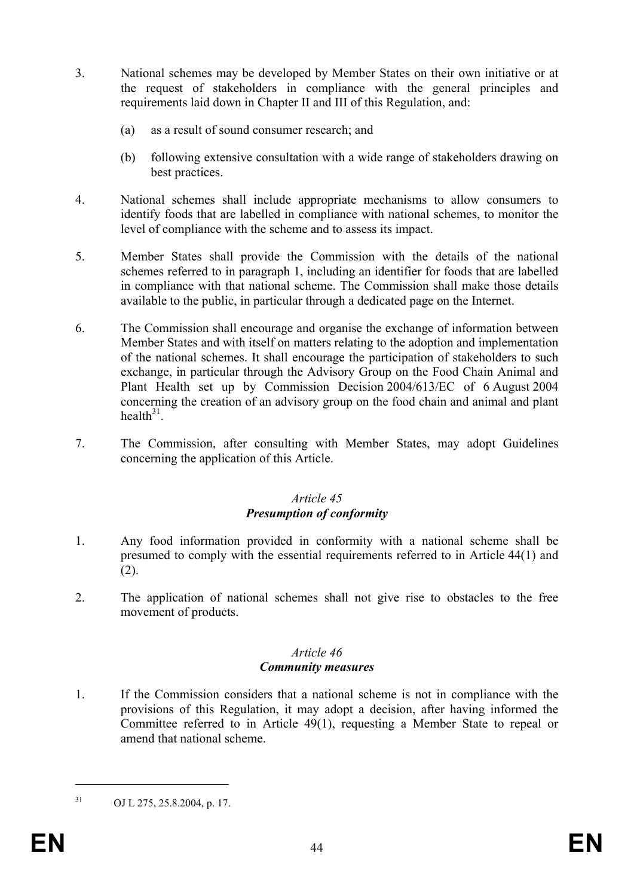3. National schemes may be developed by Member States on their own initiative or at the request of stakeholders in compliance with the general principles and requirements laid down in Chapter II and III of this Regulation, and:

   (a) as a result of sound consumer research; and

   (b) following extensive consultation with a wide range of stakeholders drawing on best practices.

4. National schemes shall include appropriate mechanisms to allow consumers to identify foods that are labelled in compliance with national schemes, to monitor the level of compliance with the scheme and to assess its impact.

5. Member States shall provide the Commission with the details of the national schemes referred to in paragraph 1, including an identifier for foods that are labelled in compliance with that national scheme. The Commission shall make those details available to the public, in particular through a dedicated page on the Internet.

6. The Commission shall encourage and organise the exchange of information between Member States and with itself on matters relating to the adoption and implementation of the national schemes. It shall encourage the participation of stakeholders to such exchange, in particular through the Advisory Group on the Food Chain Animal and Plant Health set up by Commission Decision 2004/613/EC of 6 August 2004 concerning the creation of an advisory group on the food chain and animal and plant health[31].

7. The Commission, after consulting with Member States, may adopt Guidelines concerning the application of this Article.

### *Article 45*
### ***Presumption of conformity***

1. Any food information provided in conformity with a national scheme shall be presumed to comply with the essential requirements referred to in Article 44(1) and (2).

2. The application of national schemes shall not give rise to obstacles to the free movement of products.

### *Article 46*
### ***Community measures***

1. If the Commission considers that a national scheme is not in compliance with the provisions of this Regulation, it may adopt a decision, after having informed the Committee referred to in Article 49(1), requesting a Member State to repeal or amend that national scheme.

---

[31] OJ L 275, 25.8.2004, p. 17.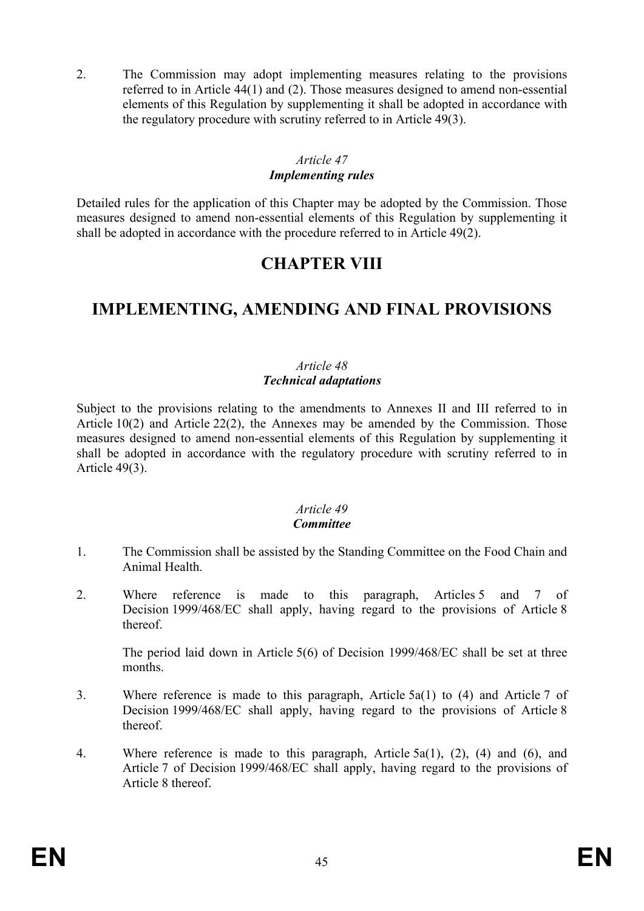2. The Commission may adopt implementing measures relating to the provisions referred to in Article 44(1) and (2). Those measures designed to amend non-essential elements of this Regulation by supplementing it shall be adopted in accordance with the regulatory procedure with scrutiny referred to in Article 49(3).

*Article 47*
***Implementing rules***

Detailed rules for the application of this Chapter may be adopted by the Commission. Those measures designed to amend non-essential elements of this Regulation by supplementing it shall be adopted in accordance with the procedure referred to in Article 49(2).

# CHAPTER VIII

# IMPLEMENTING, AMENDING AND FINAL PROVISIONS

*Article 48*
***Technical adaptations***

Subject to the provisions relating to the amendments to Annexes II and III referred to in Article 10(2) and Article 22(2), the Annexes may be amended by the Commission. Those measures designed to amend non-essential elements of this Regulation by supplementing it shall be adopted in accordance with the regulatory procedure with scrutiny referred to in Article 49(3).

*Article 49*
***Committee***

1. The Commission shall be assisted by the Standing Committee on the Food Chain and Animal Health.

2. Where reference is made to this paragraph, Articles 5 and 7 of Decision 1999/468/EC shall apply, having regard to the provisions of Article 8 thereof.

   The period laid down in Article 5(6) of Decision 1999/468/EC shall be set at three months.

3. Where reference is made to this paragraph, Article 5a(1) to (4) and Article 7 of Decision 1999/468/EC shall apply, having regard to the provisions of Article 8 thereof.

4. Where reference is made to this paragraph, Article 5a(1), (2), (4) and (6), and Article 7 of Decision 1999/468/EC shall apply, having regard to the provisions of Article 8 thereof.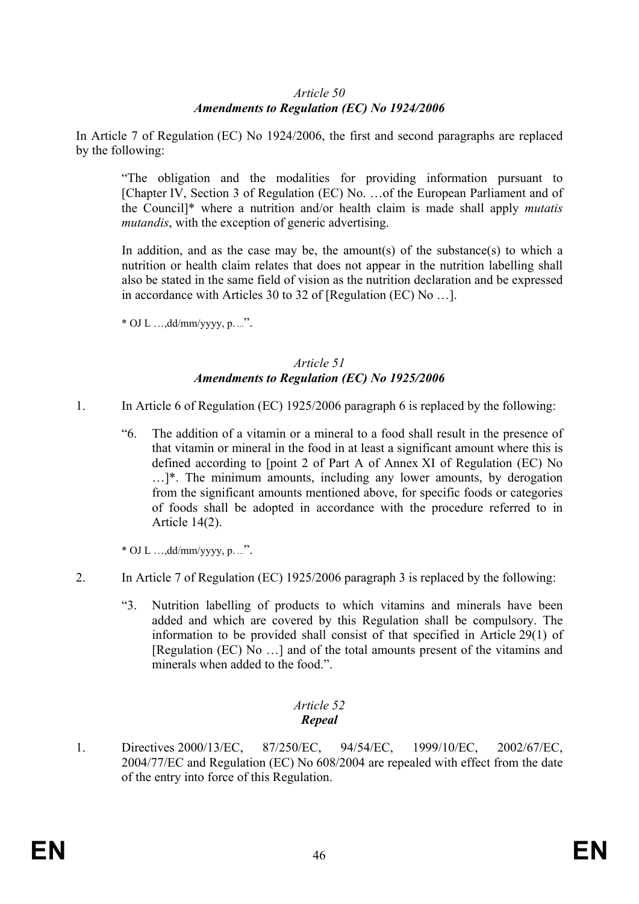*Article 50*
***Amendments to Regulation (EC) No 1924/2006***

In Article 7 of Regulation (EC) No 1924/2006, the first and second paragraphs are replaced by the following:

> "The obligation and the modalities for providing information pursuant to [Chapter IV, Section 3 of Regulation (EC) No. …of the European Parliament and of the Council]* where a nutrition and/or health claim is made shall apply *mutatis mutandis*, with the exception of generic advertising.
>
> In addition, and as the case may be, the amount(s) of the substance(s) to which a nutrition or health claim relates that does not appear in the nutrition labelling shall also be stated in the same field of vision as the nutrition declaration and be expressed in accordance with Articles 30 to 32 of [Regulation (EC) No …].
>
> * OJ L …,dd/mm/yyyy, p. …".

*Article 51*
***Amendments to Regulation (EC) No 1925/2006***

1. In Article 6 of Regulation (EC) 1925/2006 paragraph 6 is replaced by the following:

   > "6. The addition of a vitamin or a mineral to a food shall result in the presence of that vitamin or mineral in the food in at least a significant amount where this is defined according to [point 2 of Part A of Annex XI of Regulation (EC) No …]*. The minimum amounts, including any lower amounts, by derogation from the significant amounts mentioned above, for specific foods or categories of foods shall be adopted in accordance with the procedure referred to in Article 14(2).
   >
   > * OJ L …,dd/mm/yyyy, p. …".

2. In Article 7 of Regulation (EC) 1925/2006 paragraph 3 is replaced by the following:

   > "3. Nutrition labelling of products to which vitamins and minerals have been added and which are covered by this Regulation shall be compulsory. The information to be provided shall consist of that specified in Article 29(1) of [Regulation (EC) No …] and of the total amounts present of the vitamins and minerals when added to the food.".

*Article 52*
***Repeal***

1. Directives 2000/13/EC, 87/250/EC, 94/54/EC, 1999/10/EC, 2002/67/EC, 2004/77/EC and Regulation (EC) No 608/2004 are repealed with effect from the date of the entry into force of this Regulation.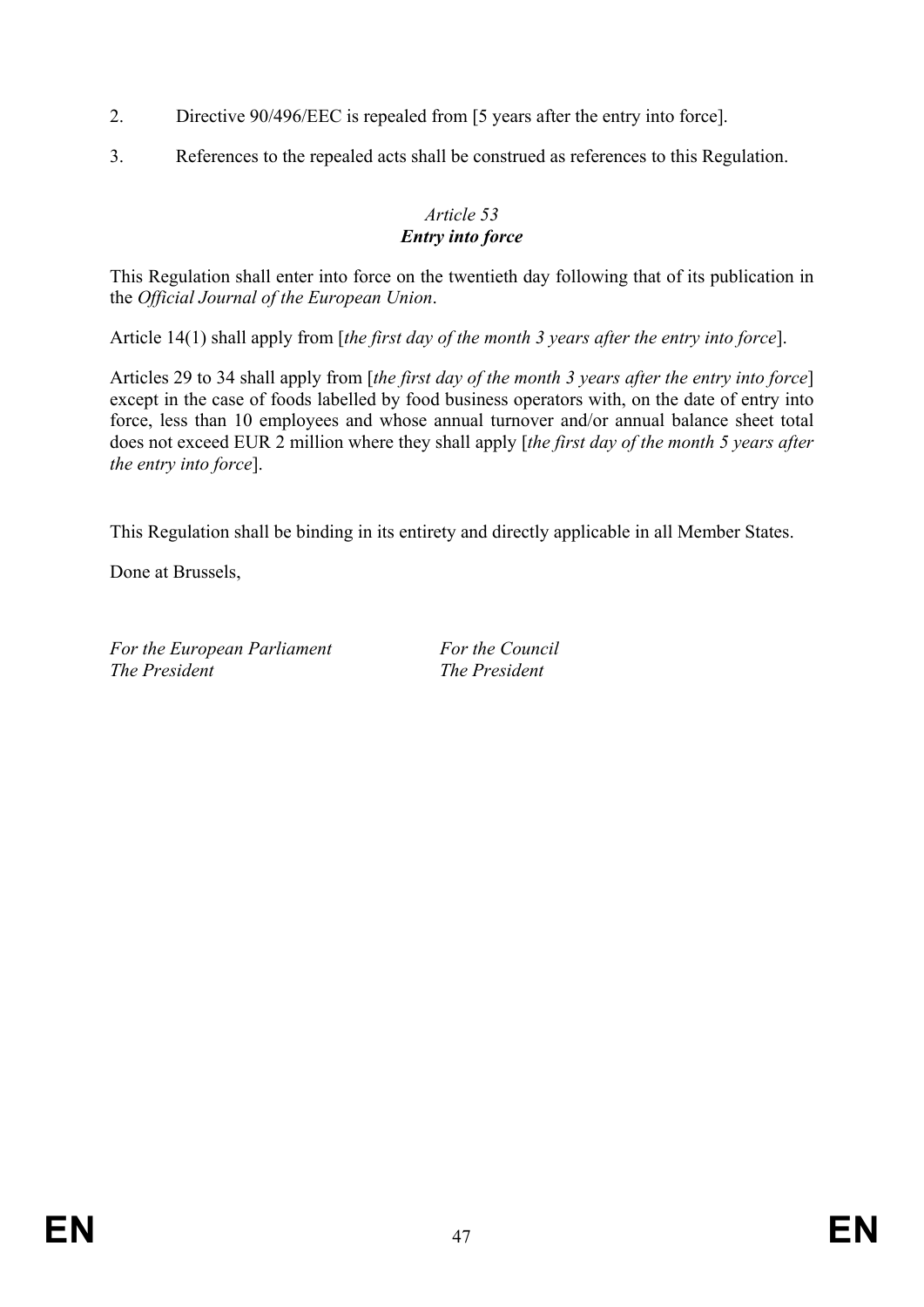2. Directive 90/496/EEC is repealed from [5 years after the entry into force].

3. References to the repealed acts shall be construed as references to this Regulation.

*Article 53*
***Entry into force***

This Regulation shall enter into force on the twentieth day following that of its publication in the *Official Journal of the European Union*.

Article 14(1) shall apply from [*the first day of the month 3 years after the entry into force*].

Articles 29 to 34 shall apply from [*the first day of the month 3 years after the entry into force*] except in the case of foods labelled by food business operators with, on the date of entry into force, less than 10 employees and whose annual turnover and/or annual balance sheet total does not exceed EUR 2 million where they shall apply [*the first day of the month 5 years after the entry into force*].

This Regulation shall be binding in its entirety and directly applicable in all Member States.

Done at Brussels,

*For the European Parliament*
*The President*

*For the Council*
*The President*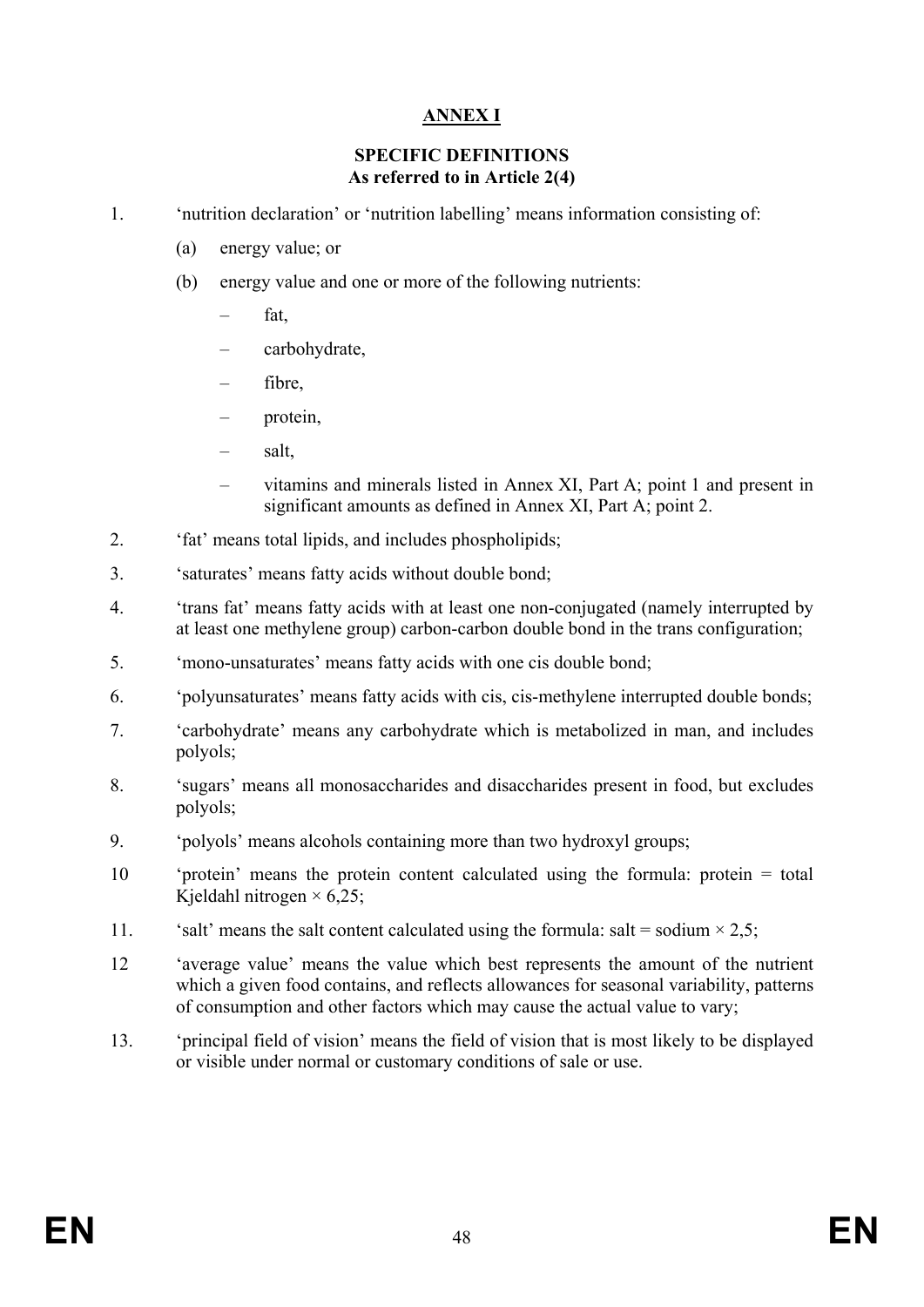## ANNEX I

### SPECIFIC DEFINITIONS
### As referred to in Article 2(4)

1. 'nutrition declaration' or 'nutrition labelling' means information consisting of:

   (a) energy value; or

   (b) energy value and one or more of the following nutrients:

   – fat,

   – carbohydrate,

   – fibre,

   – protein,

   – salt,

   – vitamins and minerals listed in Annex XI, Part A; point 1 and present in significant amounts as defined in Annex XI, Part A; point 2.

2. 'fat' means total lipids, and includes phospholipids;

3. 'saturates' means fatty acids without double bond;

4. 'trans fat' means fatty acids with at least one non-conjugated (namely interrupted by at least one methylene group) carbon-carbon double bond in the trans configuration;

5. 'mono-unsaturates' means fatty acids with one cis double bond;

6. 'polyunsaturates' means fatty acids with cis, cis-methylene interrupted double bonds;

7. 'carbohydrate' means any carbohydrate which is metabolized in man, and includes polyols;

8. 'sugars' means all monosaccharides and disaccharides present in food, but excludes polyols;

9. 'polyols' means alcohols containing more than two hydroxyl groups;

10 'protein' means the protein content calculated using the formula: protein = total Kjeldahl nitrogen × 6,25;

11. 'salt' means the salt content calculated using the formula: salt = sodium × 2,5;

12 'average value' means the value which best represents the amount of the nutrient which a given food contains, and reflects allowances for seasonal variability, patterns of consumption and other factors which may cause the actual value to vary;

13. 'principal field of vision' means the field of vision that is most likely to be displayed or visible under normal or customary conditions of sale or use.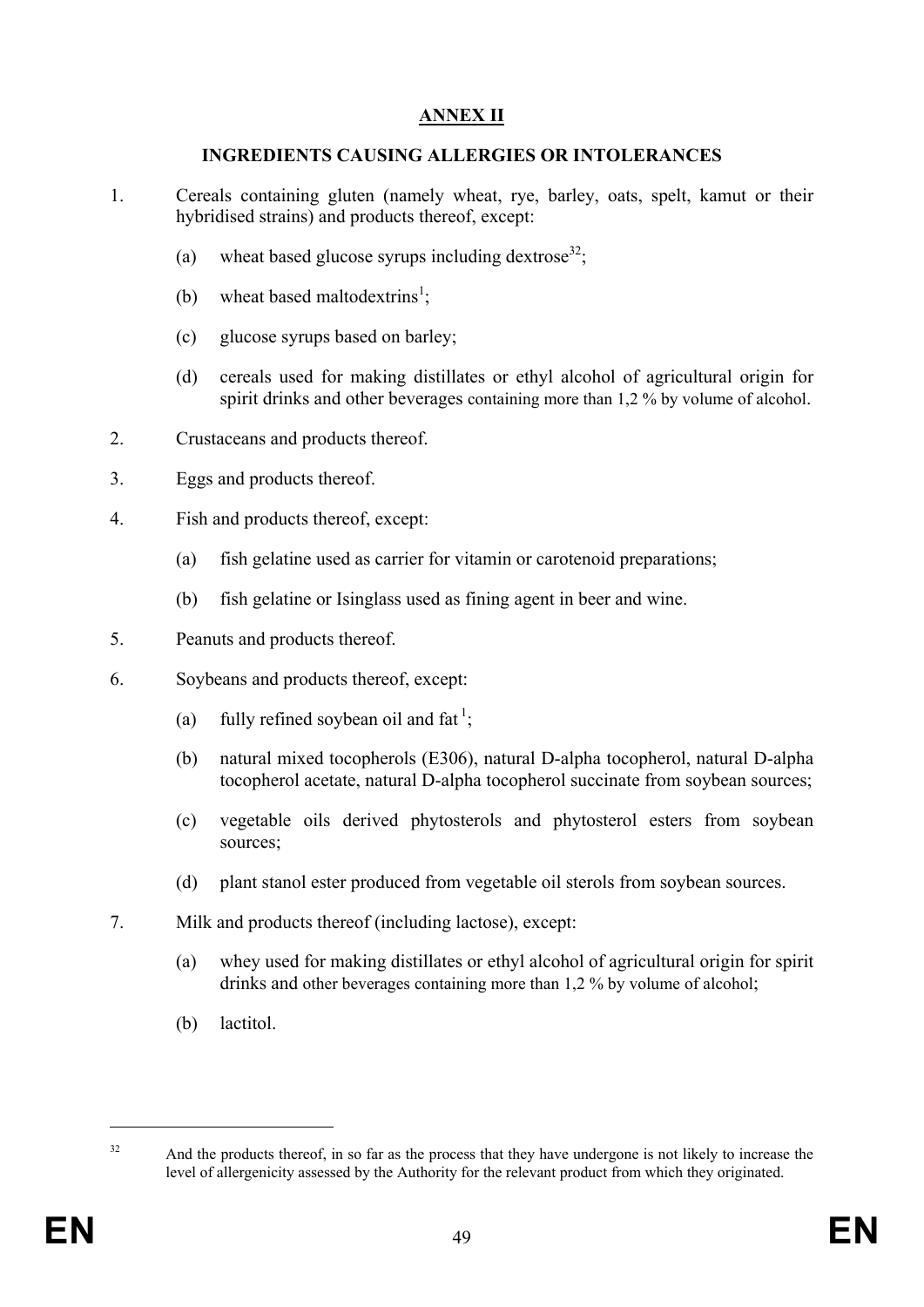# ANNEX II

## INGREDIENTS CAUSING ALLERGIES OR INTOLERANCES

1. Cereals containing gluten (namely wheat, rye, barley, oats, spelt, kamut or their hybridised strains) and products thereof, except:

    (a) wheat based glucose syrups including dextrose[32];

    (b) wheat based maltodextrins[1];

    (c) glucose syrups based on barley;

    (d) cereals used for making distillates or ethyl alcohol of agricultural origin for spirit drinks and other beverages containing more than 1,2 % by volume of alcohol.

2. Crustaceans and products thereof.

3. Eggs and products thereof.

4. Fish and products thereof, except:

    (a) fish gelatine used as carrier for vitamin or carotenoid preparations;

    (b) fish gelatine or Isinglass used as fining agent in beer and wine.

5. Peanuts and products thereof.

6. Soybeans and products thereof, except:

    (a) fully refined soybean oil and fat [1];

    (b) natural mixed tocopherols (E306), natural D-alpha tocopherol, natural D-alpha tocopherol acetate, natural D-alpha tocopherol succinate from soybean sources;

    (c) vegetable oils derived phytosterols and phytosterol esters from soybean sources;

    (d) plant stanol ester produced from vegetable oil sterols from soybean sources.

7. Milk and products thereof (including lactose), except:

    (a) whey used for making distillates or ethyl alcohol of agricultural origin for spirit drinks and other beverages containing more than 1,2 % by volume of alcohol;

    (b) lactitol.

---

[32] And the products thereof, in so far as the process that they have undergone is not likely to increase the level of allergenicity assessed by the Authority for the relevant product from which they originated.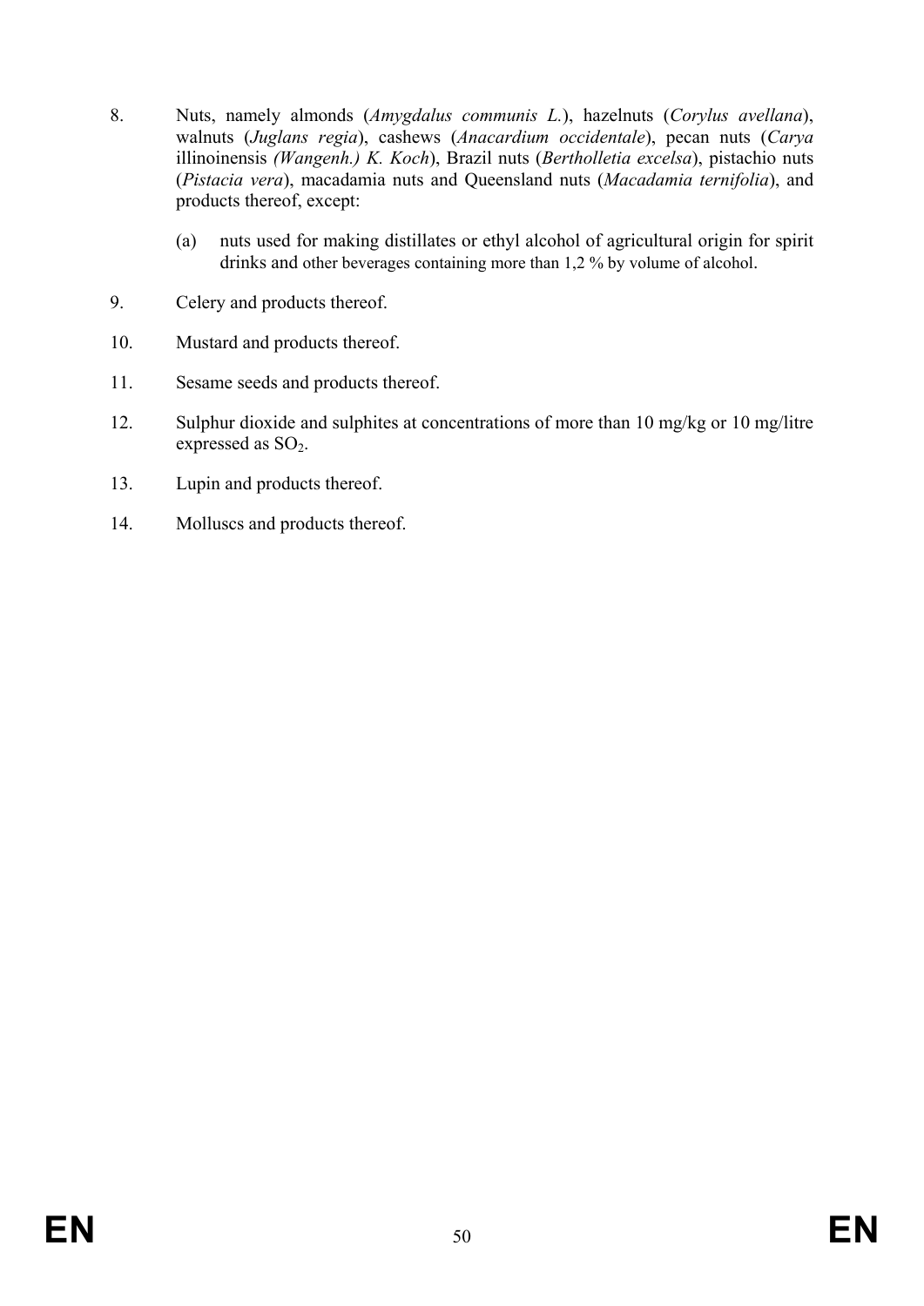8. Nuts, namely almonds (*Amygdalus communis L.*), hazelnuts (*Corylus avellana*), walnuts (*Juglans regia*), cashews (*Anacardium occidentale*), pecan nuts (*Carya* illinoinensis *(Wangenh.) K. Koch*), Brazil nuts (*Bertholletia excelsa*), pistachio nuts (*Pistacia vera*), macadamia nuts and Queensland nuts (*Macadamia ternifolia*), and products thereof, except:

   (a) nuts used for making distillates or ethyl alcohol of agricultural origin for spirit drinks and other beverages containing more than 1,2 % by volume of alcohol.

9. Celery and products thereof.

10. Mustard and products thereof.

11. Sesame seeds and products thereof.

12. Sulphur dioxide and sulphites at concentrations of more than 10 mg/kg or 10 mg/litre expressed as $SO_2$.

13. Lupin and products thereof.

14. Molluscs and products thereof.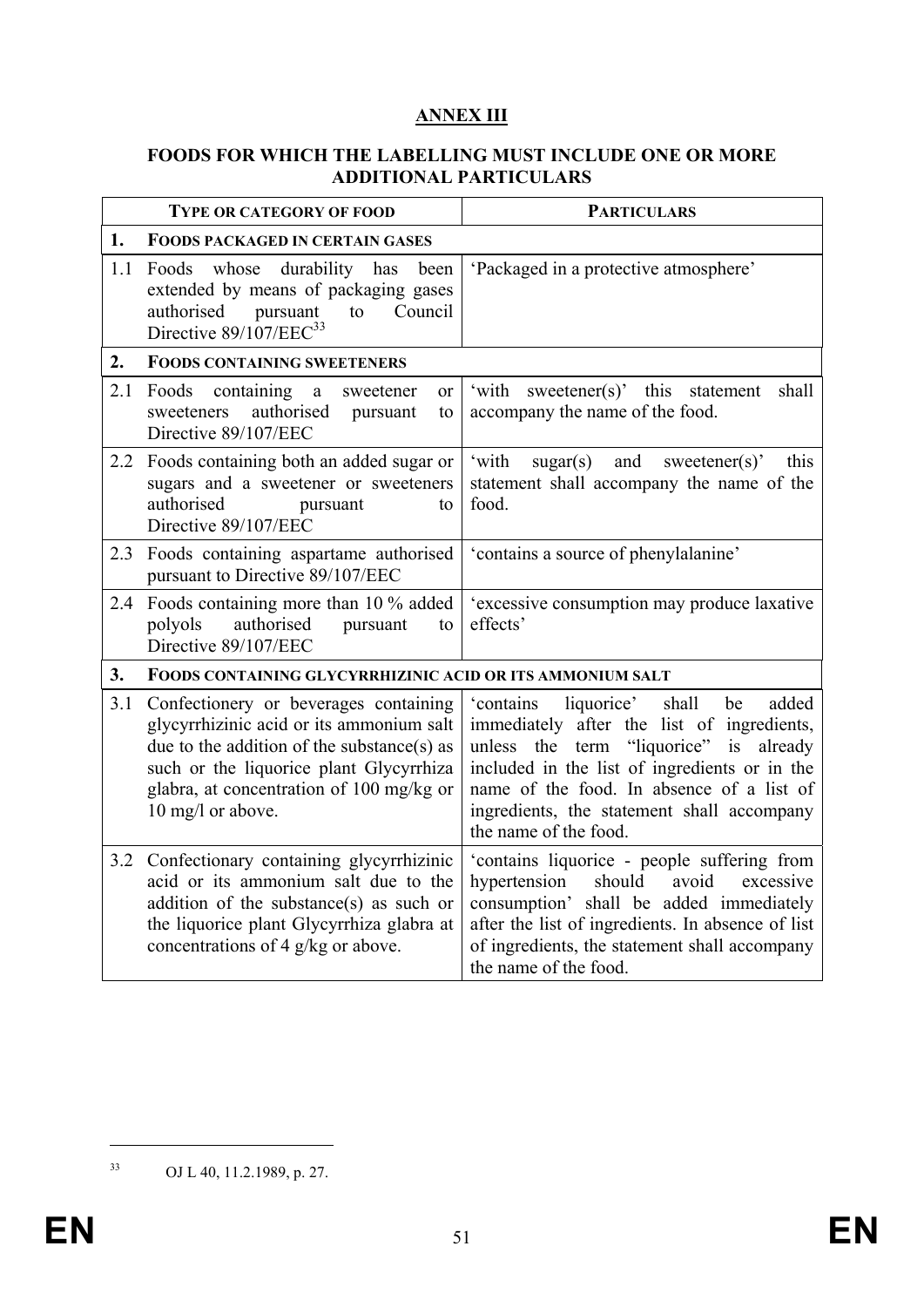# ANNEX III

## FOODS FOR WHICH THE LABELLING MUST INCLUDE ONE OR MORE ADDITIONAL PARTICULARS

| | TYPE OR CATEGORY OF FOOD | PARTICULARS |
|---|---|---|
| **1.** | **FOODS PACKAGED IN CERTAIN GASES** | |
| 1.1 | Foods whose durability has been extended by means of packaging gases authorised pursuant to Council Directive 89/107/EEC[33] | 'Packaged in a protective atmosphere' |
| **2.** | **FOODS CONTAINING SWEETENERS** | |
| 2.1 | Foods containing a sweetener or sweeteners authorised pursuant to Directive 89/107/EEC | 'with sweetener(s)' this statement shall accompany the name of the food. |
| 2.2 | Foods containing both an added sugar or sugars and a sweetener or sweeteners authorised pursuant to Directive 89/107/EEC | 'with sugar(s) and sweetener(s)' this statement shall accompany the name of the food. |
| 2.3 | Foods containing aspartame authorised pursuant to Directive 89/107/EEC | 'contains a source of phenylalanine' |
| 2.4 | Foods containing more than 10 % added polyols authorised pursuant to Directive 89/107/EEC | 'excessive consumption may produce laxative effects' |
| **3.** | **FOODS CONTAINING GLYCYRRHIZINIC ACID OR ITS AMMONIUM SALT** | |
| 3.1 | Confectionery or beverages containing glycyrrhizinic acid or its ammonium salt due to the addition of the substance(s) as such or the liquorice plant Glycyrrhiza glabra, at concentration of 100 mg/kg or 10 mg/l or above. | 'contains liquorice' shall be added immediately after the list of ingredients, unless the term "liquorice" is already included in the list of ingredients or in the name of the food. In absence of a list of ingredients, the statement shall accompany the name of the food. |
| 3.2 | Confectionary containing glycyrrhizinic acid or its ammonium salt due to the addition of the substance(s) as such or the liquorice plant Glycyrrhiza glabra at concentrations of 4 g/kg or above. | 'contains liquorice - people suffering from hypertension should avoid excessive consumption' shall be added immediately after the list of ingredients. In absence of list of ingredients, the statement shall accompany the name of the food. |

[33] OJ L 40, 11.2.1989, p. 27.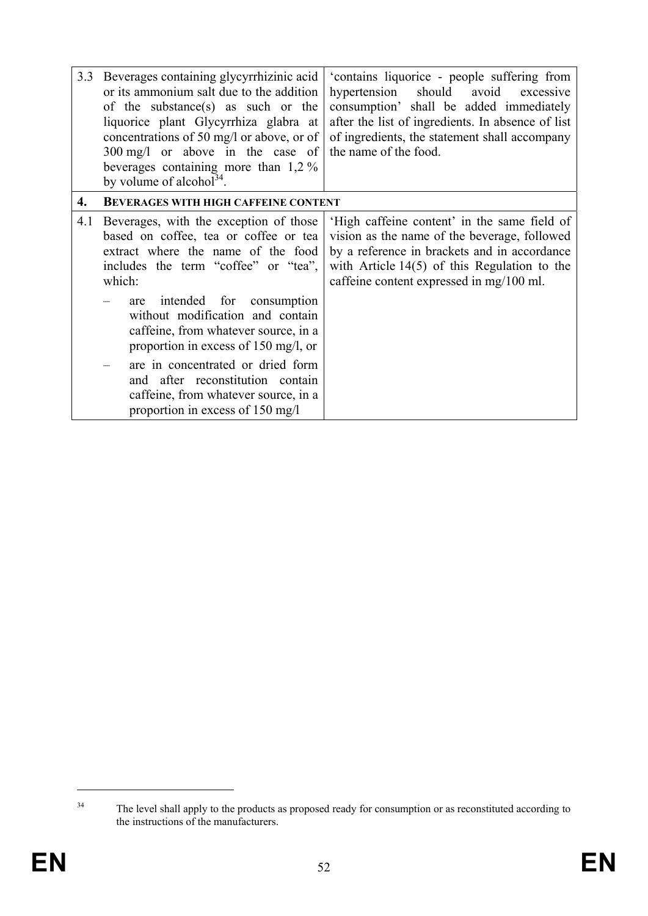| | | |
|---|---|---|
| 3.3 | Beverages containing glycyrrhizinic acid or its ammonium salt due to the addition of the substance(s) as such or the liquorice plant Glycyrrhiza glabra at concentrations of 50 mg/l or above, or of 300 mg/l or above in the case of beverages containing more than 1,2 % by volume of alcohol[34]. | 'contains liquorice - people suffering from hypertension should avoid excessive consumption' shall be added immediately after the list of ingredients. In absence of list of ingredients, the statement shall accompany the name of the food. |
| **4.** | **BEVERAGES WITH HIGH CAFFEINE CONTENT** | |
| 4.1 | Beverages, with the exception of those based on coffee, tea or coffee or tea extract where the name of the food includes the term "coffee" or "tea", which:<br>– are intended for consumption without modification and contain caffeine, from whatever source, in a proportion in excess of 150 mg/l, or<br>– are in concentrated or dried form and after reconstitution contain caffeine, from whatever source, in a proportion in excess of 150 mg/l | 'High caffeine content' in the same field of vision as the name of the beverage, followed by a reference in brackets and in accordance with Article 14(5) of this Regulation to the caffeine content expressed in mg/100 ml. |

[34] The level shall apply to the products as proposed ready for consumption or as reconstituted according to the instructions of the manufacturers.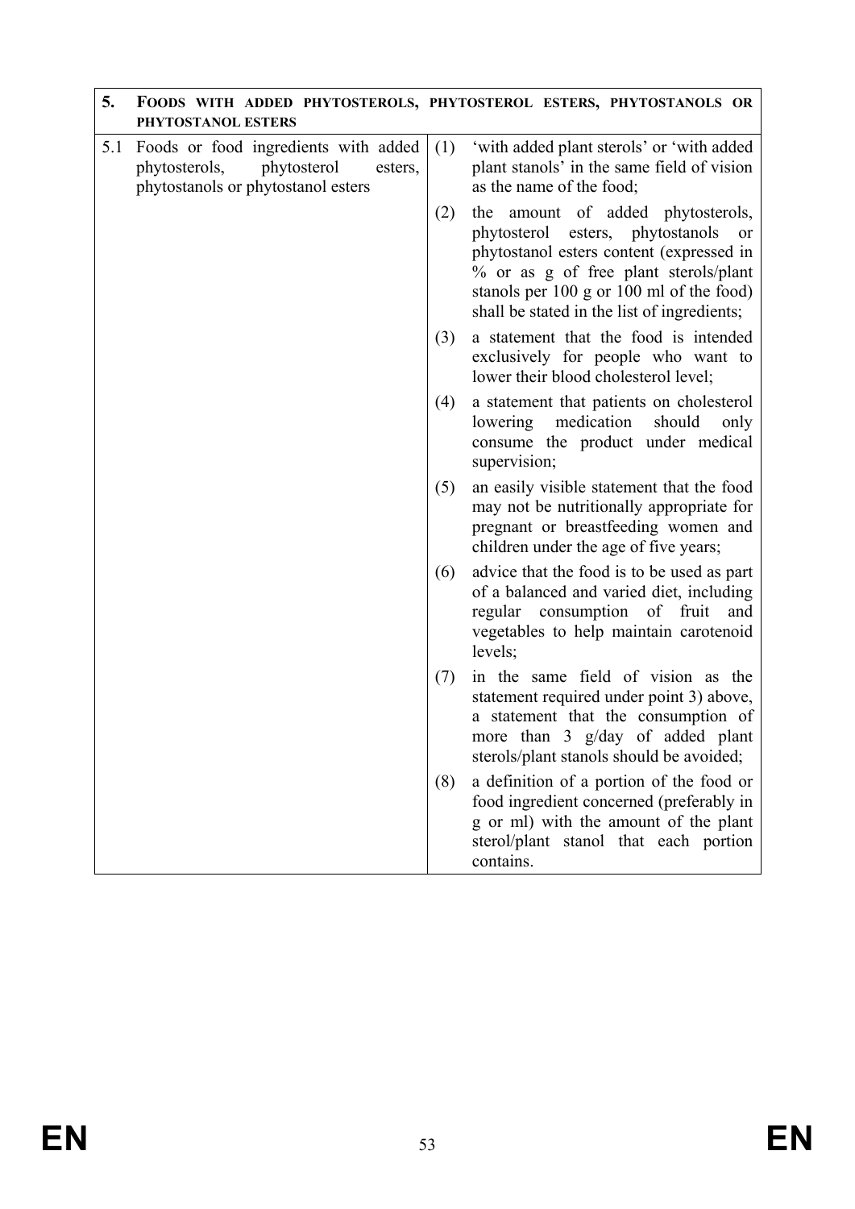| 5. | FOODS WITH ADDED PHYTOSTEROLS, PHYTOSTEROL ESTERS, PHYTOSTANOLS OR PHYTOSTANOL ESTERS | |
|---|---|---|
| 5.1 | Foods or food ingredients with added phytosterols, phytosterol esters, phytostanols or phytostanol esters | (1) 'with added plant sterols' or 'with added plant stanols' in the same field of vision as the name of the food;<br>(2) the amount of added phytosterols, phytosterol esters, phytostanols or phytostanol esters content (expressed in % or as g of free plant sterols/plant stanols per 100 g or 100 ml of the food) shall be stated in the list of ingredients;<br>(3) a statement that the food is intended exclusively for people who want to lower their blood cholesterol level;<br>(4) a statement that patients on cholesterol lowering medication should only consume the product under medical supervision;<br>(5) an easily visible statement that the food may not be nutritionally appropriate for pregnant or breastfeeding women and children under the age of five years;<br>(6) advice that the food is to be used as part of a balanced and varied diet, including regular consumption of fruit and vegetables to help maintain carotenoid levels;<br>(7) in the same field of vision as the statement required under point 3) above, a statement that the consumption of more than 3 g/day of added plant sterols/plant stanols should be avoided;<br>(8) a definition of a portion of the food or food ingredient concerned (preferably in g or ml) with the amount of the plant sterol/plant stanol that each portion contains. |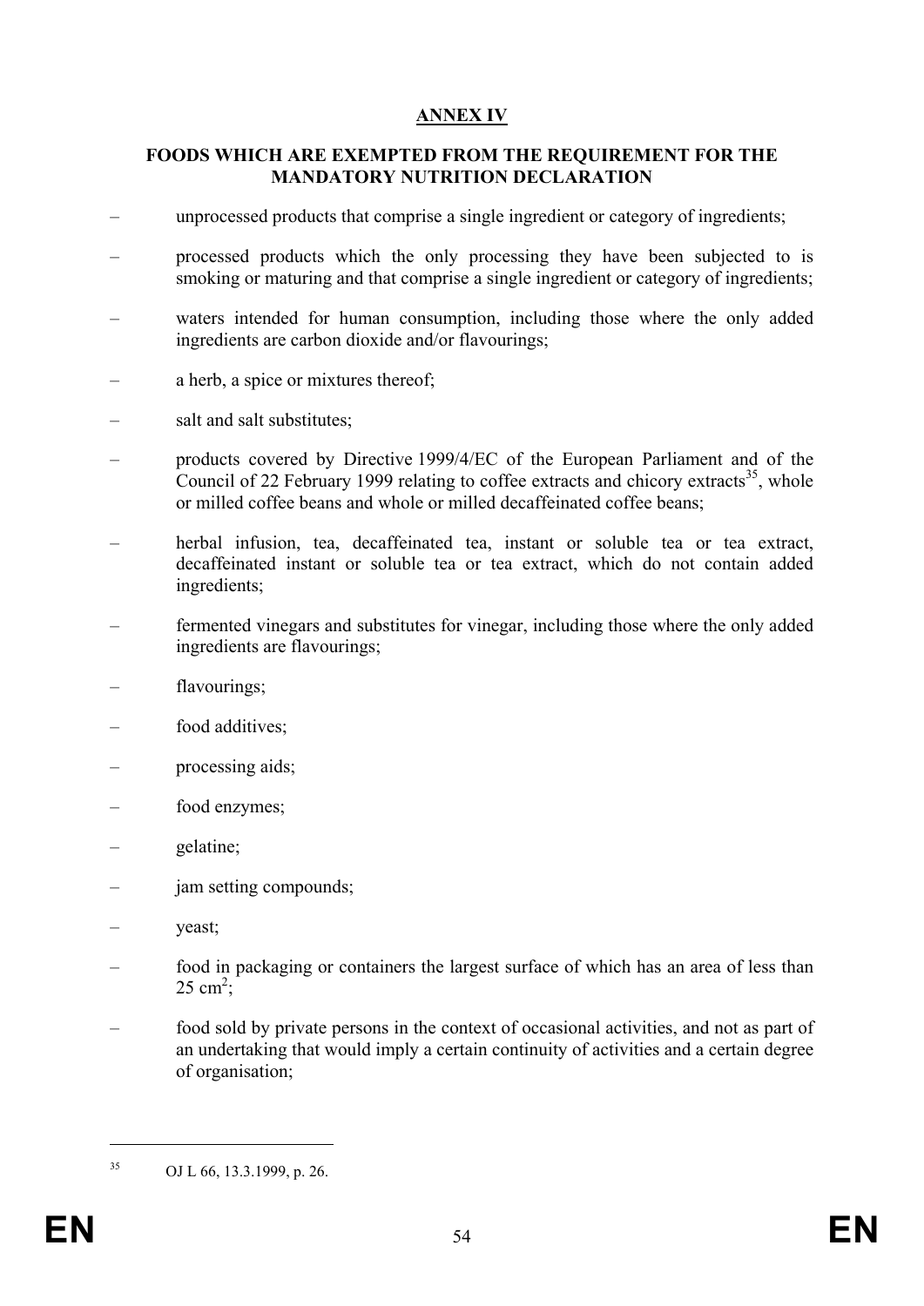## ANNEX IV

### FOODS WHICH ARE EXEMPTED FROM THE REQUIREMENT FOR THE MANDATORY NUTRITION DECLARATION

- unprocessed products that comprise a single ingredient or category of ingredients;
- processed products which the only processing they have been subjected to is smoking or maturing and that comprise a single ingredient or category of ingredients;
- waters intended for human consumption, including those where the only added ingredients are carbon dioxide and/or flavourings;
- a herb, a spice or mixtures thereof;
- salt and salt substitutes;
- products covered by Directive 1999/4/EC of the European Parliament and of the Council of 22 February 1999 relating to coffee extracts and chicory extracts[35], whole or milled coffee beans and whole or milled decaffeinated coffee beans;
- herbal infusion, tea, decaffeinated tea, instant or soluble tea or tea extract, decaffeinated instant or soluble tea or tea extract, which do not contain added ingredients;
- fermented vinegars and substitutes for vinegar, including those where the only added ingredients are flavourings;
- flavourings;
- food additives;
- processing aids;
- food enzymes;
- gelatine;
- jam setting compounds;
- yeast;
- food in packaging or containers the largest surface of which has an area of less than 25 $cm^2$;
- food sold by private persons in the context of occasional activities, and not as part of an undertaking that would imply a certain continuity of activities and a certain degree of organisation;

---

[35] OJ L 66, 13.3.1999, p. 26.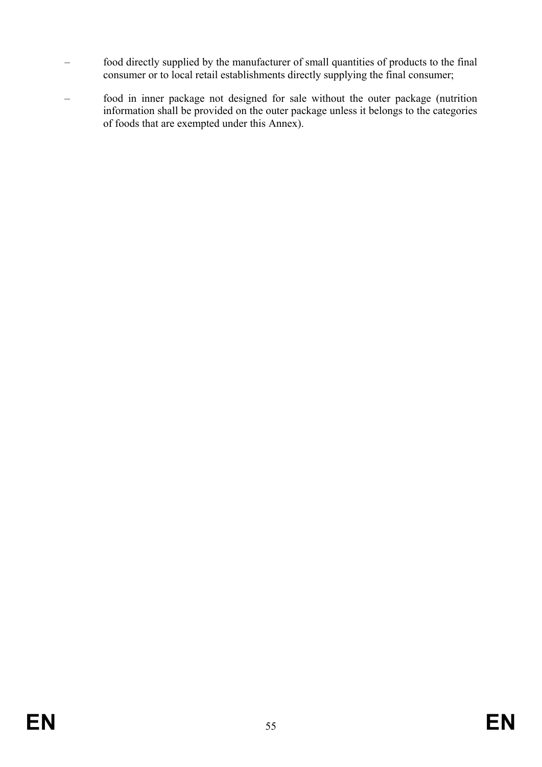- food directly supplied by the manufacturer of small quantities of products to the final consumer or to local retail establishments directly supplying the final consumer;
- food in inner package not designed for sale without the outer package (nutrition information shall be provided on the outer package unless it belongs to the categories of foods that are exempted under this Annex).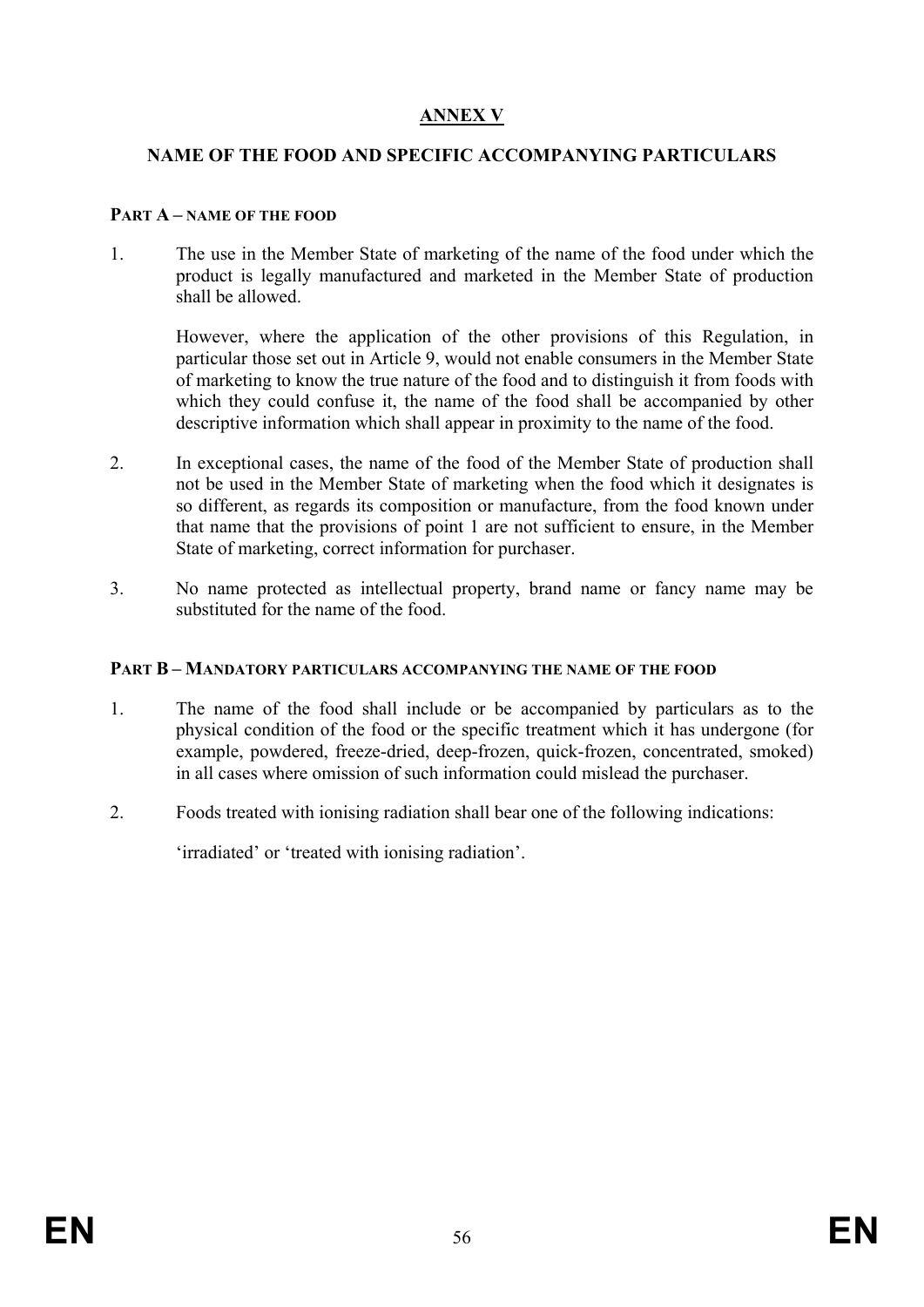# ANNEX V

## NAME OF THE FOOD AND SPECIFIC ACCOMPANYING PARTICULARS

### PART A – NAME OF THE FOOD

1. The use in the Member State of marketing of the name of the food under which the product is legally manufactured and marketed in the Member State of production shall be allowed.

   However, where the application of the other provisions of this Regulation, in particular those set out in Article 9, would not enable consumers in the Member State of marketing to know the true nature of the food and to distinguish it from foods with which they could confuse it, the name of the food shall be accompanied by other descriptive information which shall appear in proximity to the name of the food.

2. In exceptional cases, the name of the food of the Member State of production shall not be used in the Member State of marketing when the food which it designates is so different, as regards its composition or manufacture, from the food known under that name that the provisions of point 1 are not sufficient to ensure, in the Member State of marketing, correct information for purchaser.

3. No name protected as intellectual property, brand name or fancy name may be substituted for the name of the food.

### PART B – MANDATORY PARTICULARS ACCOMPANYING THE NAME OF THE FOOD

1. The name of the food shall include or be accompanied by particulars as to the physical condition of the food or the specific treatment which it has undergone (for example, powdered, freeze-dried, deep-frozen, quick-frozen, concentrated, smoked) in all cases where omission of such information could mislead the purchaser.

2. Foods treated with ionising radiation shall bear one of the following indications:

   'irradiated' or 'treated with ionising radiation'.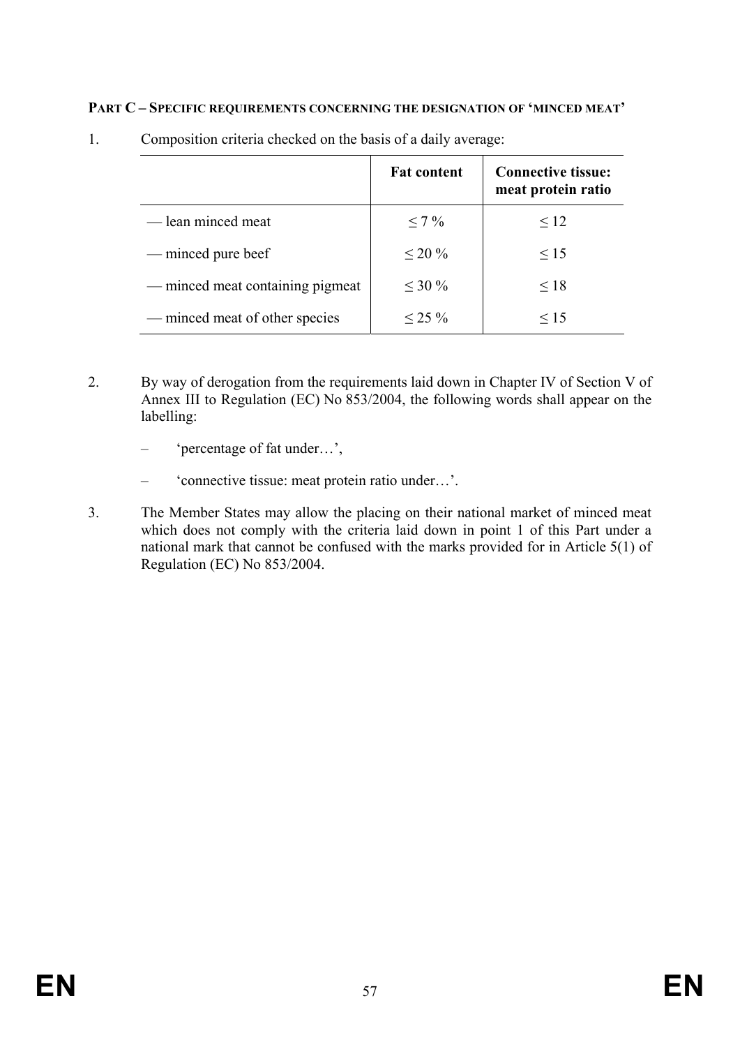**PART C – SPECIFIC REQUIREMENTS CONCERNING THE DESIGNATION OF 'MINCED MEAT'**

1. Composition criteria checked on the basis of a daily average:

| | Fat content | Connective tissue: meat protein ratio |
|---|---|---|
| — lean minced meat | ≤ 7 % | ≤ 12 |
| — minced pure beef | ≤ 20 % | ≤ 15 |
| — minced meat containing pigmeat | ≤ 30 % | ≤ 18 |
| — minced meat of other species | ≤ 25 % | ≤ 15 |

2. By way of derogation from the requirements laid down in Chapter IV of Section V of Annex III to Regulation (EC) No 853/2004, the following words shall appear on the labelling:

   – 'percentage of fat under…',

   – 'connective tissue: meat protein ratio under…'.

3. The Member States may allow the placing on their national market of minced meat which does not comply with the criteria laid down in point 1 of this Part under a national mark that cannot be confused with the marks provided for in Article 5(1) of Regulation (EC) No 853/2004.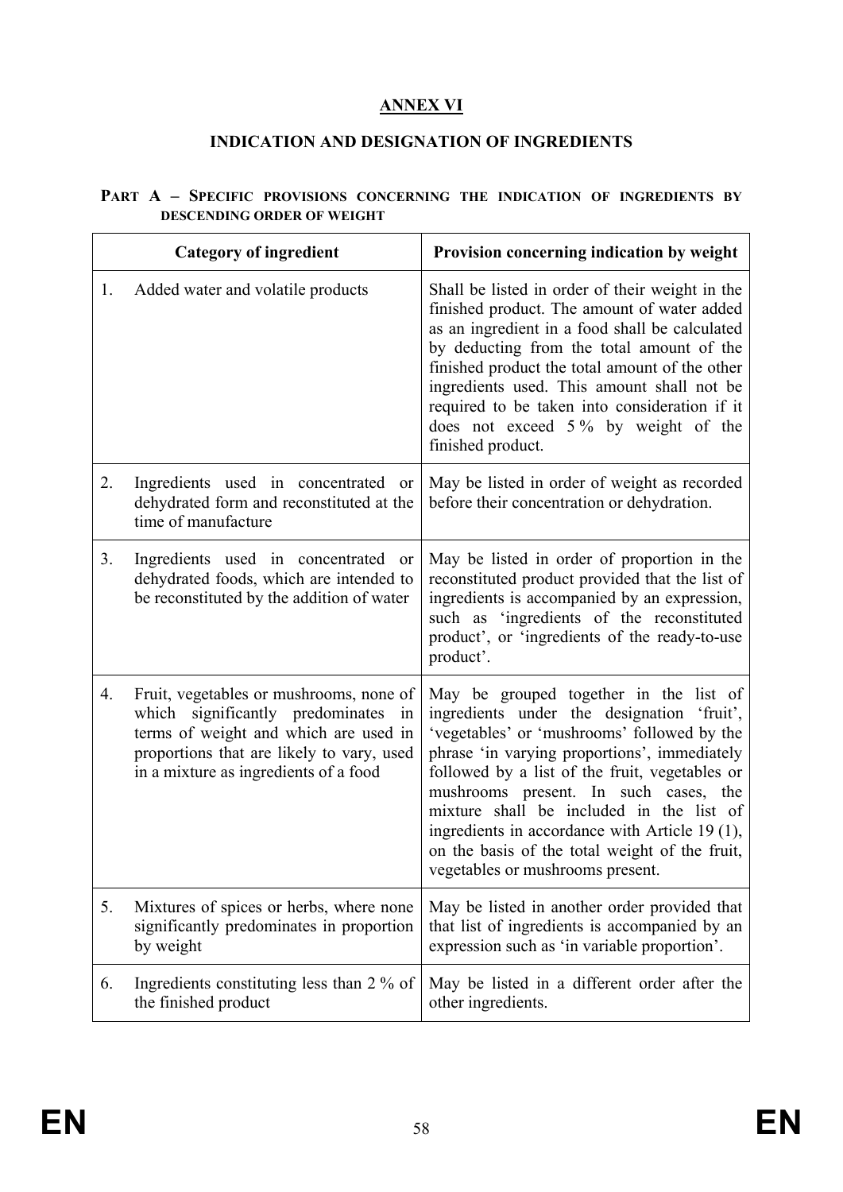# ANNEX VI

## INDICATION AND DESIGNATION OF INGREDIENTS

### PART A – SPECIFIC PROVISIONS CONCERNING THE INDICATION OF INGREDIENTS BY DESCENDING ORDER OF WEIGHT

| Category of ingredient | Provision concerning indication by weight |
|---|---|
| 1. Added water and volatile products | Shall be listed in order of their weight in the finished product. The amount of water added as an ingredient in a food shall be calculated by deducting from the total amount of the finished product the total amount of the other ingredients used. This amount shall not be required to be taken into consideration if it does not exceed 5 % by weight of the finished product. |
| 2. Ingredients used in concentrated or dehydrated form and reconstituted at the time of manufacture | May be listed in order of weight as recorded before their concentration or dehydration. |
| 3. Ingredients used in concentrated or dehydrated foods, which are intended to be reconstituted by the addition of water | May be listed in order of proportion in the reconstituted product provided that the list of ingredients is accompanied by an expression, such as 'ingredients of the reconstituted product', or 'ingredients of the ready-to-use product'. |
| 4. Fruit, vegetables or mushrooms, none of which significantly predominates in terms of weight and which are used in proportions that are likely to vary, used in a mixture as ingredients of a food | May be grouped together in the list of ingredients under the designation 'fruit', 'vegetables' or 'mushrooms' followed by the phrase 'in varying proportions', immediately followed by a list of the fruit, vegetables or mushrooms present. In such cases, the mixture shall be included in the list of ingredients in accordance with Article 19 (1), on the basis of the total weight of the fruit, vegetables or mushrooms present. |
| 5. Mixtures of spices or herbs, where none significantly predominates in proportion by weight | May be listed in another order provided that that list of ingredients is accompanied by an expression such as 'in variable proportion'. |
| 6. Ingredients constituting less than 2 % of the finished product | May be listed in a different order after the other ingredients. |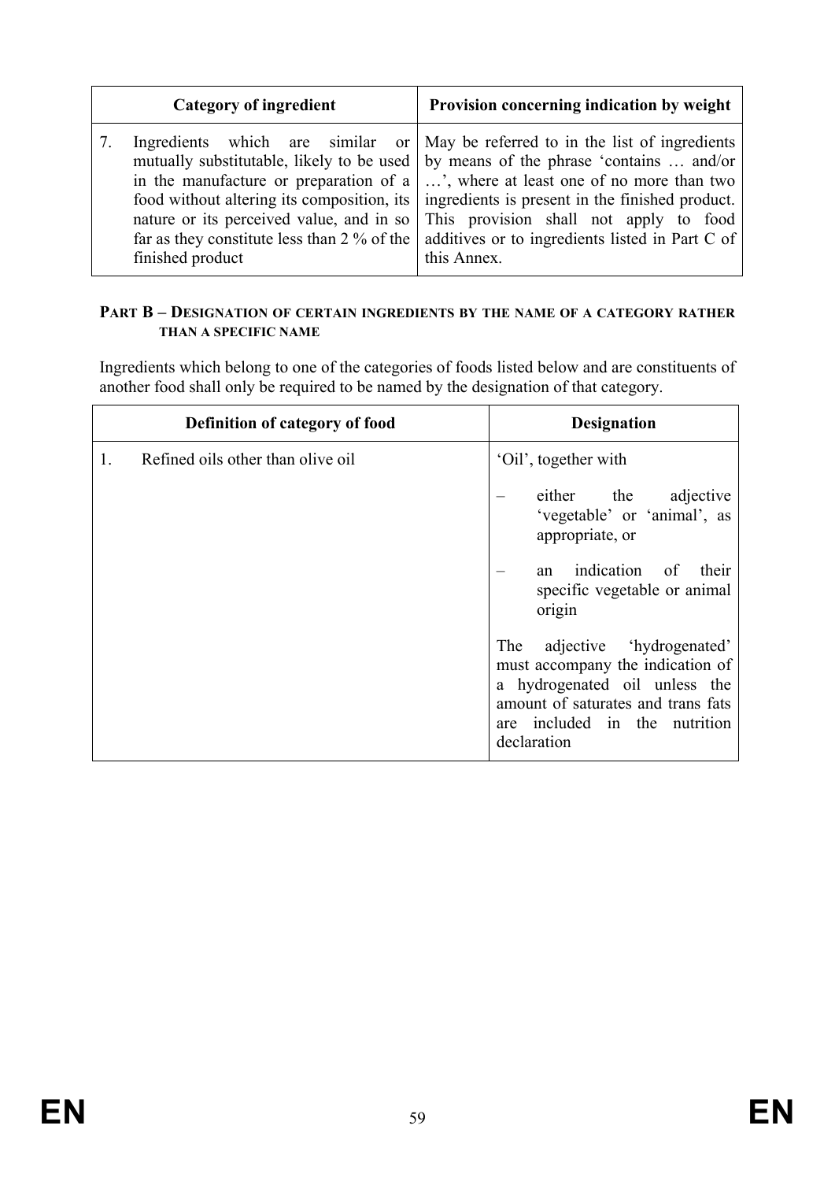| Category of ingredient | Provision concerning indication by weight |
|---|---|
| 7. Ingredients which are similar or mutually substitutable, likely to be used in the manufacture or preparation of a food without altering its composition, its nature or its perceived value, and in so far as they constitute less than 2 % of the finished product | May be referred to in the list of ingredients by means of the phrase 'contains … and/or …', where at least one of no more than two ingredients is present in the finished product. This provision shall not apply to food additives or to ingredients listed in Part C of this Annex. |

#### PART B – DESIGNATION OF CERTAIN INGREDIENTS BY THE NAME OF A CATEGORY RATHER THAN A SPECIFIC NAME

Ingredients which belong to one of the categories of foods listed below and are constituents of another food shall only be required to be named by the designation of that category.

| Definition of category of food | Designation |
|---|---|
| 1. Refined oils other than olive oil | 'Oil', together with<br>– either the adjective 'vegetable' or 'animal', as appropriate, or<br>– an indication of their specific vegetable or animal origin<br><br>The adjective 'hydrogenated' must accompany the indication of a hydrogenated oil unless the amount of saturates and trans fats are included in the nutrition declaration |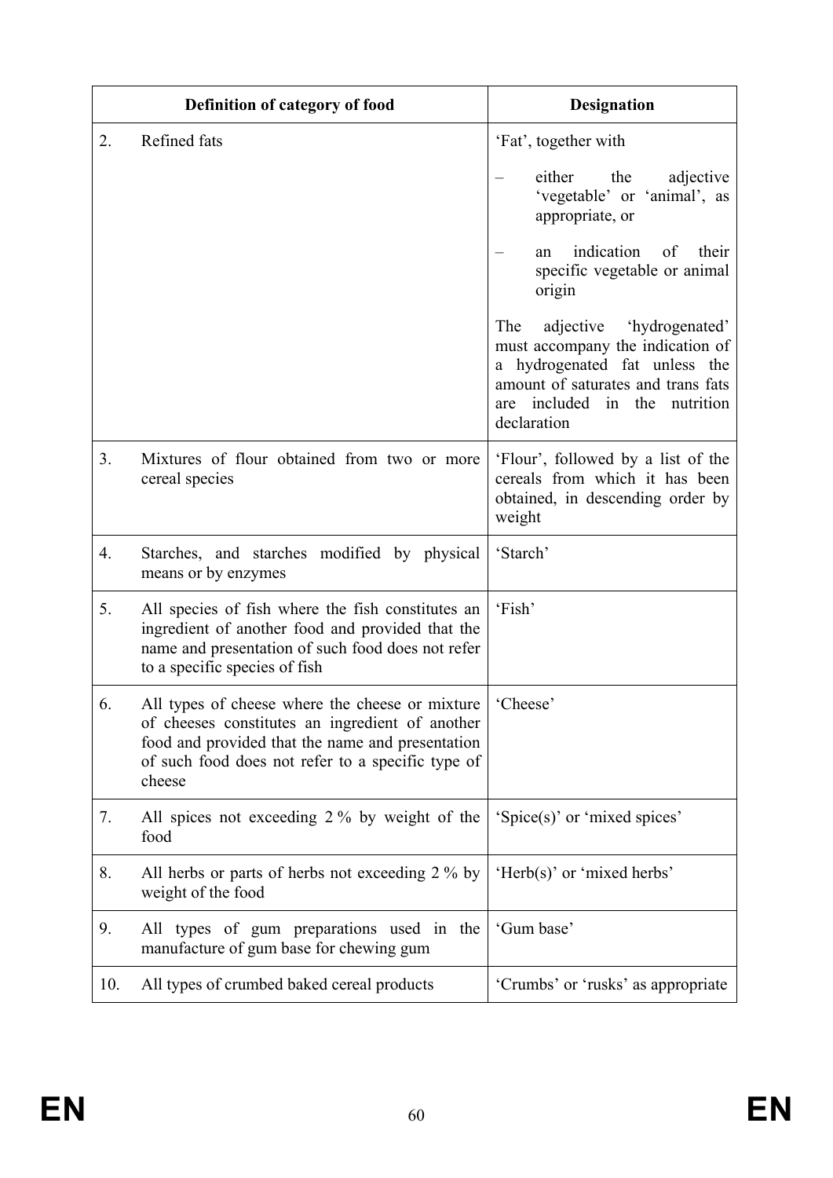| Definition of category of food | Designation |
| --- | --- |
| 2. Refined fats | 'Fat', together with<br>– either the adjective 'vegetable' or 'animal', as appropriate, or<br>– an indication of their specific vegetable or animal origin<br>The adjective 'hydrogenated' must accompany the indication of a hydrogenated fat unless the amount of saturates and trans fats are included in the nutrition declaration |
| 3. Mixtures of flour obtained from two or more cereal species | 'Flour', followed by a list of the cereals from which it has been obtained, in descending order by weight |
| 4. Starches, and starches modified by physical means or by enzymes | 'Starch' |
| 5. All species of fish where the fish constitutes an ingredient of another food and provided that the name and presentation of such food does not refer to a specific species of fish | 'Fish' |
| 6. All types of cheese where the cheese or mixture of cheeses constitutes an ingredient of another food and provided that the name and presentation of such food does not refer to a specific type of cheese | 'Cheese' |
| 7. All spices not exceeding 2 % by weight of the food | 'Spice(s)' or 'mixed spices' |
| 8. All herbs or parts of herbs not exceeding 2 % by weight of the food | 'Herb(s)' or 'mixed herbs' |
| 9. All types of gum preparations used in the manufacture of gum base for chewing gum | 'Gum base' |
| 10. All types of crumbed baked cereal products | 'Crumbs' or 'rusks' as appropriate |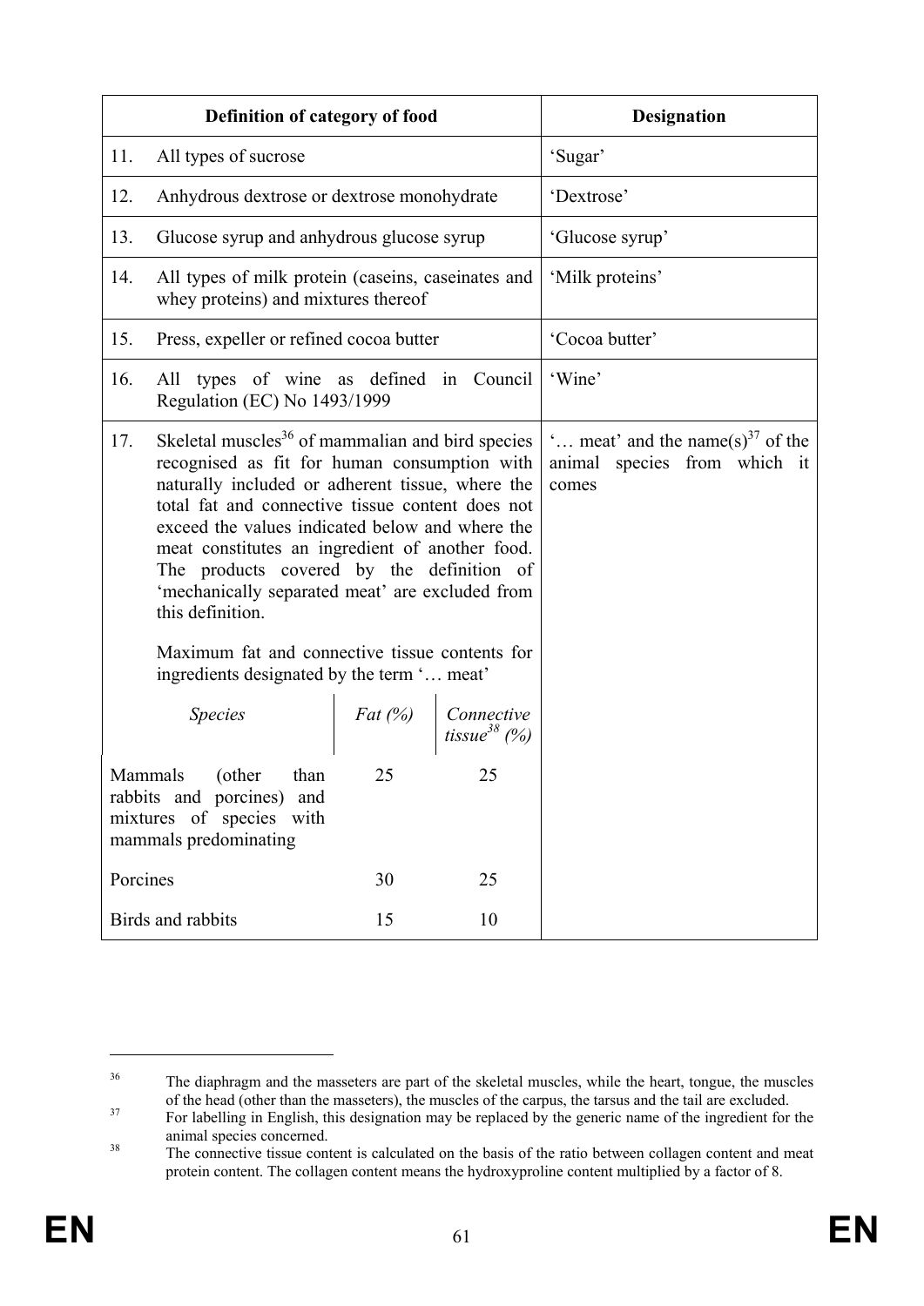| Definition of category of food | Designation |
|---|---|
| 11. All types of sucrose | 'Sugar' |
| 12. Anhydrous dextrose or dextrose monohydrate | 'Dextrose' |
| 13. Glucose syrup and anhydrous glucose syrup | 'Glucose syrup' |
| 14. All types of milk protein (caseins, caseinates and whey proteins) and mixtures thereof | 'Milk proteins' |
| 15. Press, expeller or refined cocoa butter | 'Cocoa butter' |
| 16. All types of wine as defined in Council Regulation (EC) No 1493/1999 | 'Wine' |
| 17. Skeletal muscles[36] of mammalian and bird species recognised as fit for human consumption with naturally included or adherent tissue, where the total fat and connective tissue content does not exceed the values indicated below and where the meat constitutes an ingredient of another food. The products covered by the definition of 'mechanically separated meat' are excluded from this definition.<br><br>Maximum fat and connective tissue contents for ingredients designated by the term '… meat'<br><br>*Species* / *Fat (%)* / *Connective tissue[38] (%)*<br>Mammals (other than rabbits and porcines) and mixtures of species with mammals predominating: 25 / 25<br>Porcines: 30 / 25<br>Birds and rabbits: 15 / 10 | '… meat' and the name(s)[37] of the animal species from which it comes |

[36] The diaphragm and the masseters are part of the skeletal muscles, while the heart, tongue, the muscles of the head (other than the masseters), the muscles of the carpus, the tarsus and the tail are excluded.

[37] For labelling in English, this designation may be replaced by the generic name of the ingredient for the animal species concerned.

[38] The connective tissue content is calculated on the basis of the ratio between collagen content and meat protein content. The collagen content means the hydroxyproline content multiplied by a factor of 8.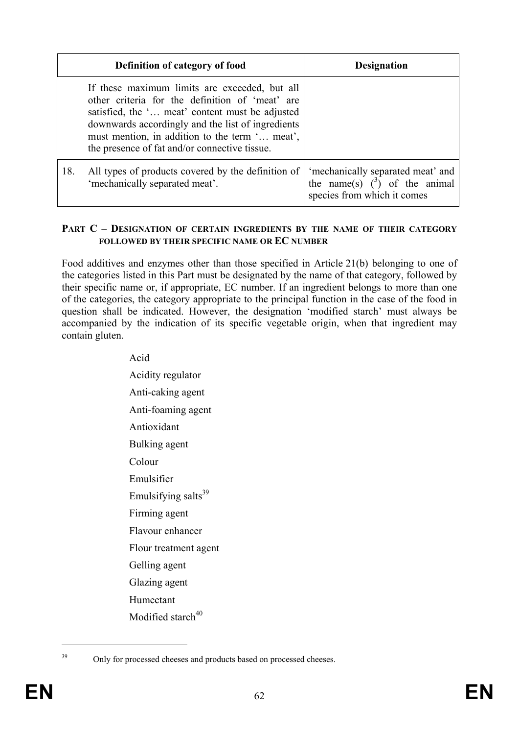| Definition of category of food | | Designation |
|---|---|---|
| | If these maximum limits are exceeded, but all other criteria for the definition of 'meat' are satisfied, the '… meat' content must be adjusted downwards accordingly and the list of ingredients must mention, in addition to the term '… meat', the presence of fat and/or connective tissue. | |
| 18. | All types of products covered by the definition of 'mechanically separated meat'. | 'mechanically separated meat' and the name(s) ([3]) of the animal species from which it comes |

## PART C – DESIGNATION OF CERTAIN INGREDIENTS BY THE NAME OF THEIR CATEGORY FOLLOWED BY THEIR SPECIFIC NAME OR EC NUMBER

Food additives and enzymes other than those specified in Article 21(b) belonging to one of the categories listed in this Part must be designated by the name of that category, followed by their specific name or, if appropriate, EC number. If an ingredient belongs to more than one of the categories, the category appropriate to the principal function in the case of the food in question shall be indicated. However, the designation 'modified starch' must always be accompanied by the indication of its specific vegetable origin, when that ingredient may contain gluten.

Acid

Acidity regulator

Anti-caking agent

Anti-foaming agent

Antioxidant

Bulking agent

Colour

Emulsifier

Emulsifying salts[39]

Firming agent

Flavour enhancer

Flour treatment agent

Gelling agent

Glazing agent

Humectant

Modified starch[40]

[39] Only for processed cheeses and products based on processed cheeses.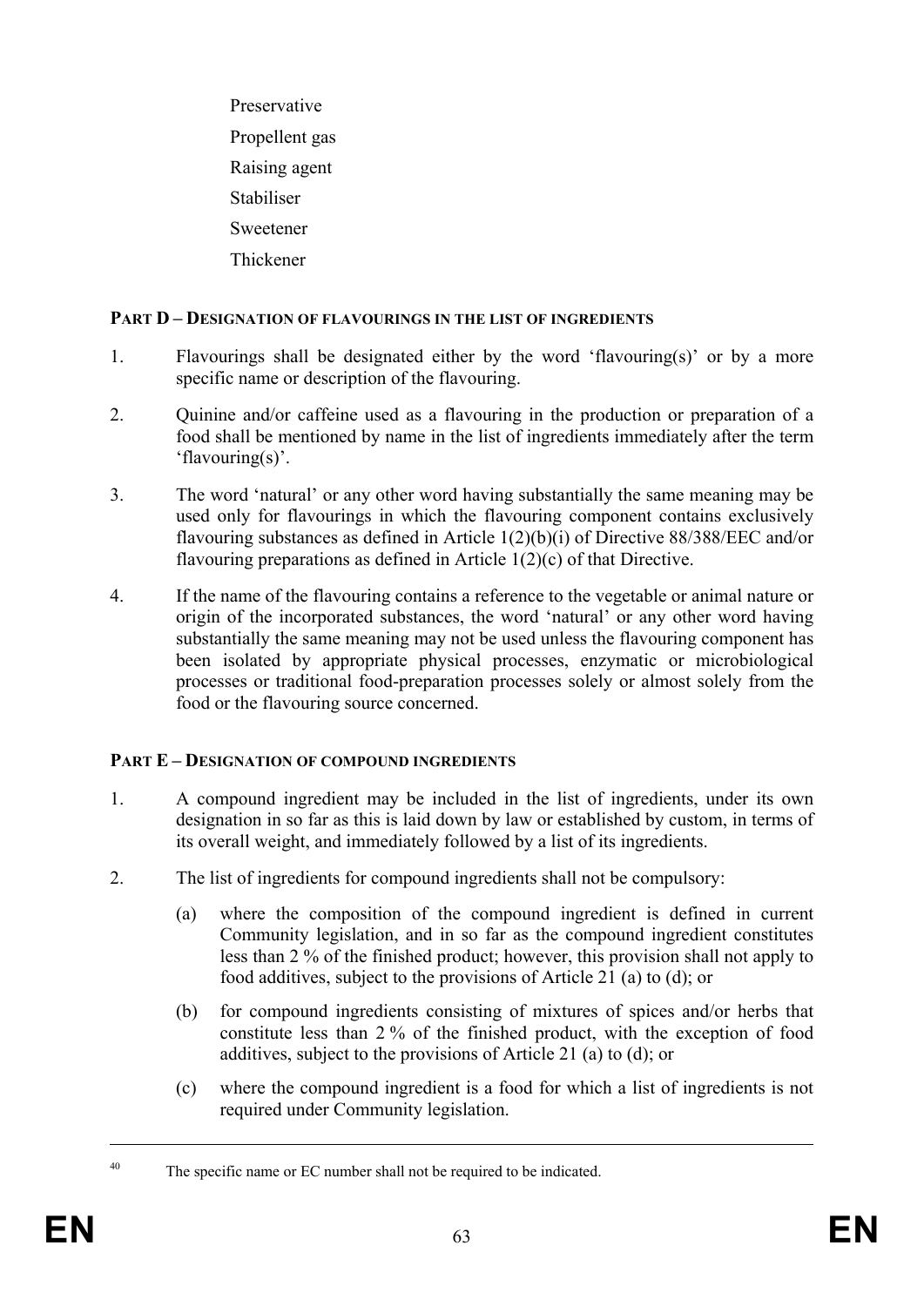Preservative

Propellent gas

Raising agent

Stabiliser

Sweetener

Thickener

**PART D – DESIGNATION OF FLAVOURINGS IN THE LIST OF INGREDIENTS**

1. Flavourings shall be designated either by the word 'flavouring(s)' or by a more specific name or description of the flavouring.

2. Quinine and/or caffeine used as a flavouring in the production or preparation of a food shall be mentioned by name in the list of ingredients immediately after the term 'flavouring(s)'.

3. The word 'natural' or any other word having substantially the same meaning may be used only for flavourings in which the flavouring component contains exclusively flavouring substances as defined in Article 1(2)(b)(i) of Directive 88/388/EEC and/or flavouring preparations as defined in Article 1(2)(c) of that Directive.

4. If the name of the flavouring contains a reference to the vegetable or animal nature or origin of the incorporated substances, the word 'natural' or any other word having substantially the same meaning may not be used unless the flavouring component has been isolated by appropriate physical processes, enzymatic or microbiological processes or traditional food-preparation processes solely or almost solely from the food or the flavouring source concerned.

**PART E – DESIGNATION OF COMPOUND INGREDIENTS**

1. A compound ingredient may be included in the list of ingredients, under its own designation in so far as this is laid down by law or established by custom, in terms of its overall weight, and immediately followed by a list of its ingredients.

2. The list of ingredients for compound ingredients shall not be compulsory:

   (a) where the composition of the compound ingredient is defined in current Community legislation, and in so far as the compound ingredient constitutes less than 2 % of the finished product; however, this provision shall not apply to food additives, subject to the provisions of Article 21 (a) to (d); or

   (b) for compound ingredients consisting of mixtures of spices and/or herbs that constitute less than 2 % of the finished product, with the exception of food additives, subject to the provisions of Article 21 (a) to (d); or

   (c) where the compound ingredient is a food for which a list of ingredients is not required under Community legislation.

---

[40] The specific name or EC number shall not be required to be indicated.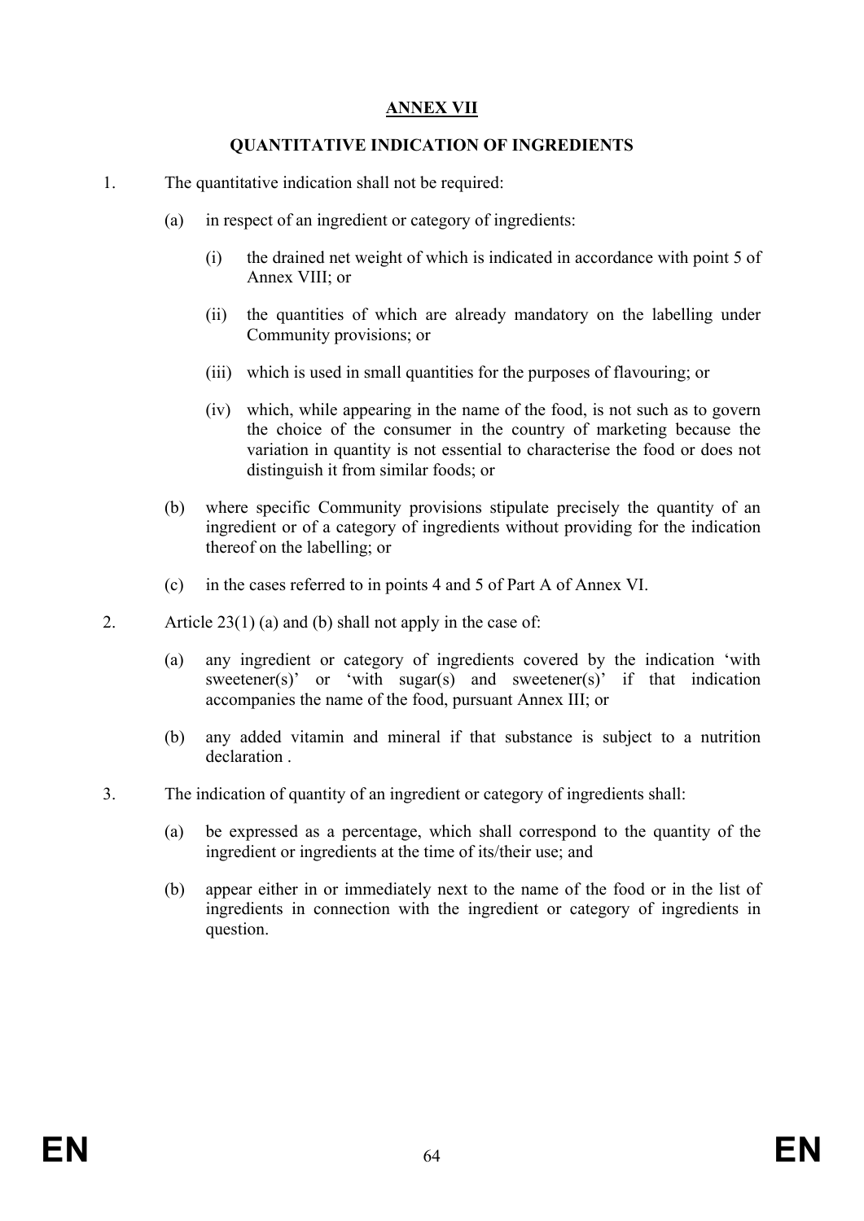## ANNEX VII

### QUANTITATIVE INDICATION OF INGREDIENTS

1. The quantitative indication shall not be required:

   (a) in respect of an ingredient or category of ingredients:

      (i) the drained net weight of which is indicated in accordance with point 5 of Annex VIII; or

      (ii) the quantities of which are already mandatory on the labelling under Community provisions; or

      (iii) which is used in small quantities for the purposes of flavouring; or

      (iv) which, while appearing in the name of the food, is not such as to govern the choice of the consumer in the country of marketing because the variation in quantity is not essential to characterise the food or does not distinguish it from similar foods; or

   (b) where specific Community provisions stipulate precisely the quantity of an ingredient or of a category of ingredients without providing for the indication thereof on the labelling; or

   (c) in the cases referred to in points 4 and 5 of Part A of Annex VI.

2. Article 23(1) (a) and (b) shall not apply in the case of:

   (a) any ingredient or category of ingredients covered by the indication 'with sweetener(s)' or 'with sugar(s) and sweetener(s)' if that indication accompanies the name of the food, pursuant Annex III; or

   (b) any added vitamin and mineral if that substance is subject to a nutrition declaration .

3. The indication of quantity of an ingredient or category of ingredients shall:

   (a) be expressed as a percentage, which shall correspond to the quantity of the ingredient or ingredients at the time of its/their use; and

   (b) appear either in or immediately next to the name of the food or in the list of ingredients in connection with the ingredient or category of ingredients in question.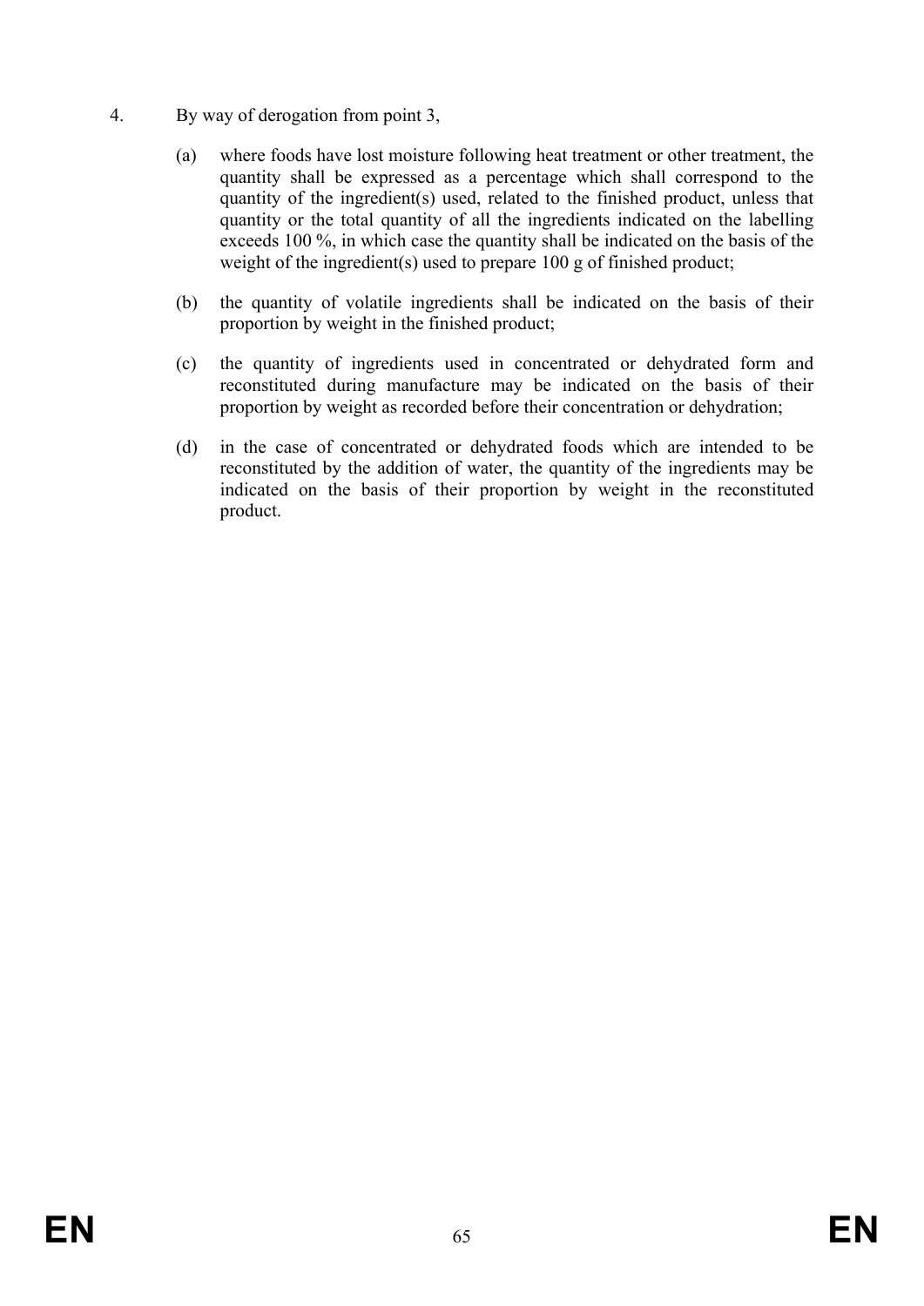4. By way of derogation from point 3,

   (a) where foods have lost moisture following heat treatment or other treatment, the quantity shall be expressed as a percentage which shall correspond to the quantity of the ingredient(s) used, related to the finished product, unless that quantity or the total quantity of all the ingredients indicated on the labelling exceeds 100 %, in which case the quantity shall be indicated on the basis of the weight of the ingredient(s) used to prepare 100 g of finished product;

   (b) the quantity of volatile ingredients shall be indicated on the basis of their proportion by weight in the finished product;

   (c) the quantity of ingredients used in concentrated or dehydrated form and reconstituted during manufacture may be indicated on the basis of their proportion by weight as recorded before their concentration or dehydration;

   (d) in the case of concentrated or dehydrated foods which are intended to be reconstituted by the addition of water, the quantity of the ingredients may be indicated on the basis of their proportion by weight in the reconstituted product.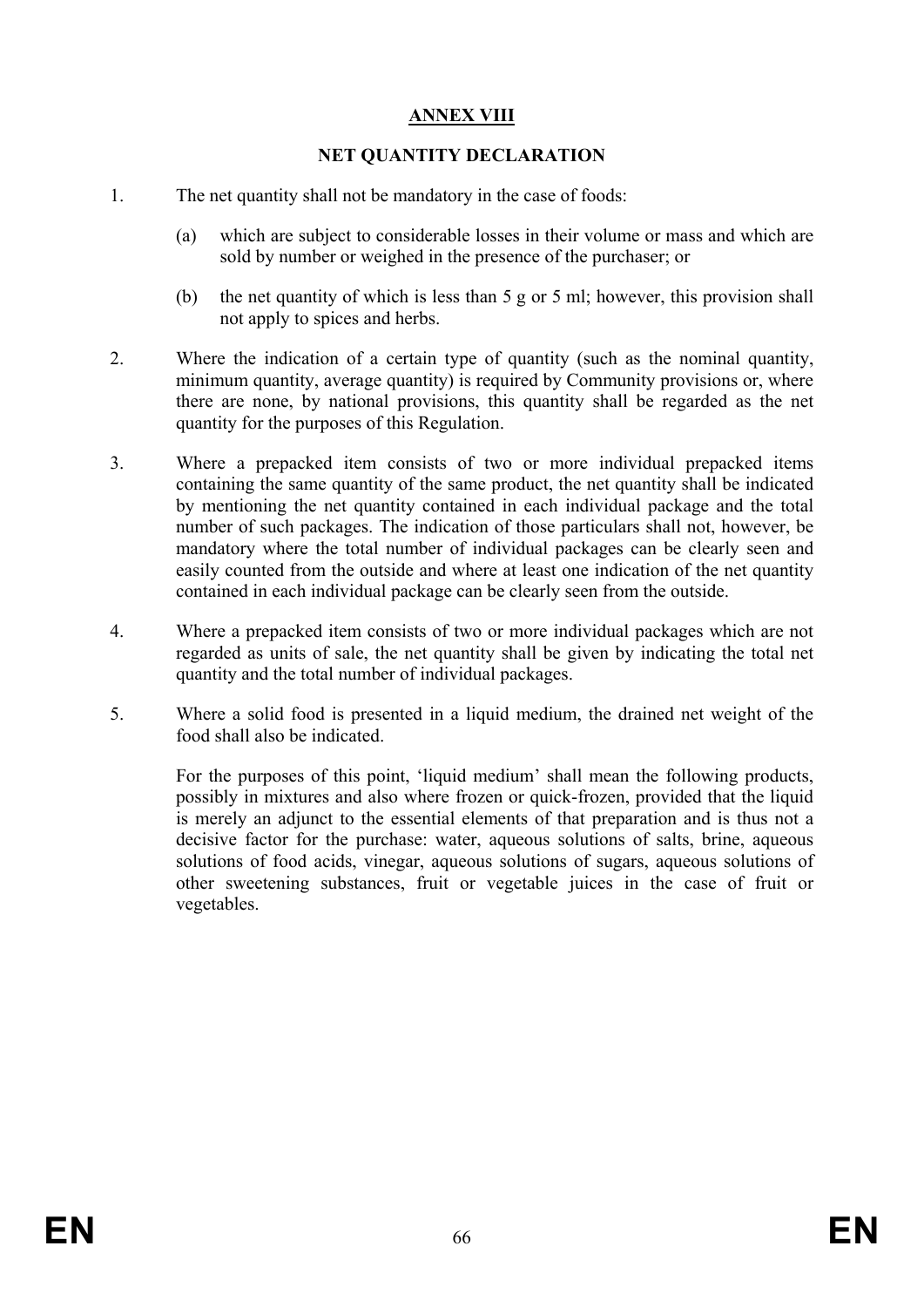## ANNEX VIII

### NET QUANTITY DECLARATION

1. The net quantity shall not be mandatory in the case of foods:

   (a) which are subject to considerable losses in their volume or mass and which are sold by number or weighed in the presence of the purchaser; or

   (b) the net quantity of which is less than 5 g or 5 ml; however, this provision shall not apply to spices and herbs.

2. Where the indication of a certain type of quantity (such as the nominal quantity, minimum quantity, average quantity) is required by Community provisions or, where there are none, by national provisions, this quantity shall be regarded as the net quantity for the purposes of this Regulation.

3. Where a prepacked item consists of two or more individual prepacked items containing the same quantity of the same product, the net quantity shall be indicated by mentioning the net quantity contained in each individual package and the total number of such packages. The indication of those particulars shall not, however, be mandatory where the total number of individual packages can be clearly seen and easily counted from the outside and where at least one indication of the net quantity contained in each individual package can be clearly seen from the outside.

4. Where a prepacked item consists of two or more individual packages which are not regarded as units of sale, the net quantity shall be given by indicating the total net quantity and the total number of individual packages.

5. Where a solid food is presented in a liquid medium, the drained net weight of the food shall also be indicated.

   For the purposes of this point, 'liquid medium' shall mean the following products, possibly in mixtures and also where frozen or quick-frozen, provided that the liquid is merely an adjunct to the essential elements of that preparation and is thus not a decisive factor for the purchase: water, aqueous solutions of salts, brine, aqueous solutions of food acids, vinegar, aqueous solutions of sugars, aqueous solutions of other sweetening substances, fruit or vegetable juices in the case of fruit or vegetables.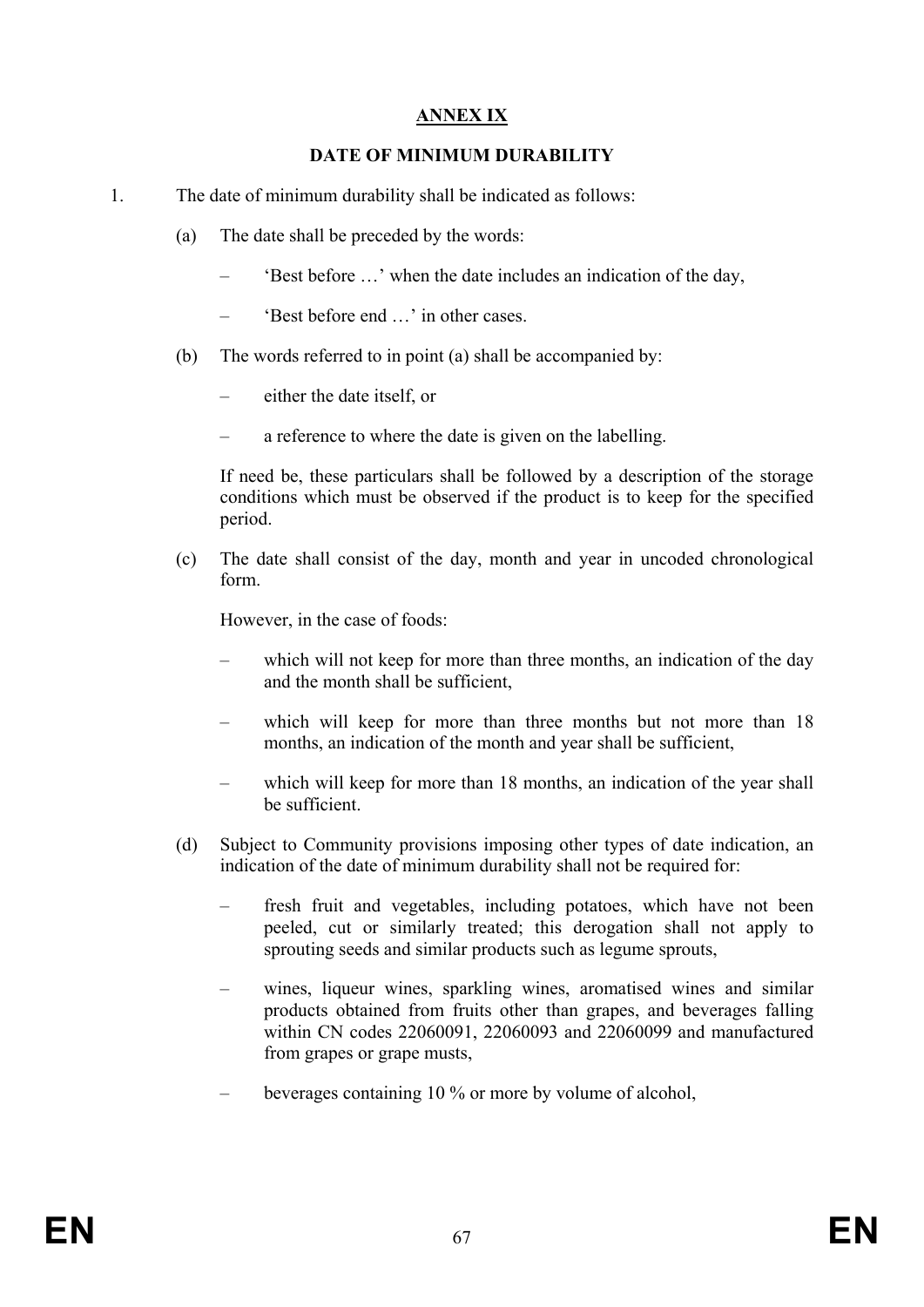# ANNEX IX

## DATE OF MINIMUM DURABILITY

1. The date of minimum durability shall be indicated as follows:

   (a) The date shall be preceded by the words:

   – 'Best before …' when the date includes an indication of the day,

   – 'Best before end …' in other cases.

   (b) The words referred to in point (a) shall be accompanied by:

   – either the date itself, or

   – a reference to where the date is given on the labelling.

   If need be, these particulars shall be followed by a description of the storage conditions which must be observed if the product is to keep for the specified period.

   (c) The date shall consist of the day, month and year in uncoded chronological form.

   However, in the case of foods:

   – which will not keep for more than three months, an indication of the day and the month shall be sufficient,

   – which will keep for more than three months but not more than 18 months, an indication of the month and year shall be sufficient,

   – which will keep for more than 18 months, an indication of the year shall be sufficient.

   (d) Subject to Community provisions imposing other types of date indication, an indication of the date of minimum durability shall not be required for:

   – fresh fruit and vegetables, including potatoes, which have not been peeled, cut or similarly treated; this derogation shall not apply to sprouting seeds and similar products such as legume sprouts,

   – wines, liqueur wines, sparkling wines, aromatised wines and similar products obtained from fruits other than grapes, and beverages falling within CN codes 22060091, 22060093 and 22060099 and manufactured from grapes or grape musts,

   – beverages containing 10 % or more by volume of alcohol,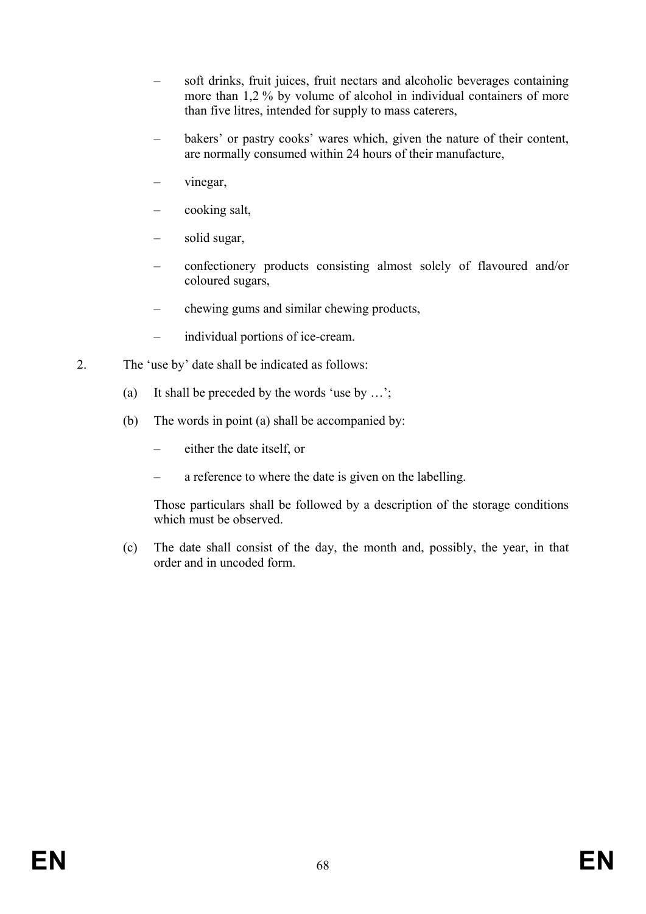- soft drinks, fruit juices, fruit nectars and alcoholic beverages containing more than 1,2 % by volume of alcohol in individual containers of more than five litres, intended for supply to mass caterers,
- bakers' or pastry cooks' wares which, given the nature of their content, are normally consumed within 24 hours of their manufacture,
- vinegar,
- cooking salt,
- solid sugar,
- confectionery products consisting almost solely of flavoured and/or coloured sugars,
- chewing gums and similar chewing products,
- individual portions of ice-cream.

2. The 'use by' date shall be indicated as follows:

   (a) It shall be preceded by the words 'use by …';

   (b) The words in point (a) shall be accompanied by:

   - either the date itself, or
   - a reference to where the date is given on the labelling.

   Those particulars shall be followed by a description of the storage conditions which must be observed.

   (c) The date shall consist of the day, the month and, possibly, the year, in that order and in uncoded form.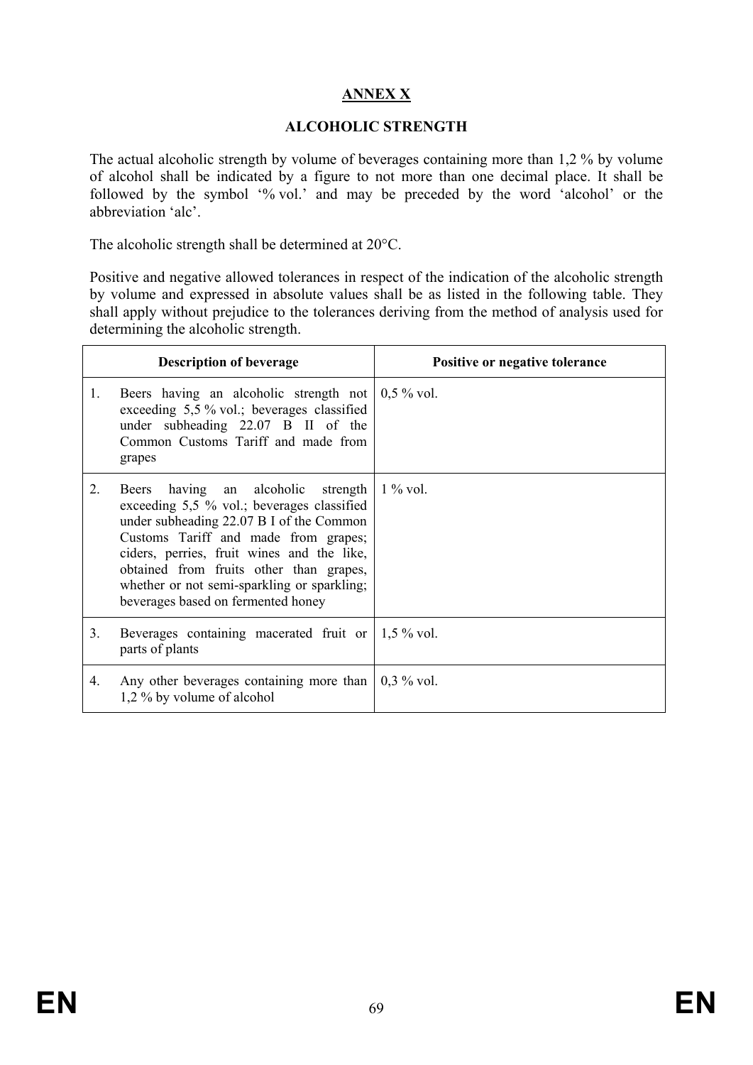# ANNEX X

## ALCOHOLIC STRENGTH

The actual alcoholic strength by volume of beverages containing more than 1,2 % by volume of alcohol shall be indicated by a figure to not more than one decimal place. It shall be followed by the symbol '% vol.' and may be preceded by the word 'alcohol' or the abbreviation 'alc'.

The alcoholic strength shall be determined at 20°C.

Positive and negative allowed tolerances in respect of the indication of the alcoholic strength by volume and expressed in absolute values shall be as listed in the following table. They shall apply without prejudice to the tolerances deriving from the method of analysis used for determining the alcoholic strength.

| Description of beverage | Positive or negative tolerance |
|---|---|
| 1. Beers having an alcoholic strength not exceeding 5,5 % vol.; beverages classified under subheading 22.07 B II of the Common Customs Tariff and made from grapes | 0,5 % vol. |
| 2. Beers having an alcoholic strength exceeding 5,5 % vol.; beverages classified under subheading 22.07 B I of the Common Customs Tariff and made from grapes; ciders, perries, fruit wines and the like, obtained from fruits other than grapes, whether or not semi-sparkling or sparkling; beverages based on fermented honey | 1 % vol. |
| 3. Beverages containing macerated fruit or parts of plants | 1,5 % vol. |
| 4. Any other beverages containing more than 1,2 % by volume of alcohol | 0,3 % vol. |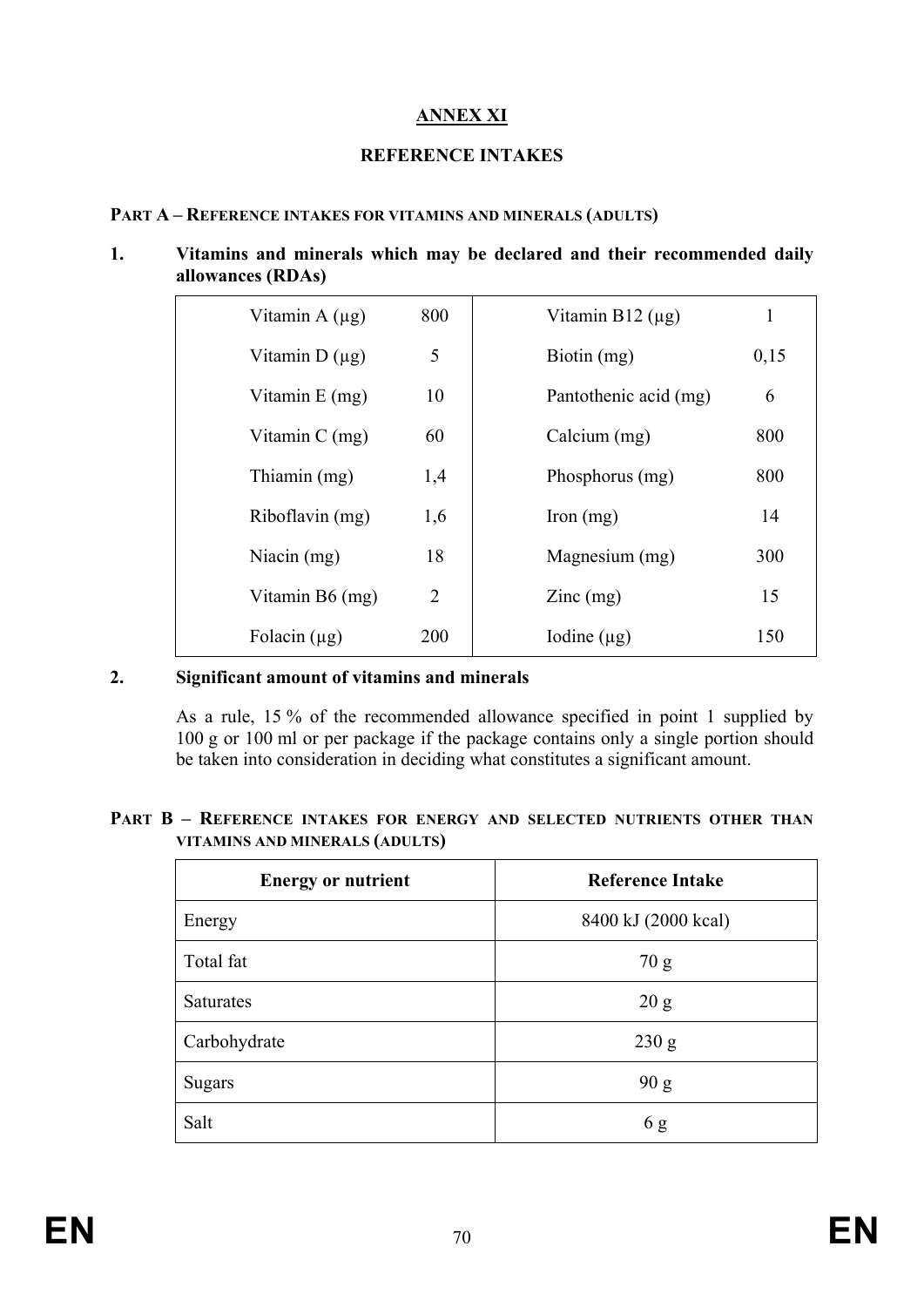# ANNEX XI

## REFERENCE INTAKES

### PART A – REFERENCE INTAKES FOR VITAMINS AND MINERALS (ADULTS)

**1. Vitamins and minerals which may be declared and their recommended daily allowances (RDAs)**

| | | | |
|---|---|---|---|
| Vitamin A (µg) | 800 | Vitamin B12 (µg) | 1 |
| Vitamin D (µg) | 5 | Biotin (mg) | 0,15 |
| Vitamin E (mg) | 10 | Pantothenic acid (mg) | 6 |
| Vitamin C (mg) | 60 | Calcium (mg) | 800 |
| Thiamin (mg) | 1,4 | Phosphorus (mg) | 800 |
| Riboflavin (mg) | 1,6 | Iron (mg) | 14 |
| Niacin (mg) | 18 | Magnesium (mg) | 300 |
| Vitamin B6 (mg) | 2 | Zinc (mg) | 15 |
| Folacin (µg) | 200 | Iodine (µg) | 150 |

**2. Significant amount of vitamins and minerals**

As a rule, 15 % of the recommended allowance specified in point 1 supplied by 100 g or 100 ml or per package if the package contains only a single portion should be taken into consideration in deciding what constitutes a significant amount.

### PART B – REFERENCE INTAKES FOR ENERGY AND SELECTED NUTRIENTS OTHER THAN VITAMINS AND MINERALS (ADULTS)

| Energy or nutrient | Reference Intake |
|---|---|
| Energy | 8400 kJ (2000 kcal) |
| Total fat | 70 g |
| Saturates | 20 g |
| Carbohydrate | 230 g |
| Sugars | 90 g |
| Salt | 6 g |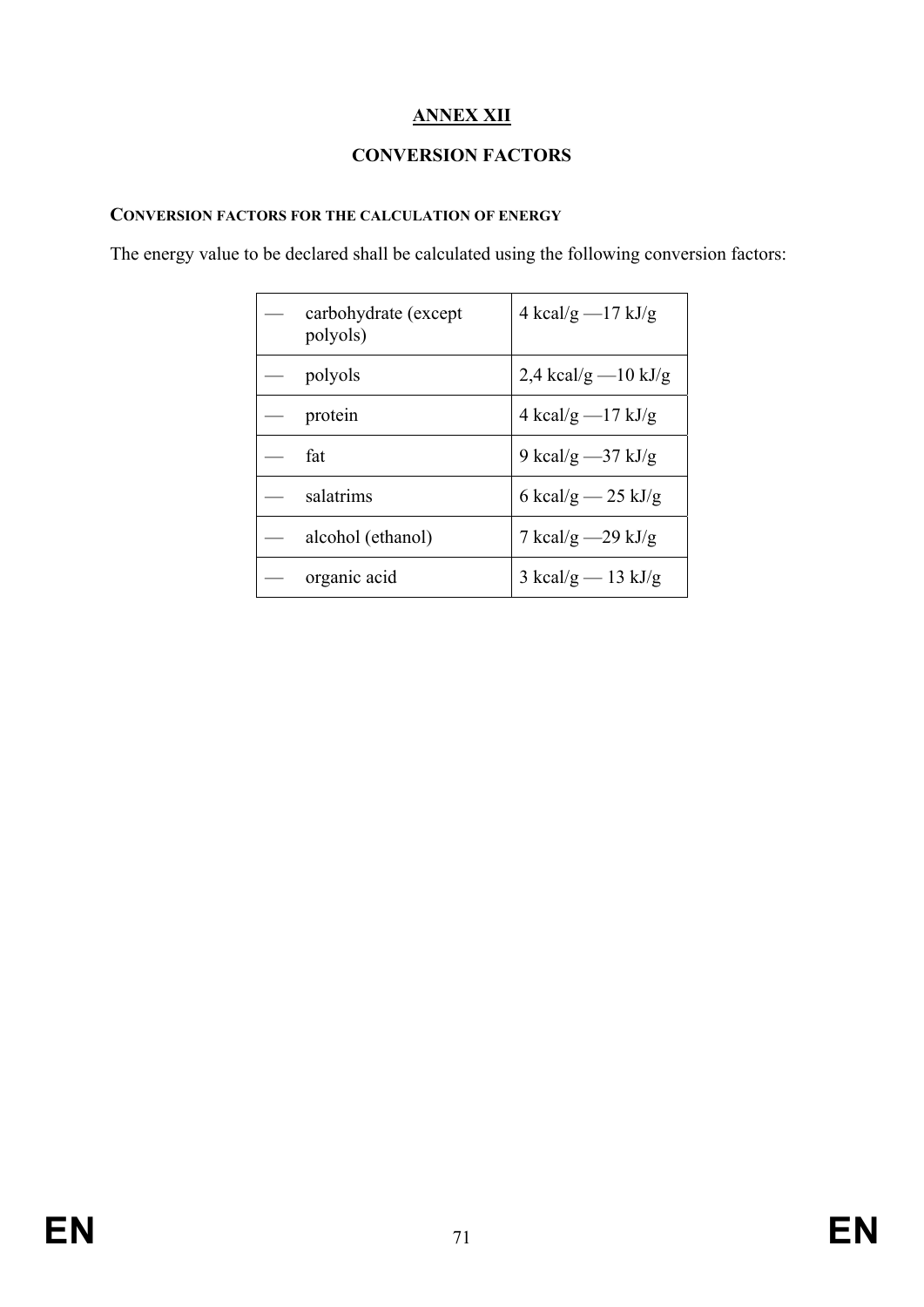# ANNEX XII

## CONVERSION FACTORS

### CONVERSION FACTORS FOR THE CALCULATION OF ENERGY

The energy value to be declared shall be calculated using the following conversion factors:

| | | |
|---|---|---|
| — | carbohydrate (except polyols) | 4 kcal/g —17 kJ/g |
| — | polyols | 2,4 kcal/g —10 kJ/g |
| — | protein | 4 kcal/g —17 kJ/g |
| — | fat | 9 kcal/g —37 kJ/g |
| — | salatrims | 6 kcal/g — 25 kJ/g |
| — | alcohol (ethanol) | 7 kcal/g —29 kJ/g |
| — | organic acid | 3 kcal/g — 13 kJ/g |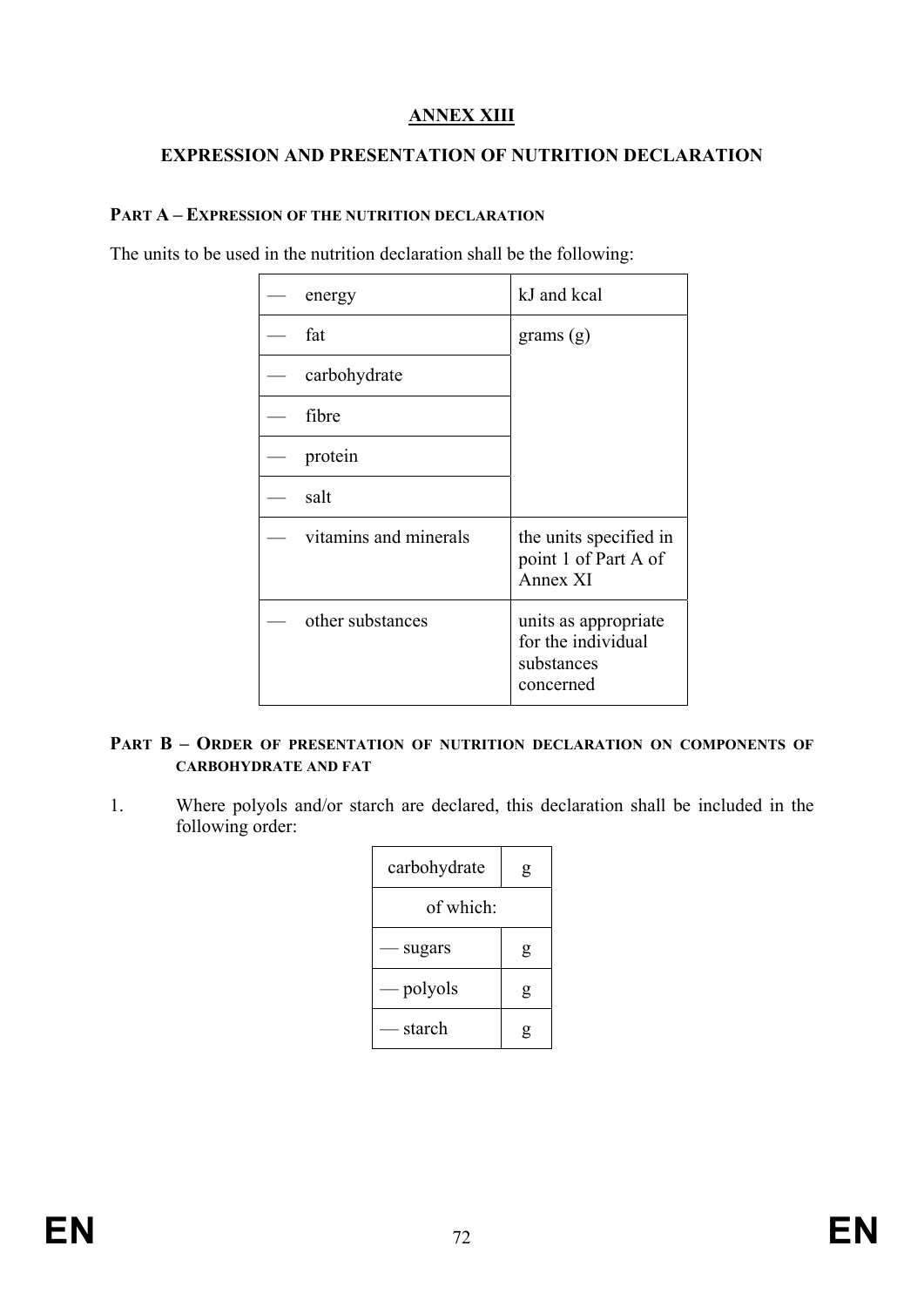# ANNEX XIII

## EXPRESSION AND PRESENTATION OF NUTRITION DECLARATION

### PART A – EXPRESSION OF THE NUTRITION DECLARATION

The units to be used in the nutrition declaration shall be the following:

| | |
|---|---|
| — energy | kJ and kcal |
| — fat | grams (g) |
| — carbohydrate | |
| — fibre | |
| — protein | |
| — salt | |
| — vitamins and minerals | the units specified in point 1 of Part A of Annex XI |
| — other substances | units as appropriate for the individual substances concerned |

### PART B – ORDER OF PRESENTATION OF NUTRITION DECLARATION ON COMPONENTS OF CARBOHYDRATE AND FAT

1. Where polyols and/or starch are declared, this declaration shall be included in the following order:

| carbohydrate | g |
|---|---|
| of which: | |
| — sugars | g |
| — polyols | g |
| — starch | g |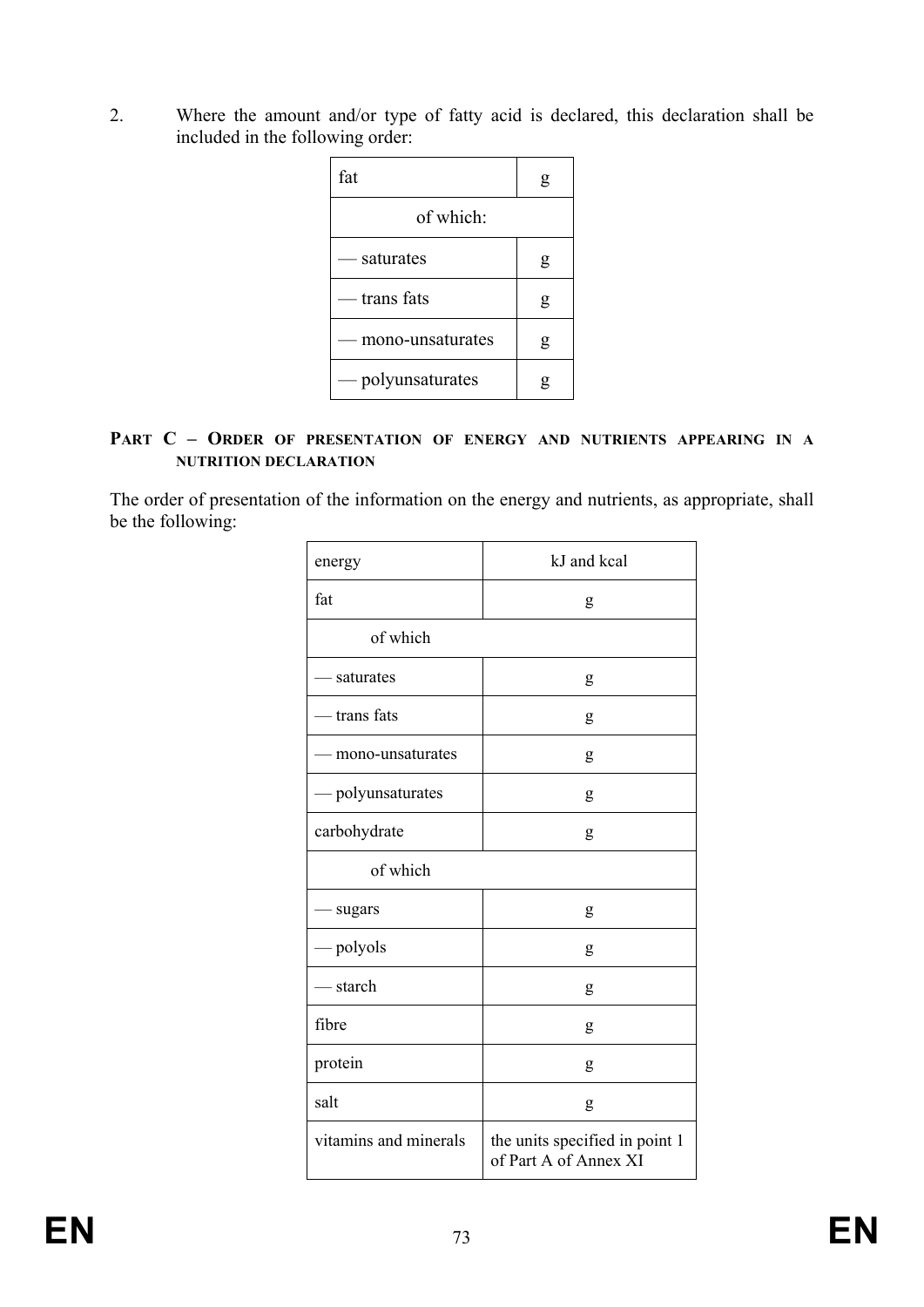2. Where the amount and/or type of fatty acid is declared, this declaration shall be included in the following order:

| fat | g |
|---|---|
| of which: | |
| — saturates | g |
| — trans fats | g |
| — mono-unsaturates | g |
| — polyunsaturates | g |

**PART C – ORDER OF PRESENTATION OF ENERGY AND NUTRIENTS APPEARING IN A NUTRITION DECLARATION**

The order of presentation of the information on the energy and nutrients, as appropriate, shall be the following:

| energy | kJ and kcal |
|---|---|
| fat | g |
| of which | |
| — saturates | g |
| — trans fats | g |
| — mono-unsaturates | g |
| — polyunsaturates | g |
| carbohydrate | g |
| of which | |
| — sugars | g |
| — polyols | g |
| — starch | g |
| fibre | g |
| protein | g |
| salt | g |
| vitamins and minerals | the units specified in point 1 of Part A of Annex XI |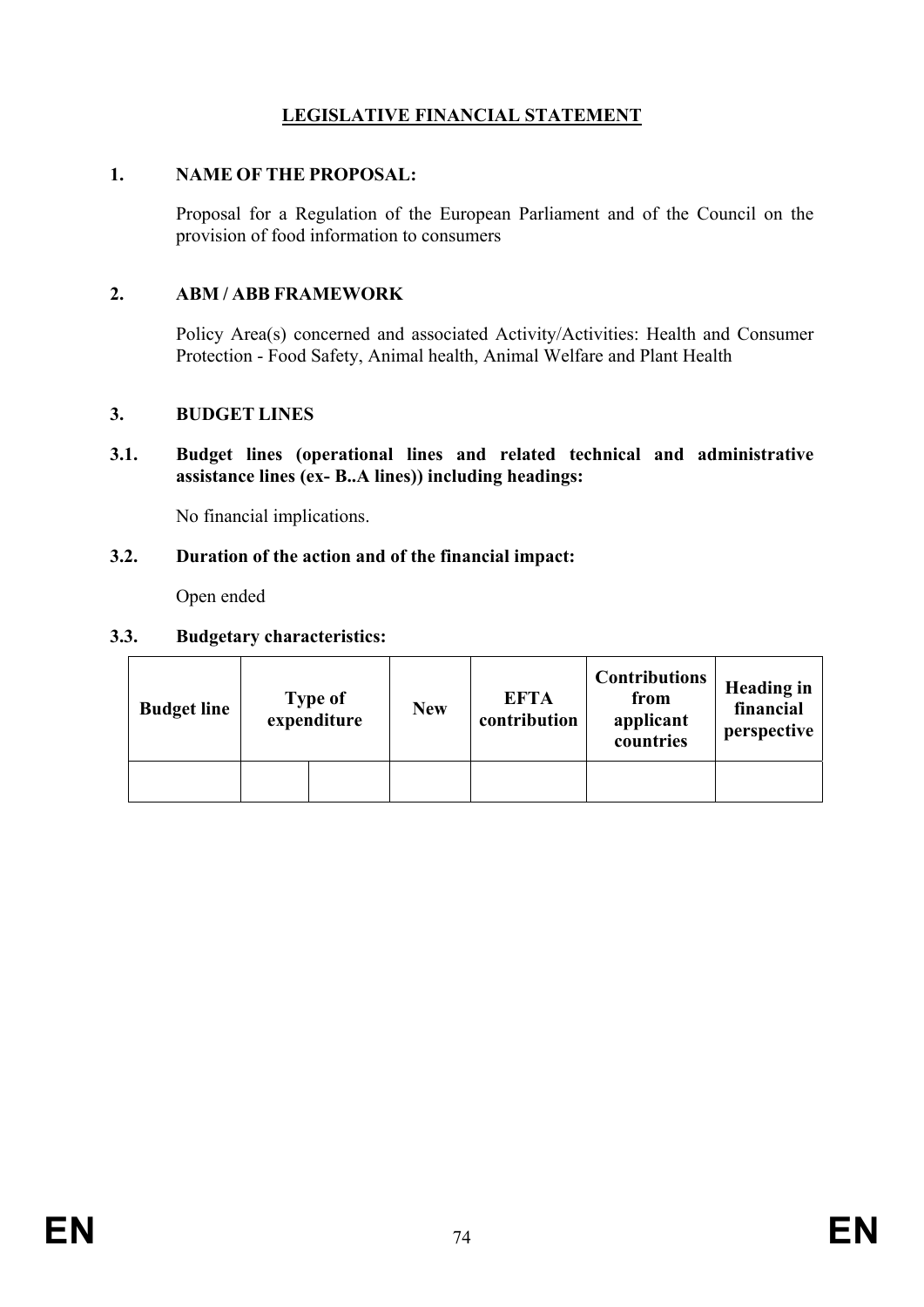# LEGISLATIVE FINANCIAL STATEMENT

## 1. NAME OF THE PROPOSAL:

Proposal for a Regulation of the European Parliament and of the Council on the provision of food information to consumers

## 2. ABM / ABB FRAMEWORK

Policy Area(s) concerned and associated Activity/Activities: Health and Consumer Protection - Food Safety, Animal health, Animal Welfare and Plant Health

## 3. BUDGET LINES

### 3.1. Budget lines (operational lines and related technical and administrative assistance lines (ex- B..A lines)) including headings:

No financial implications.

### 3.2. Duration of the action and of the financial impact:

Open ended

### 3.3. Budgetary characteristics:

| Budget line | Type of expenditure | | New | EFTA contribution | Contributions from applicant countries | Heading in financial perspective |
|---|---|---|---|---|---|---|
| | | | | | | |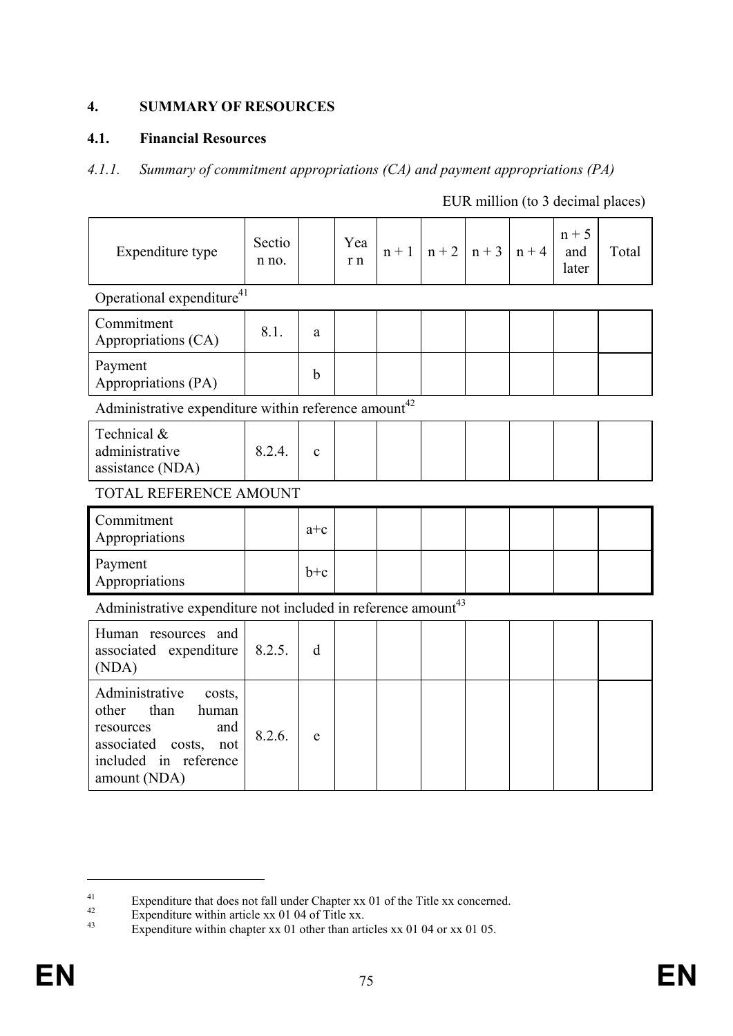## 4. SUMMARY OF RESOURCES

### 4.1. Financial Resources

#### *4.1.1. Summary of commitment appropriations (CA) and payment appropriations (PA)*

EUR million (to 3 decimal places)

| Expenditure type | Section no. | | Year n | n + 1 | n + 2 | n + 3 | n + 4 | n + 5 and later | Total |
|---|---|---|---|---|---|---|---|---|---|
| Operational expenditure[41] | | | | | | | | | |
| Commitment Appropriations (CA) | 8.1. | a | | | | | | | |
| Payment Appropriations (PA) | | b | | | | | | | |
| Administrative expenditure within reference amount[42] | | | | | | | | | |
| Technical & administrative assistance (NDA) | 8.2.4. | c | | | | | | | |
| TOTAL REFERENCE AMOUNT | | | | | | | | | |
| Commitment Appropriations | | a+c | | | | | | | |
| Payment Appropriations | | b+c | | | | | | | |
| Administrative expenditure not included in reference amount[43] | | | | | | | | | |
| Human resources and associated expenditure (NDA) | 8.2.5. | d | | | | | | | |
| Administrative costs, other than human resources and associated costs, not included in reference amount (NDA) | 8.2.6. | e | | | | | | | |

---

[41] Expenditure that does not fall under Chapter xx 01 of the Title xx concerned.

[42] Expenditure within article xx 01 04 of Title xx.

[43] Expenditure within chapter xx 01 other than articles xx 01 04 or xx 01 05.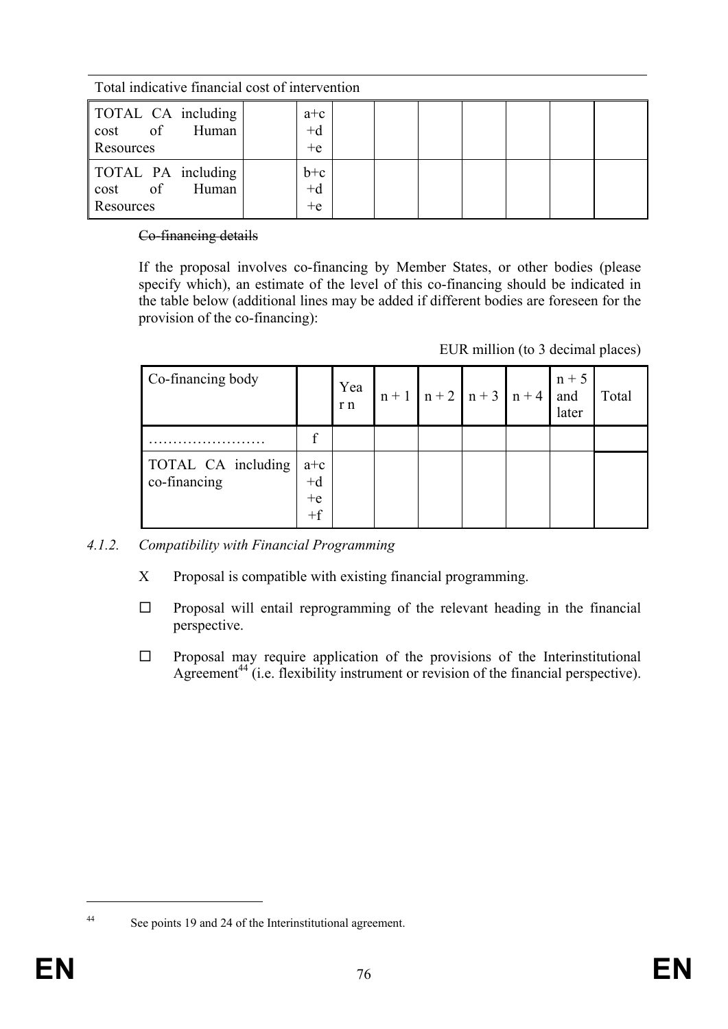Total indicative financial cost of intervention

| | | | | | | | | |
|---|---|---|---|---|---|---|---|---|
| TOTAL CA including cost of Human Resources | | a+c +d +e | | | | | | |
| TOTAL PA including cost of Human Resources | | b+c +d +e | | | | | | |

~~Co-financing details~~

If the proposal involves co-financing by Member States, or other bodies (please specify which), an estimate of the level of this co-financing should be indicated in the table below (additional lines may be added if different bodies are foreseen for the provision of the co-financing):

EUR million (to 3 decimal places)

| Co-financing body | | Year n | n + 1 | n + 2 | n + 3 | n + 4 | n + 5 and later | Total |
|---|---|---|---|---|---|---|---|---|
| …………………… | f | | | | | | | |
| TOTAL CA including co-financing | a+c +d +e +f | | | | | | | |

*4.1.2. Compatibility with Financial Programming*

X Proposal is compatible with existing financial programming.

☐ Proposal will entail reprogramming of the relevant heading in the financial perspective.

☐ Proposal may require application of the provisions of the Interinstitutional Agreement[44] (i.e. flexibility instrument or revision of the financial perspective).

---

[44] See points 19 and 24 of the Interinstitutional agreement.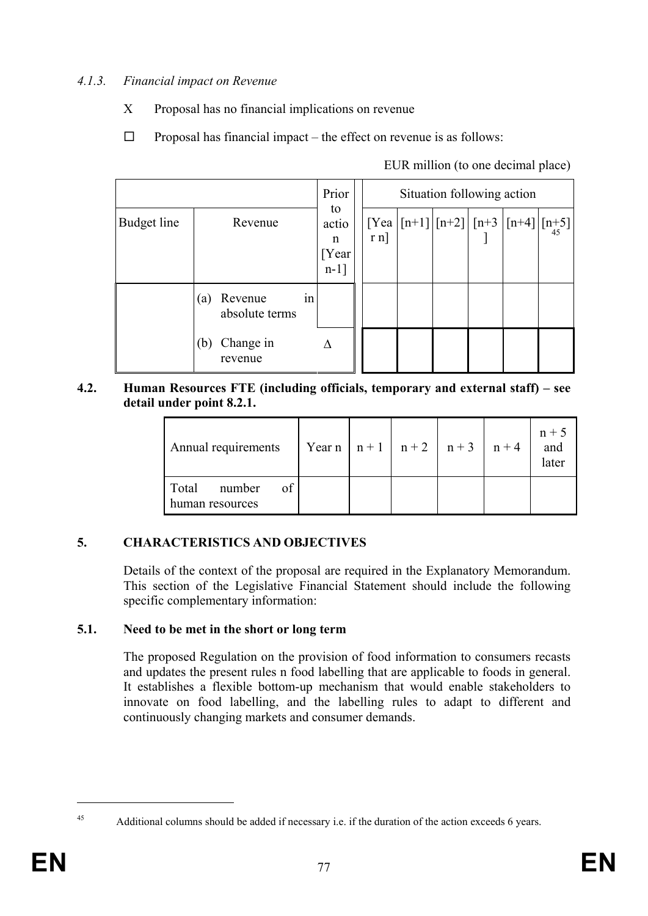#### *4.1.3. Financial impact on Revenue*

X Proposal has no financial implications on revenue

☐ Proposal has financial impact – the effect on revenue is as follows:

EUR million (to one decimal place)

| Budget line | Revenue | Prior to action [Year n-1] | Situation following action | | | | | |
|---|---|---|---|---|---|---|---|---|
| | | | [Year n] | [n+1] | [n+2] | [n+3] | [n+4] | [n+5][45] |
| | (a) Revenue in absolute terms | | | | | | | |
| | (b) Change in revenue | Δ | | | | | | |

### 4.2. Human Resources FTE (including officials, temporary and external staff) – see detail under point 8.2.1.

| Annual requirements | Year n | n + 1 | n + 2 | n + 3 | n + 4 | n + 5 and later |
|---|---|---|---|---|---|---|
| Total number of human resources | | | | | | |

## 5. CHARACTERISTICS AND OBJECTIVES

Details of the context of the proposal are required in the Explanatory Memorandum. This section of the Legislative Financial Statement should include the following specific complementary information:

### 5.1. Need to be met in the short or long term

The proposed Regulation on the provision of food information to consumers recasts and updates the present rules n food labelling that are applicable to foods in general. It establishes a flexible bottom-up mechanism that would enable stakeholders to innovate on food labelling, and the labelling rules to adapt to different and continuously changing markets and consumer demands.

---

[45] Additional columns should be added if necessary i.e. if the duration of the action exceeds 6 years.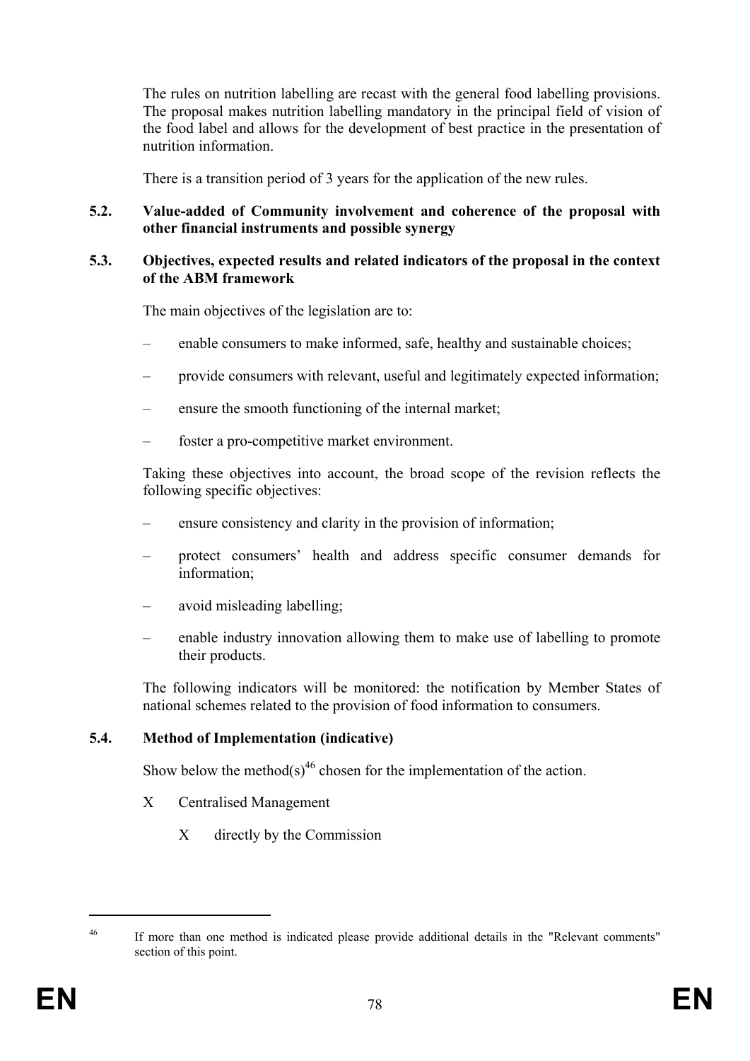The rules on nutrition labelling are recast with the general food labelling provisions. The proposal makes nutrition labelling mandatory in the principal field of vision of the food label and allows for the development of best practice in the presentation of nutrition information.

There is a transition period of 3 years for the application of the new rules.

### 5.2. Value-added of Community involvement and coherence of the proposal with other financial instruments and possible synergy

### 5.3. Objectives, expected results and related indicators of the proposal in the context of the ABM framework

The main objectives of the legislation are to:

– enable consumers to make informed, safe, healthy and sustainable choices;

– provide consumers with relevant, useful and legitimately expected information;

– ensure the smooth functioning of the internal market;

– foster a pro-competitive market environment.

Taking these objectives into account, the broad scope of the revision reflects the following specific objectives:

– ensure consistency and clarity in the provision of information;

– protect consumers' health and address specific consumer demands for information;

– avoid misleading labelling;

– enable industry innovation allowing them to make use of labelling to promote their products.

The following indicators will be monitored: the notification by Member States of national schemes related to the provision of food information to consumers.

### 5.4. Method of Implementation (indicative)

Show below the method(s)[46] chosen for the implementation of the action.

X Centralised Management

X directly by the Commission

---

[46] If more than one method is indicated please provide additional details in the "Relevant comments" section of this point.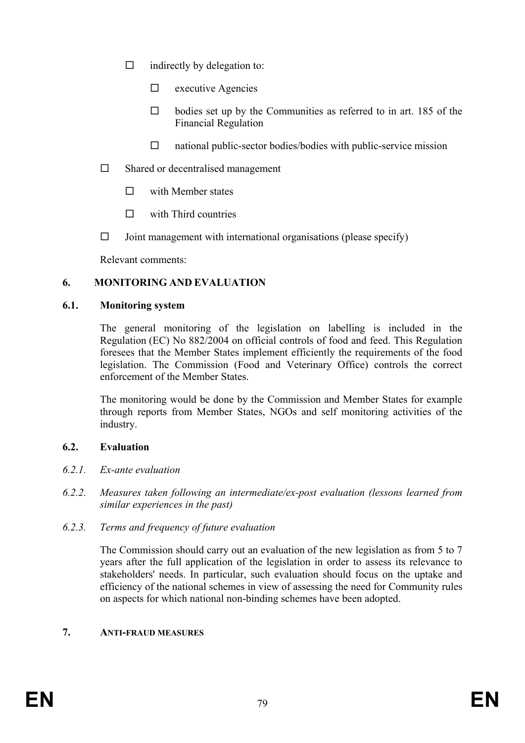- ☐ indirectly by delegation to:
  - ☐ executive Agencies
  - ☐ bodies set up by the Communities as referred to in art. 185 of the Financial Regulation
  - ☐ national public-sector bodies/bodies with public-service mission
- ☐ Shared or decentralised management
  - ☐ with Member states
  - ☐ with Third countries
- ☐ Joint management with international organisations (please specify)

Relevant comments:

## 6. MONITORING AND EVALUATION

### 6.1. Monitoring system

The general monitoring of the legislation on labelling is included in the Regulation (EC) No 882/2004 on official controls of food and feed. This Regulation foresees that the Member States implement efficiently the requirements of the food legislation. The Commission (Food and Veterinary Office) controls the correct enforcement of the Member States.

The monitoring would be done by the Commission and Member States for example through reports from Member States, NGOs and self monitoring activities of the industry.

### 6.2. Evaluation

#### *6.2.1. Ex-ante evaluation*

#### *6.2.2. Measures taken following an intermediate/ex-post evaluation (lessons learned from similar experiences in the past)*

#### *6.2.3. Terms and frequency of future evaluation*

The Commission should carry out an evaluation of the new legislation as from 5 to 7 years after the full application of the legislation in order to assess its relevance to stakeholders' needs. In particular, such evaluation should focus on the uptake and efficiency of the national schemes in view of assessing the need for Community rules on aspects for which national non-binding schemes have been adopted.

## 7. ANTI-FRAUD MEASURES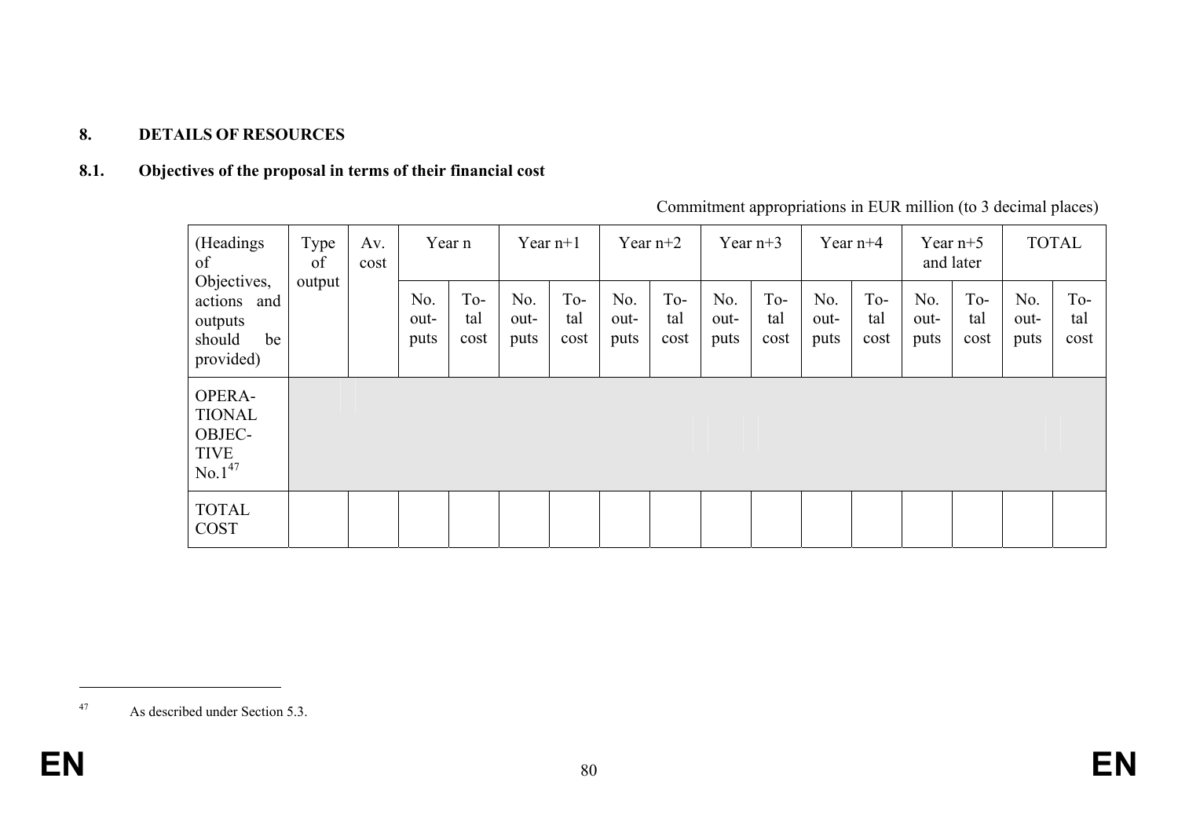## 8. DETAILS OF RESOURCES

### 8.1. Objectives of the proposal in terms of their financial cost

Commitment appropriations in EUR million (to 3 decimal places)

| (Headings of Objectives, actions and outputs should be provided) | Type of output | Av. cost | Year n | | Year n+1 | | Year n+2 | | Year n+3 | | Year n+4 | | Year n+5 and later | | TOTAL | |
|---|---|---|---|---|---|---|---|---|---|---|---|---|---|---|---|---|
| | | | No. outputs | Total cost | No. outputs | Total cost | No. outputs | Total cost | No. outputs | Total cost | No. outputs | Total cost | No. outputs | Total cost | No. outputs | Total cost |
| OPERATIONAL OBJECTIVE No.1[47] | | | | | | | | | | | | | | | | |
| TOTAL COST | | | | | | | | | | | | | | | | |

[47] As described under Section 5.3.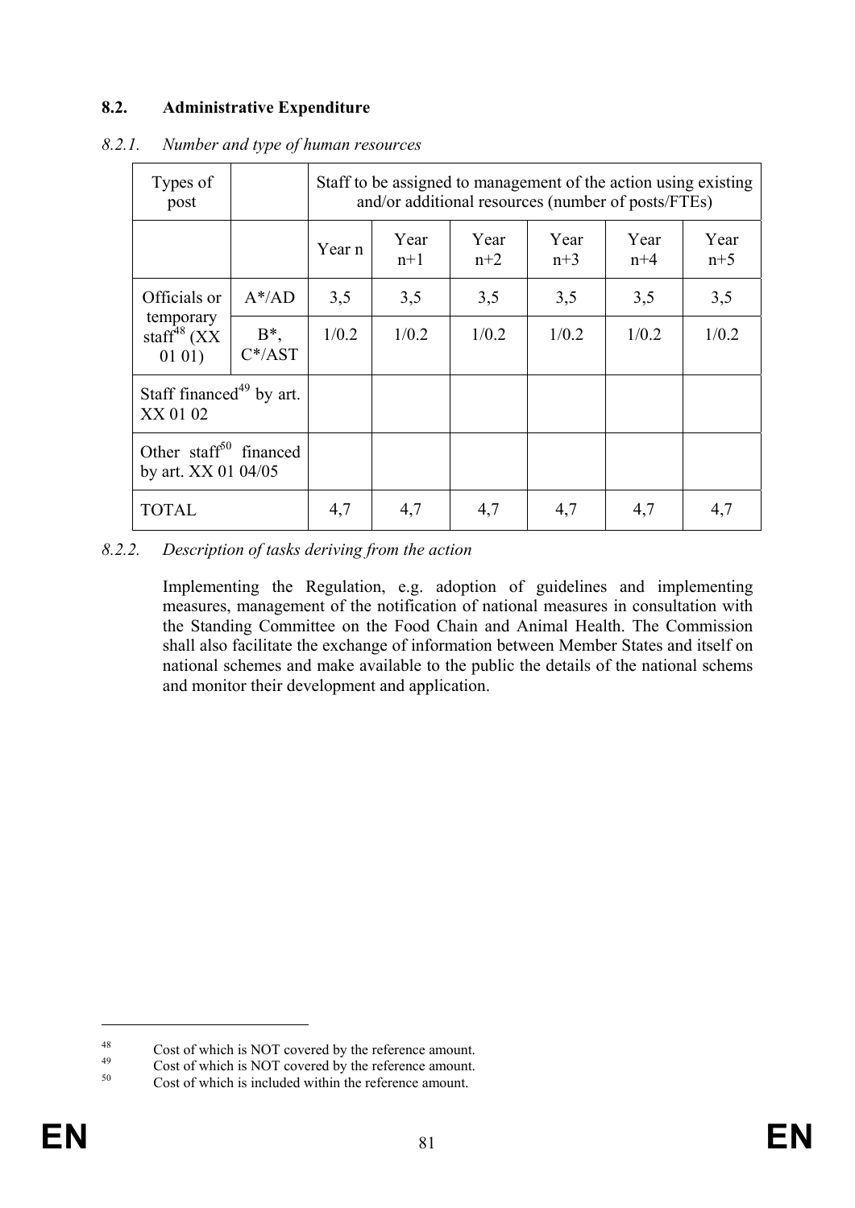## 8.2. Administrative Expenditure

### *8.2.1. Number and type of human resources*

| Types of post | | Staff to be assigned to management of the action using existing and/or additional resources (number of posts/FTEs) | | | | | |
|---|---|---|---|---|---|---|---|
| | | Year n | Year n+1 | Year n+2 | Year n+3 | Year n+4 | Year n+5 |
| Officials or temporary staff[48] (XX 01 01) | A*/AD | 3,5 | 3,5 | 3,5 | 3,5 | 3,5 | 3,5 |
| | B*, C*/AST | 1/0.2 | 1/0.2 | 1/0.2 | 1/0.2 | 1/0.2 | 1/0.2 |
| Staff financed[49] by art. XX 01 02 | | | | | | | |
| Other staff[50] financed by art. XX 01 04/05 | | | | | | | |
| TOTAL | | 4,7 | 4,7 | 4,7 | 4,7 | 4,7 | 4,7 |

### *8.2.2. Description of tasks deriving from the action*

Implementing the Regulation, e.g. adoption of guidelines and implementing measures, management of the notification of national measures in consultation with the Standing Committee on the Food Chain and Animal Health. The Commission shall also facilitate the exchange of information between Member States and itself on national schemes and make available to the public the details of the national schems and monitor their development and application.

---

[48] Cost of which is NOT covered by the reference amount.

[49] Cost of which is NOT covered by the reference amount.

[50] Cost of which is included within the reference amount.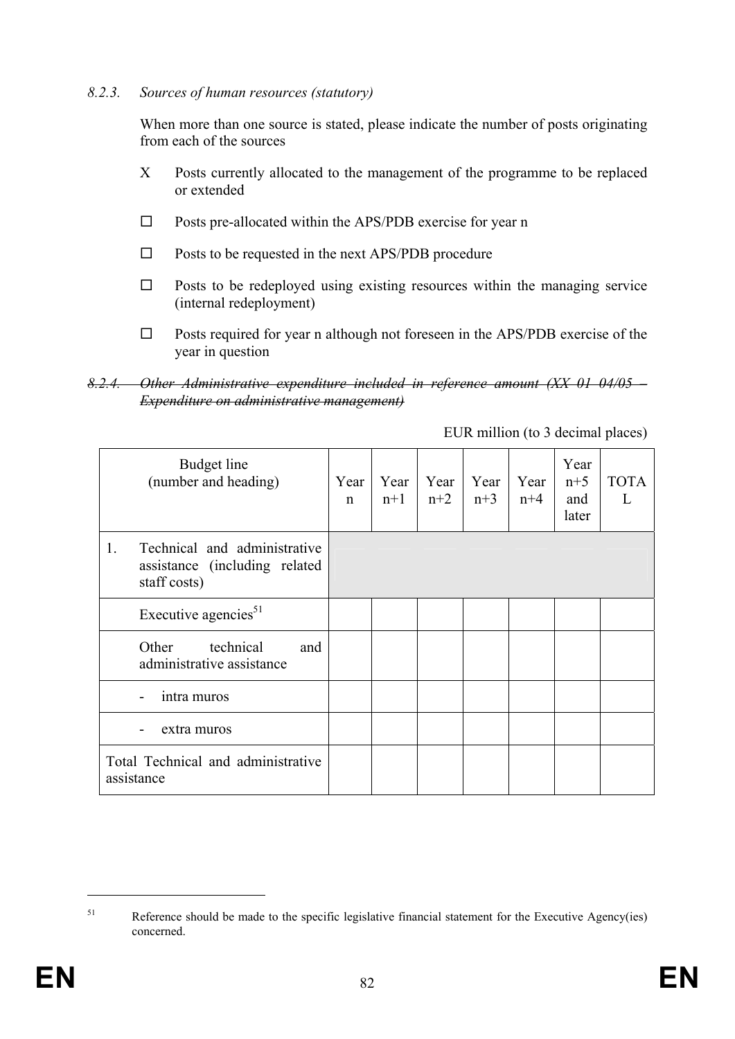### *8.2.3. Sources of human resources (statutory)*

When more than one source is stated, please indicate the number of posts originating from each of the sources

- X Posts currently allocated to the management of the programme to be replaced or extended
- ☐ Posts pre-allocated within the APS/PDB exercise for year n
- ☐ Posts to be requested in the next APS/PDB procedure
- ☐ Posts to be redeployed using existing resources within the managing service (internal redeployment)
- ☐ Posts required for year n although not foreseen in the APS/PDB exercise of the year in question

### ~~*8.2.4. Other Administrative expenditure included in reference amount (XX 01 04/05 – Expenditure on administrative management)*~~

EUR million (to 3 decimal places)

| Budget line (number and heading) | Year n | Year n+1 | Year n+2 | Year n+3 | Year n+4 | Year n+5 and later | TOTAL |
|---|---|---|---|---|---|---|---|
| 1. Technical and administrative assistance (including related staff costs) | | | | | | | |
| Executive agencies[51] | | | | | | | |
| Other technical and administrative assistance | | | | | | | |
| - intra muros | | | | | | | |
| - extra muros | | | | | | | |
| Total Technical and administrative assistance | | | | | | | |

[51] Reference should be made to the specific legislative financial statement for the Executive Agency(ies) concerned.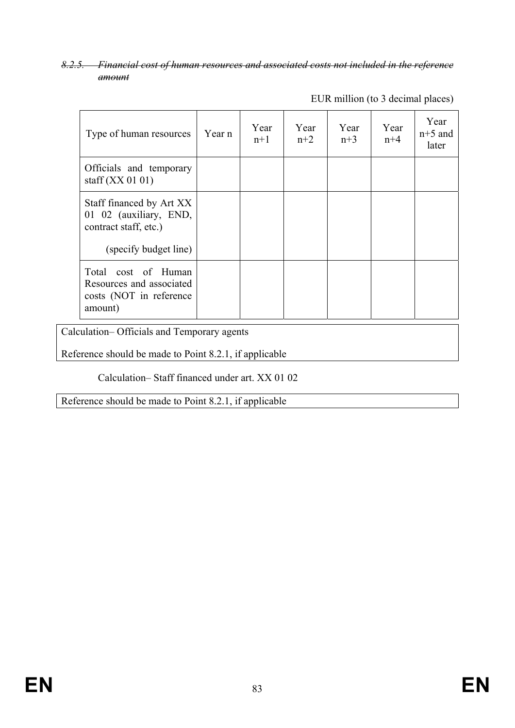### ~~*8.2.5. Financial cost of human resources and associated costs not included in the reference amount*~~

EUR million (to 3 decimal places)

| Type of human resources | Year n | Year n+1 | Year n+2 | Year n+3 | Year n+4 | Year n+5 and later |
|---|---|---|---|---|---|---|
| Officials and temporary staff (XX 01 01) | | | | | | |
| Staff financed by Art XX 01 02 (auxiliary, END, contract staff, etc.)<br>(specify budget line) | | | | | | |
| Total cost of Human Resources and associated costs (NOT in reference amount) | | | | | | |

Calculation– Officials and Temporary agents

Reference should be made to Point 8.2.1, if applicable

Calculation– Staff financed under art. XX 01 02

Reference should be made to Point 8.2.1, if applicable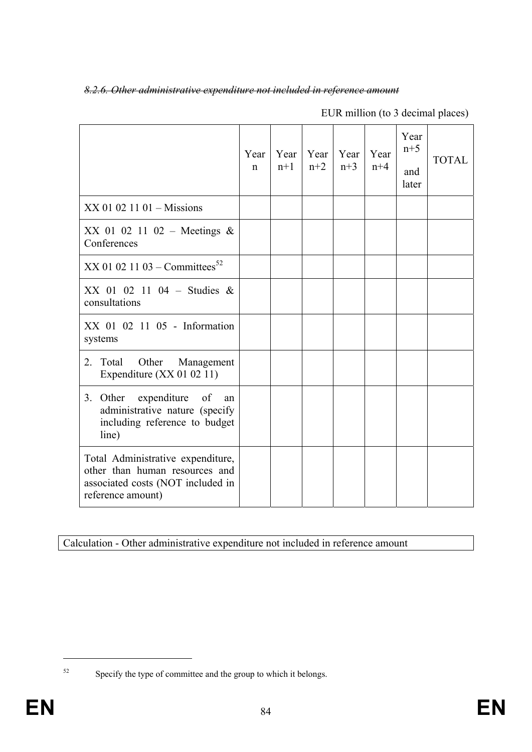*~~8.2.6. Other administrative expenditure not included in reference amount~~*

EUR million (to 3 decimal places)

| | Year n | Year n+1 | Year n+2 | Year n+3 | Year n+4 | Year n+5 and later | TOTAL |
|---|---|---|---|---|---|---|---|
| XX 01 02 11 01 – Missions | | | | | | | |
| XX 01 02 11 02 – Meetings & Conferences | | | | | | | |
| XX 01 02 11 03 – Committees[52] | | | | | | | |
| XX 01 02 11 04 – Studies & consultations | | | | | | | |
| XX 01 02 11 05 - Information systems | | | | | | | |
| 2. Total Other Management Expenditure (XX 01 02 11) | | | | | | | |
| 3. Other expenditure of an administrative nature (specify including reference to budget line) | | | | | | | |
| Total Administrative expenditure, other than human resources and associated costs (NOT included in reference amount) | | | | | | | |

| Calculation - Other administrative expenditure not included in reference amount |
|---|

[52] Specify the type of committee and the group to which it belongs.